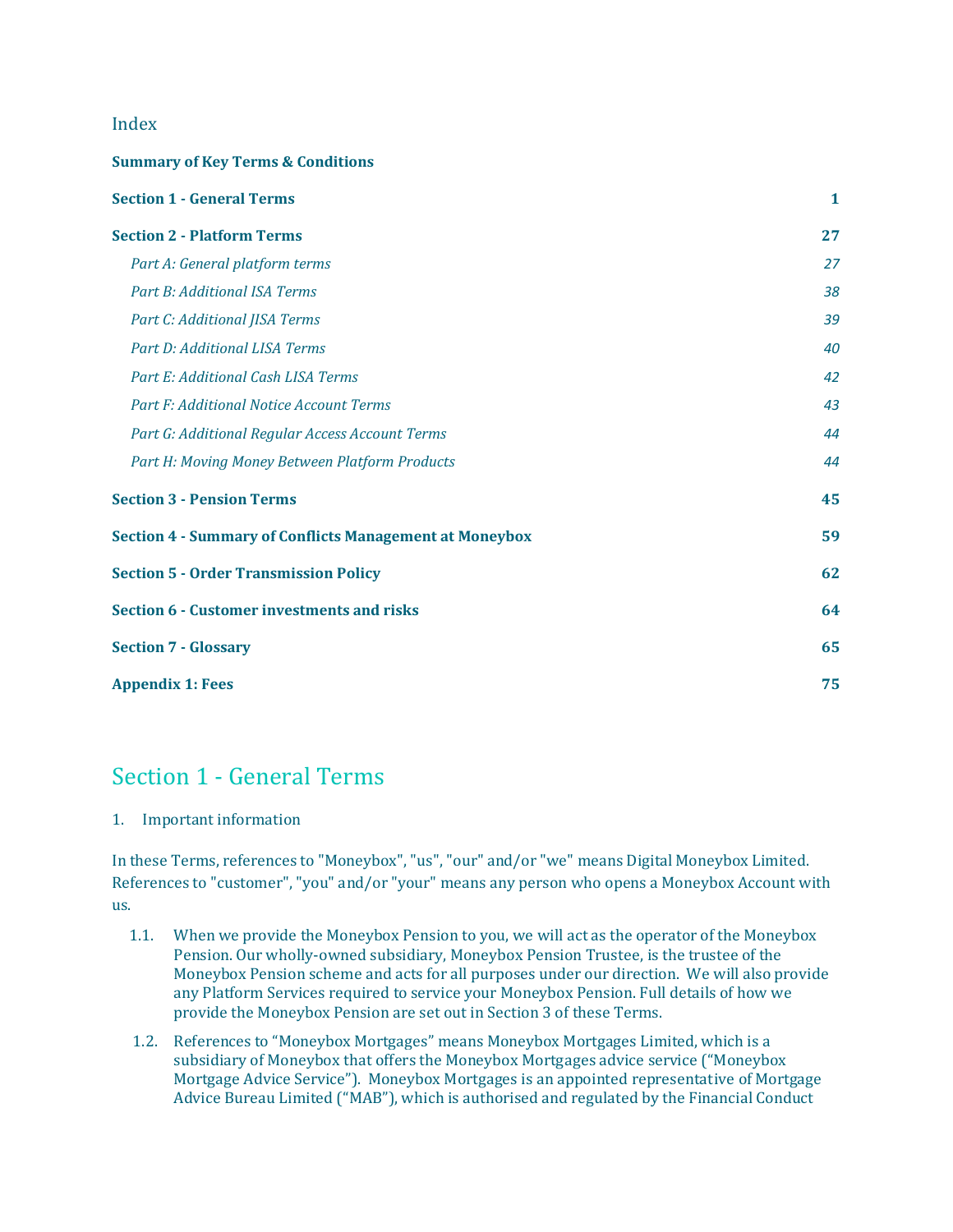Index

**Summary of Key Terms & Conditions**

| | |
|---|---|
| **Section 1 - General Terms** | **1** |
| **Section 2 - Platform Terms** | **27** |
| *Part A: General platform terms* | *27* |
| *Part B: Additional ISA Terms* | *38* |
| *Part C: Additional JISA Terms* | *39* |
| *Part D: Additional LISA Terms* | *40* |
| *Part E: Additional Cash LISA Terms* | *42* |
| *Part F: Additional Notice Account Terms* | *43* |
| *Part G: Additional Regular Access Account Terms* | *44* |
| *Part H: Moving Money Between Platform Products* | *44* |
| **Section 3 - Pension Terms** | **45** |
| **Section 4 - Summary of Conflicts Management at Moneybox** | **59** |
| **Section 5 - Order Transmission Policy** | **62** |
| **Section 6 - Customer investments and risks** | **64** |
| **Section 7 - Glossary** | **65** |
| **Appendix 1: Fees** | **75** |

# Section 1 - General Terms

1. Important information

In these Terms, references to "Moneybox", "us", "our" and/or "we" means Digital Moneybox Limited. References to "customer", "you" and/or "your" means any person who opens a Moneybox Account with us.

1.1. When we provide the Moneybox Pension to you, we will act as the operator of the Moneybox Pension. Our wholly-owned subsidiary, Moneybox Pension Trustee, is the trustee of the Moneybox Pension scheme and acts for all purposes under our direction. We will also provide any Platform Services required to service your Moneybox Pension. Full details of how we provide the Moneybox Pension are set out in Section 3 of these Terms.

1.2. References to "Moneybox Mortgages" means Moneybox Mortgages Limited, which is a subsidiary of Moneybox that offers the Moneybox Mortgages advice service ("Moneybox Mortgage Advice Service"). Moneybox Mortgages is an appointed representative of Mortgage Advice Bureau Limited ("MAB"), which is authorised and regulated by the Financial Conduct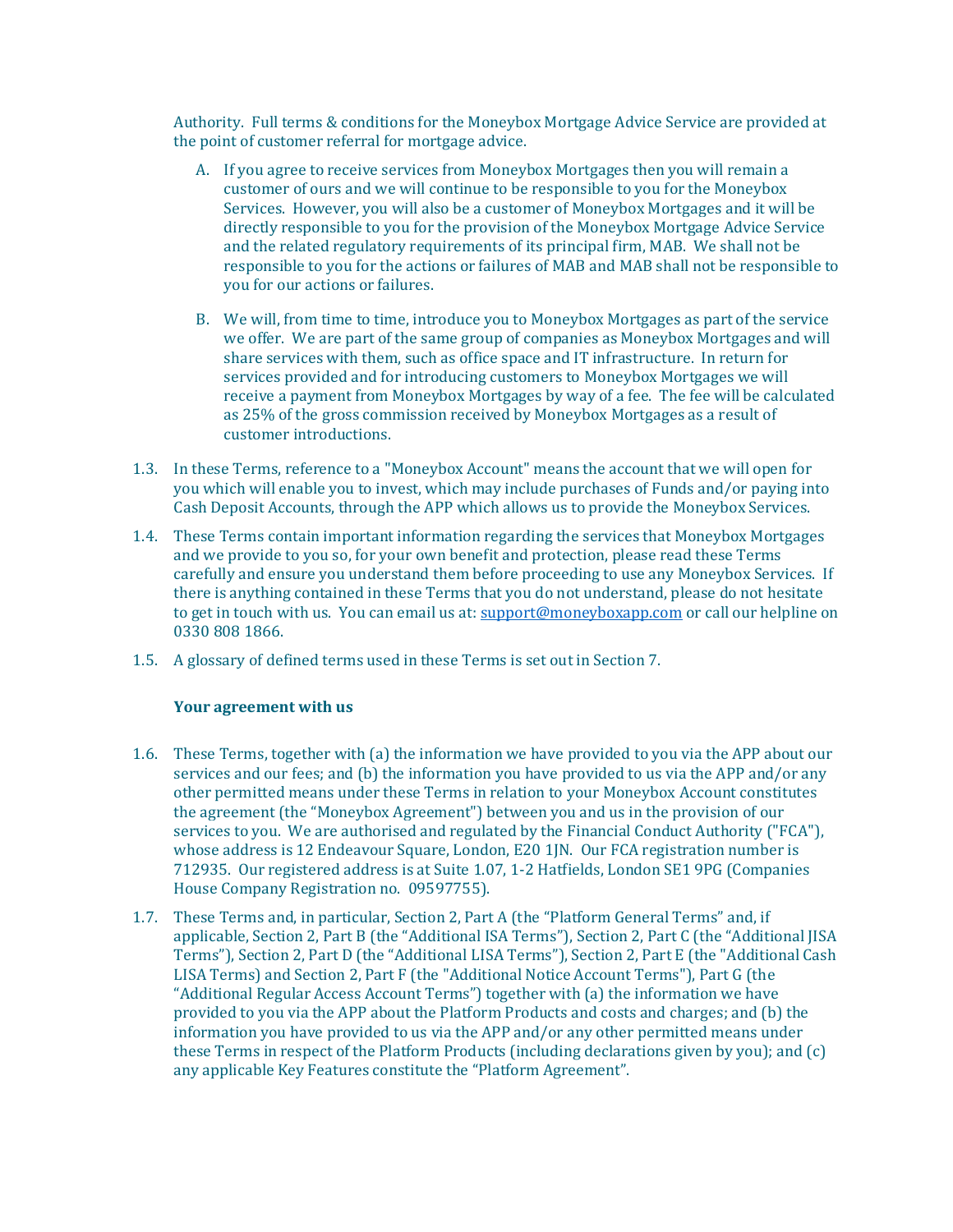Authority. Full terms & conditions for the Moneybox Mortgage Advice Service are provided at the point of customer referral for mortgage advice.

A. If you agree to receive services from Moneybox Mortgages then you will remain a customer of ours and we will continue to be responsible to you for the Moneybox Services. However, you will also be a customer of Moneybox Mortgages and it will be directly responsible to you for the provision of the Moneybox Mortgage Advice Service and the related regulatory requirements of its principal firm, MAB. We shall not be responsible to you for the actions or failures of MAB and MAB shall not be responsible to you for our actions or failures.

B. We will, from time to time, introduce you to Moneybox Mortgages as part of the service we offer. We are part of the same group of companies as Moneybox Mortgages and will share services with them, such as office space and IT infrastructure. In return for services provided and for introducing customers to Moneybox Mortgages we will receive a payment from Moneybox Mortgages by way of a fee. The fee will be calculated as 25% of the gross commission received by Moneybox Mortgages as a result of customer introductions.

1.3. In these Terms, reference to a "Moneybox Account" means the account that we will open for you which will enable you to invest, which may include purchases of Funds and/or paying into Cash Deposit Accounts, through the APP which allows us to provide the Moneybox Services.

1.4. These Terms contain important information regarding the services that Moneybox Mortgages and we provide to you so, for your own benefit and protection, please read these Terms carefully and ensure you understand them before proceeding to use any Moneybox Services. If there is anything contained in these Terms that you do not understand, please do not hesitate to get in touch with us. You can email us at: support@moneyboxapp.com or call our helpline on 0330 808 1866.

1.5. A glossary of defined terms used in these Terms is set out in Section 7.

**Your agreement with us**

1.6. These Terms, together with (a) the information we have provided to you via the APP about our services and our fees; and (b) the information you have provided to us via the APP and/or any other permitted means under these Terms in relation to your Moneybox Account constitutes the agreement (the "Moneybox Agreement") between you and us in the provision of our services to you. We are authorised and regulated by the Financial Conduct Authority ("FCA"), whose address is 12 Endeavour Square, London, E20 1JN. Our FCA registration number is 712935. Our registered address is at Suite 1.07, 1-2 Hatfields, London SE1 9PG (Companies House Company Registration no. 09597755).

1.7. These Terms and, in particular, Section 2, Part A (the "Platform General Terms" and, if applicable, Section 2, Part B (the "Additional ISA Terms"), Section 2, Part C (the "Additional JISA Terms"), Section 2, Part D (the "Additional LISA Terms"), Section 2, Part E (the "Additional Cash LISA Terms) and Section 2, Part F (the "Additional Notice Account Terms"), Part G (the "Additional Regular Access Account Terms") together with (a) the information we have provided to you via the APP about the Platform Products and costs and charges; and (b) the information you have provided to us via the APP and/or any other permitted means under these Terms in respect of the Platform Products (including declarations given by you); and (c) any applicable Key Features constitute the "Platform Agreement".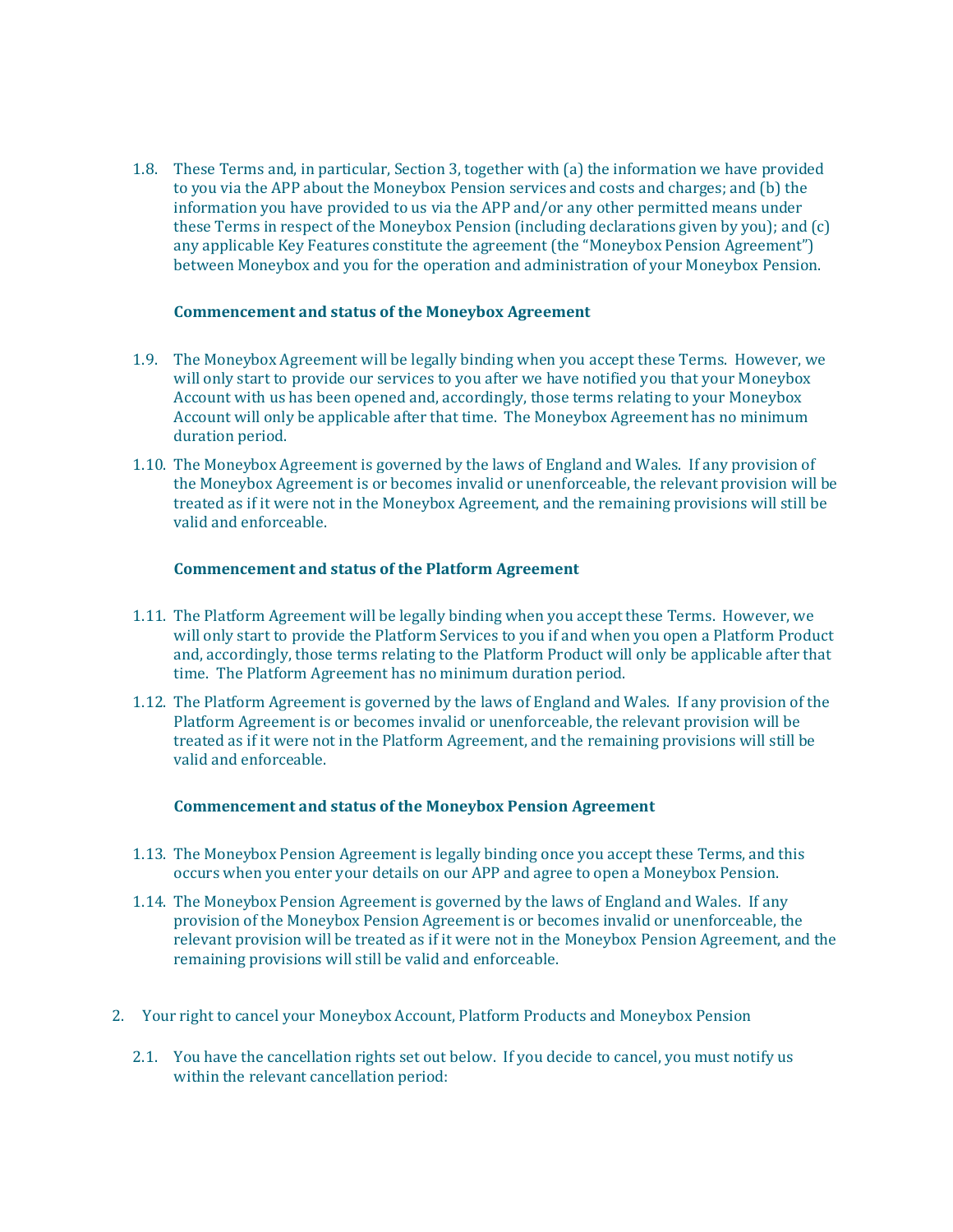1.8. These Terms and, in particular, Section 3, together with (a) the information we have provided to you via the APP about the Moneybox Pension services and costs and charges; and (b) the information you have provided to us via the APP and/or any other permitted means under these Terms in respect of the Moneybox Pension (including declarations given by you); and (c) any applicable Key Features constitute the agreement (the "Moneybox Pension Agreement") between Moneybox and you for the operation and administration of your Moneybox Pension.

**Commencement and status of the Moneybox Agreement**

1.9. The Moneybox Agreement will be legally binding when you accept these Terms. However, we will only start to provide our services to you after we have notified you that your Moneybox Account with us has been opened and, accordingly, those terms relating to your Moneybox Account will only be applicable after that time. The Moneybox Agreement has no minimum duration period.

1.10. The Moneybox Agreement is governed by the laws of England and Wales. If any provision of the Moneybox Agreement is or becomes invalid or unenforceable, the relevant provision will be treated as if it were not in the Moneybox Agreement, and the remaining provisions will still be valid and enforceable.

**Commencement and status of the Platform Agreement**

1.11. The Platform Agreement will be legally binding when you accept these Terms. However, we will only start to provide the Platform Services to you if and when you open a Platform Product and, accordingly, those terms relating to the Platform Product will only be applicable after that time. The Platform Agreement has no minimum duration period.

1.12. The Platform Agreement is governed by the laws of England and Wales. If any provision of the Platform Agreement is or becomes invalid or unenforceable, the relevant provision will be treated as if it were not in the Platform Agreement, and the remaining provisions will still be valid and enforceable.

**Commencement and status of the Moneybox Pension Agreement**

1.13. The Moneybox Pension Agreement is legally binding once you accept these Terms, and this occurs when you enter your details on our APP and agree to open a Moneybox Pension.

1.14. The Moneybox Pension Agreement is governed by the laws of England and Wales. If any provision of the Moneybox Pension Agreement is or becomes invalid or unenforceable, the relevant provision will be treated as if it were not in the Moneybox Pension Agreement, and the remaining provisions will still be valid and enforceable.

2. Your right to cancel your Moneybox Account, Platform Products and Moneybox Pension

2.1. You have the cancellation rights set out below. If you decide to cancel, you must notify us within the relevant cancellation period: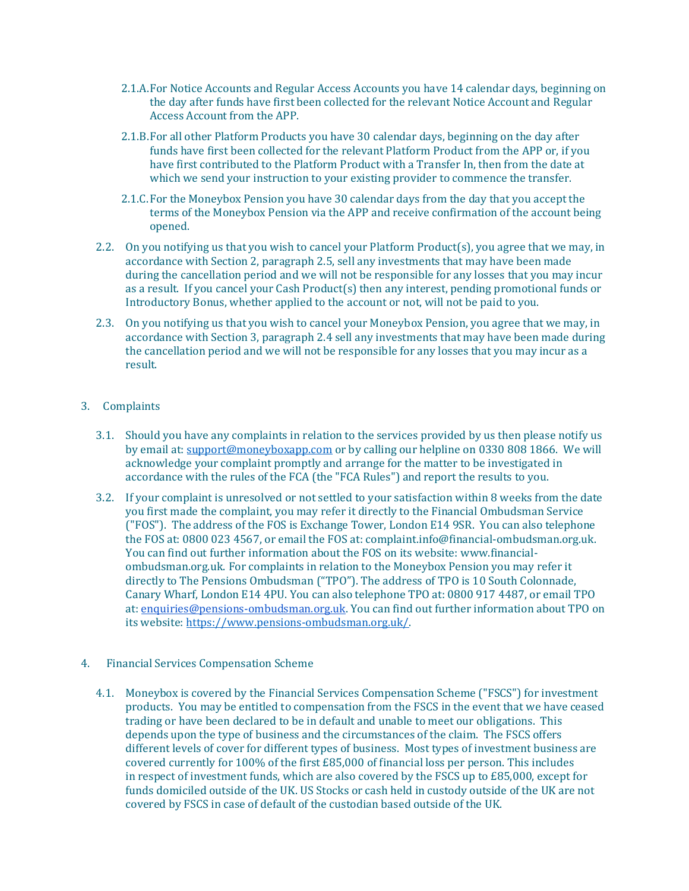2.1.A. For Notice Accounts and Regular Access Accounts you have 14 calendar days, beginning on the day after funds have first been collected for the relevant Notice Account and Regular Access Account from the APP.

2.1.B. For all other Platform Products you have 30 calendar days, beginning on the day after funds have first been collected for the relevant Platform Product from the APP or, if you have first contributed to the Platform Product with a Transfer In, then from the date at which we send your instruction to your existing provider to commence the transfer.

2.1.C. For the Moneybox Pension you have 30 calendar days from the day that you accept the terms of the Moneybox Pension via the APP and receive confirmation of the account being opened.

2.2. On you notifying us that you wish to cancel your Platform Product(s), you agree that we may, in accordance with Section 2, paragraph 2.5, sell any investments that may have been made during the cancellation period and we will not be responsible for any losses that you may incur as a result. If you cancel your Cash Product(s) then any interest, pending promotional funds or Introductory Bonus, whether applied to the account or not, will not be paid to you.

2.3. On you notifying us that you wish to cancel your Moneybox Pension, you agree that we may, in accordance with Section 3, paragraph 2.4 sell any investments that may have been made during the cancellation period and we will not be responsible for any losses that you may incur as a result.

## 3. Complaints

3.1. Should you have any complaints in relation to the services provided by us then please notify us by email at: support@moneyboxapp.com or by calling our helpline on 0330 808 1866. We will acknowledge your complaint promptly and arrange for the matter to be investigated in accordance with the rules of the FCA (the "FCA Rules") and report the results to you.

3.2. If your complaint is unresolved or not settled to your satisfaction within 8 weeks from the date you first made the complaint, you may refer it directly to the Financial Ombudsman Service ("FOS"). The address of the FOS is Exchange Tower, London E14 9SR. You can also telephone the FOS at: 0800 023 4567, or email the FOS at: complaint.info@financial-ombudsman.org.uk. You can find out further information about the FOS on its website: www.financial-ombudsman.org.uk. For complaints in relation to the Moneybox Pension you may refer it directly to The Pensions Ombudsman ("TPO"). The address of TPO is 10 South Colonnade, Canary Wharf, London E14 4PU. You can also telephone TPO at: 0800 917 4487, or email TPO at: enquiries@pensions-ombudsman.org.uk. You can find out further information about TPO on its website: https://www.pensions-ombudsman.org.uk/.

## 4. Financial Services Compensation Scheme

4.1. Moneybox is covered by the Financial Services Compensation Scheme ("FSCS") for investment products. You may be entitled to compensation from the FSCS in the event that we have ceased trading or have been declared to be in default and unable to meet our obligations. This depends upon the type of business and the circumstances of the claim. The FSCS offers different levels of cover for different types of business. Most types of investment business are covered currently for 100% of the first £85,000 of financial loss per person. This includes in respect of investment funds, which are also covered by the FSCS up to £85,000, except for funds domiciled outside of the UK. US Stocks or cash held in custody outside of the UK are not covered by FSCS in case of default of the custodian based outside of the UK.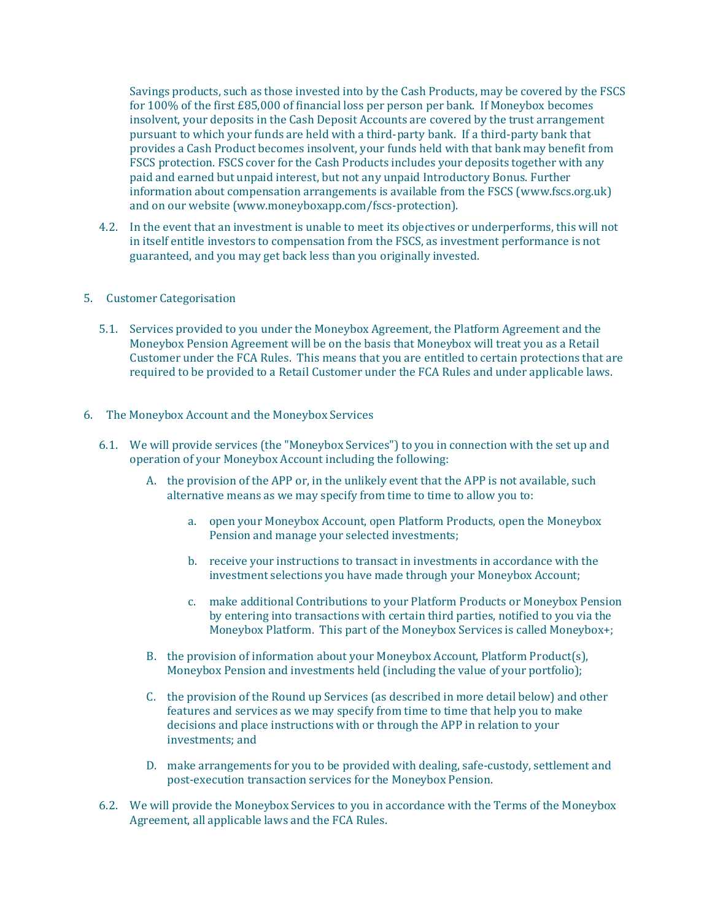Savings products, such as those invested into by the Cash Products, may be covered by the FSCS for 100% of the first £85,000 of financial loss per person per bank. If Moneybox becomes insolvent, your deposits in the Cash Deposit Accounts are covered by the trust arrangement pursuant to which your funds are held with a third-party bank. If a third-party bank that provides a Cash Product becomes insolvent, your funds held with that bank may benefit from FSCS protection. FSCS cover for the Cash Products includes your deposits together with any paid and earned but unpaid interest, but not any unpaid Introductory Bonus. Further information about compensation arrangements is available from the FSCS (www.fscs.org.uk) and on our website (www.moneyboxapp.com/fscs-protection).

4.2. In the event that an investment is unable to meet its objectives or underperforms, this will not in itself entitle investors to compensation from the FSCS, as investment performance is not guaranteed, and you may get back less than you originally invested.

5. Customer Categorisation

5.1. Services provided to you under the Moneybox Agreement, the Platform Agreement and the Moneybox Pension Agreement will be on the basis that Moneybox will treat you as a Retail Customer under the FCA Rules. This means that you are entitled to certain protections that are required to be provided to a Retail Customer under the FCA Rules and under applicable laws.

6. The Moneybox Account and the Moneybox Services

6.1. We will provide services (the "Moneybox Services") to you in connection with the set up and operation of your Moneybox Account including the following:

A. the provision of the APP or, in the unlikely event that the APP is not available, such alternative means as we may specify from time to time to allow you to:

a. open your Moneybox Account, open Platform Products, open the Moneybox Pension and manage your selected investments;

b. receive your instructions to transact in investments in accordance with the investment selections you have made through your Moneybox Account;

c. make additional Contributions to your Platform Products or Moneybox Pension by entering into transactions with certain third parties, notified to you via the Moneybox Platform. This part of the Moneybox Services is called Moneybox+;

B. the provision of information about your Moneybox Account, Platform Product(s), Moneybox Pension and investments held (including the value of your portfolio);

C. the provision of the Round up Services (as described in more detail below) and other features and services as we may specify from time to time that help you to make decisions and place instructions with or through the APP in relation to your investments; and

D. make arrangements for you to be provided with dealing, safe-custody, settlement and post-execution transaction services for the Moneybox Pension.

6.2. We will provide the Moneybox Services to you in accordance with the Terms of the Moneybox Agreement, all applicable laws and the FCA Rules.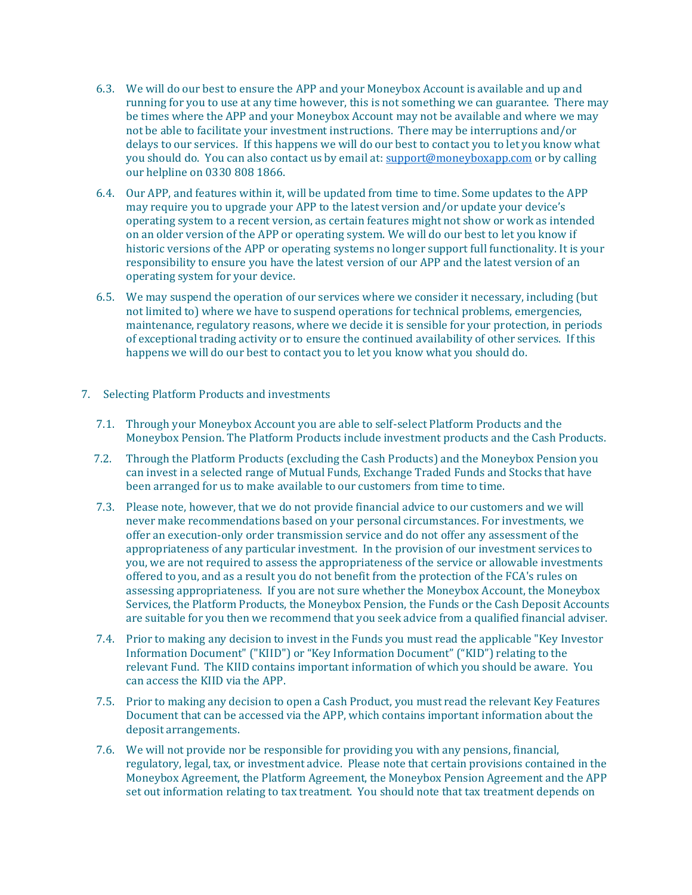6.3. We will do our best to ensure the APP and your Moneybox Account is available and up and running for you to use at any time however, this is not something we can guarantee. There may be times where the APP and your Moneybox Account may not be available and where we may not be able to facilitate your investment instructions. There may be interruptions and/or delays to our services. If this happens we will do our best to contact you to let you know what you should do. You can also contact us by email at: support@moneyboxapp.com or by calling our helpline on 0330 808 1866.

6.4. Our APP, and features within it, will be updated from time to time. Some updates to the APP may require you to upgrade your APP to the latest version and/or update your device's operating system to a recent version, as certain features might not show or work as intended on an older version of the APP or operating system. We will do our best to let you know if historic versions of the APP or operating systems no longer support full functionality. It is your responsibility to ensure you have the latest version of our APP and the latest version of an operating system for your device.

6.5. We may suspend the operation of our services where we consider it necessary, including (but not limited to) where we have to suspend operations for technical problems, emergencies, maintenance, regulatory reasons, where we decide it is sensible for your protection, in periods of exceptional trading activity or to ensure the continued availability of other services. If this happens we will do our best to contact you to let you know what you should do.

## 7. Selecting Platform Products and investments

7.1. Through your Moneybox Account you are able to self-select Platform Products and the Moneybox Pension. The Platform Products include investment products and the Cash Products.

7.2. Through the Platform Products (excluding the Cash Products) and the Moneybox Pension you can invest in a selected range of Mutual Funds, Exchange Traded Funds and Stocks that have been arranged for us to make available to our customers from time to time.

7.3. Please note, however, that we do not provide financial advice to our customers and we will never make recommendations based on your personal circumstances. For investments, we offer an execution-only order transmission service and do not offer any assessment of the appropriateness of any particular investment. In the provision of our investment services to you, we are not required to assess the appropriateness of the service or allowable investments offered to you, and as a result you do not benefit from the protection of the FCA's rules on assessing appropriateness. If you are not sure whether the Moneybox Account, the Moneybox Services, the Platform Products, the Moneybox Pension, the Funds or the Cash Deposit Accounts are suitable for you then we recommend that you seek advice from a qualified financial adviser.

7.4. Prior to making any decision to invest in the Funds you must read the applicable "Key Investor Information Document" ("KIID") or "Key Information Document" ("KID") relating to the relevant Fund. The KIID contains important information of which you should be aware. You can access the KIID via the APP.

7.5. Prior to making any decision to open a Cash Product, you must read the relevant Key Features Document that can be accessed via the APP, which contains important information about the deposit arrangements.

7.6. We will not provide nor be responsible for providing you with any pensions, financial, regulatory, legal, tax, or investment advice. Please note that certain provisions contained in the Moneybox Agreement, the Platform Agreement, the Moneybox Pension Agreement and the APP set out information relating to tax treatment. You should note that tax treatment depends on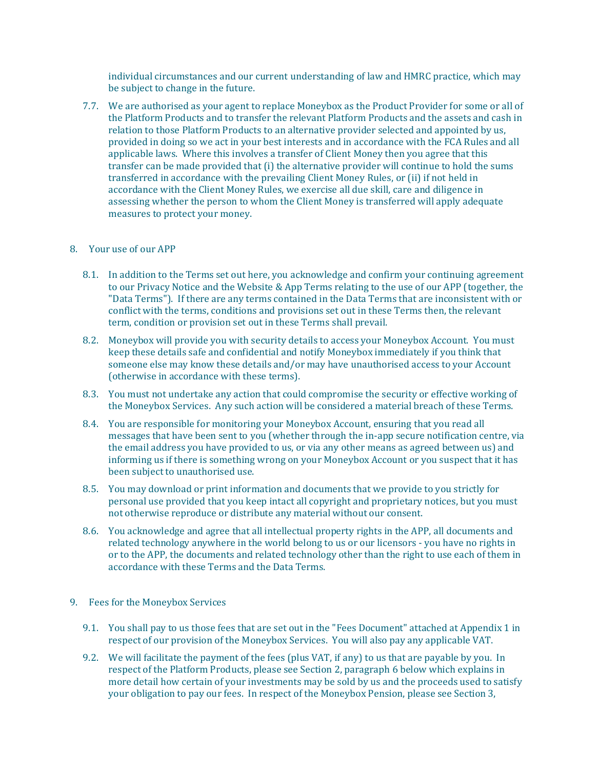individual circumstances and our current understanding of law and HMRC practice, which may be subject to change in the future.

7.7. We are authorised as your agent to replace Moneybox as the Product Provider for some or all of the Platform Products and to transfer the relevant Platform Products and the assets and cash in relation to those Platform Products to an alternative provider selected and appointed by us, provided in doing so we act in your best interests and in accordance with the FCA Rules and all applicable laws. Where this involves a transfer of Client Money then you agree that this transfer can be made provided that (i) the alternative provider will continue to hold the sums transferred in accordance with the prevailing Client Money Rules, or (ii) if not held in accordance with the Client Money Rules, we exercise all due skill, care and diligence in assessing whether the person to whom the Client Money is transferred will apply adequate measures to protect your money.

## 8. Your use of our APP

8.1. In addition to the Terms set out here, you acknowledge and confirm your continuing agreement to our Privacy Notice and the Website & App Terms relating to the use of our APP (together, the "Data Terms"). If there are any terms contained in the Data Terms that are inconsistent with or conflict with the terms, conditions and provisions set out in these Terms then, the relevant term, condition or provision set out in these Terms shall prevail.

8.2. Moneybox will provide you with security details to access your Moneybox Account. You must keep these details safe and confidential and notify Moneybox immediately if you think that someone else may know these details and/or may have unauthorised access to your Account (otherwise in accordance with these terms).

8.3. You must not undertake any action that could compromise the security or effective working of the Moneybox Services. Any such action will be considered a material breach of these Terms.

8.4. You are responsible for monitoring your Moneybox Account, ensuring that you read all messages that have been sent to you (whether through the in-app secure notification centre, via the email address you have provided to us, or via any other means as agreed between us) and informing us if there is something wrong on your Moneybox Account or you suspect that it has been subject to unauthorised use.

8.5. You may download or print information and documents that we provide to you strictly for personal use provided that you keep intact all copyright and proprietary notices, but you must not otherwise reproduce or distribute any material without our consent.

8.6. You acknowledge and agree that all intellectual property rights in the APP, all documents and related technology anywhere in the world belong to us or our licensors - you have no rights in or to the APP, the documents and related technology other than the right to use each of them in accordance with these Terms and the Data Terms.

## 9. Fees for the Moneybox Services

9.1. You shall pay to us those fees that are set out in the "Fees Document" attached at Appendix 1 in respect of our provision of the Moneybox Services. You will also pay any applicable VAT.

9.2. We will facilitate the payment of the fees (plus VAT, if any) to us that are payable by you. In respect of the Platform Products, please see Section 2, paragraph 6 below which explains in more detail how certain of your investments may be sold by us and the proceeds used to satisfy your obligation to pay our fees. In respect of the Moneybox Pension, please see Section 3,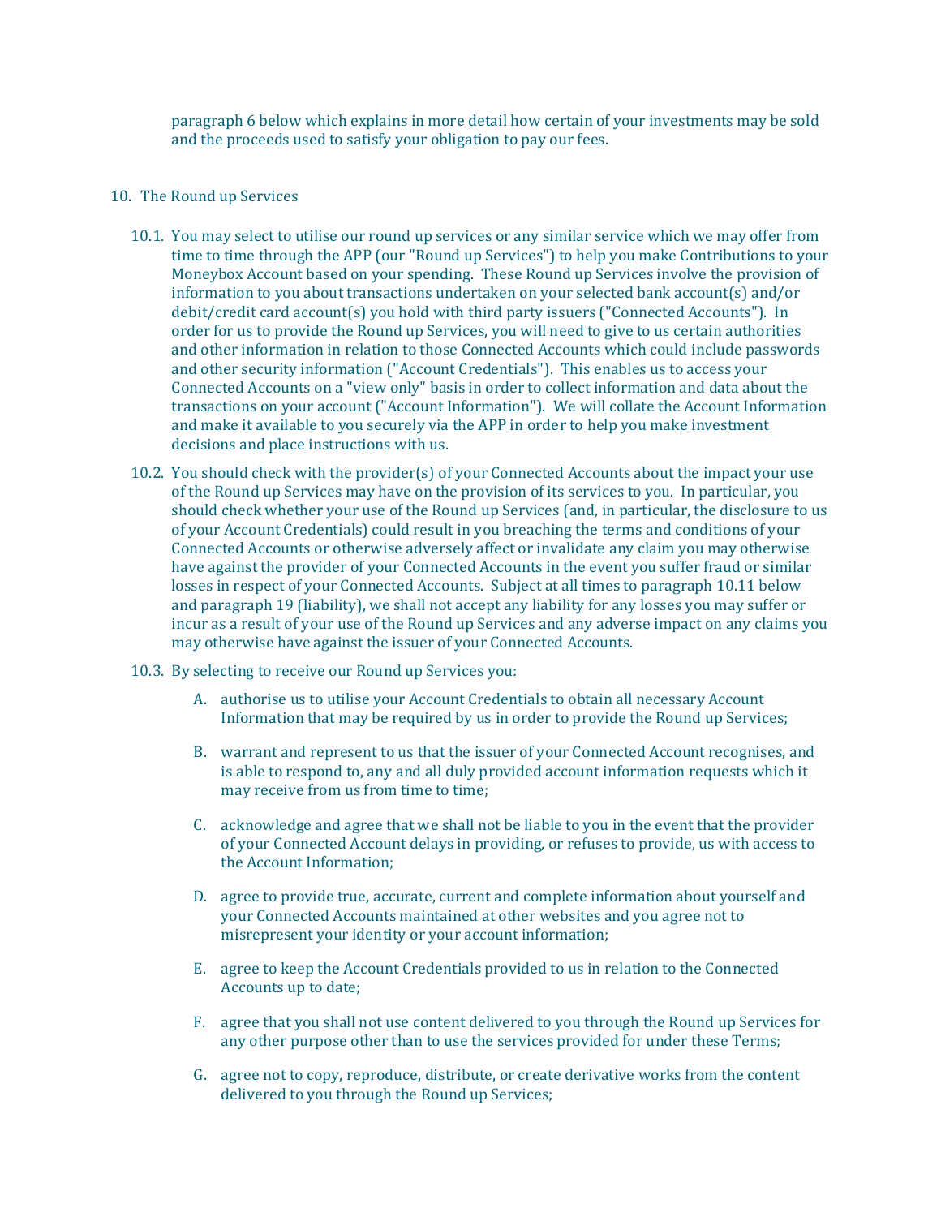paragraph 6 below which explains in more detail how certain of your investments may be sold and the proceeds used to satisfy your obligation to pay our fees.

10. The Round up Services

10.1. You may select to utilise our round up services or any similar service which we may offer from time to time through the APP (our "Round up Services") to help you make Contributions to your Moneybox Account based on your spending. These Round up Services involve the provision of information to you about transactions undertaken on your selected bank account(s) and/or debit/credit card account(s) you hold with third party issuers ("Connected Accounts"). In order for us to provide the Round up Services, you will need to give to us certain authorities and other information in relation to those Connected Accounts which could include passwords and other security information ("Account Credentials"). This enables us to access your Connected Accounts on a "view only" basis in order to collect information and data about the transactions on your account ("Account Information"). We will collate the Account Information and make it available to you securely via the APP in order to help you make investment decisions and place instructions with us.

10.2. You should check with the provider(s) of your Connected Accounts about the impact your use of the Round up Services may have on the provision of its services to you. In particular, you should check whether your use of the Round up Services (and, in particular, the disclosure to us of your Account Credentials) could result in you breaching the terms and conditions of your Connected Accounts or otherwise adversely affect or invalidate any claim you may otherwise have against the provider of your Connected Accounts in the event you suffer fraud or similar losses in respect of your Connected Accounts. Subject at all times to paragraph 10.11 below and paragraph 19 (liability), we shall not accept any liability for any losses you may suffer or incur as a result of your use of the Round up Services and any adverse impact on any claims you may otherwise have against the issuer of your Connected Accounts.

10.3. By selecting to receive our Round up Services you:

A. authorise us to utilise your Account Credentials to obtain all necessary Account Information that may be required by us in order to provide the Round up Services;

B. warrant and represent to us that the issuer of your Connected Account recognises, and is able to respond to, any and all duly provided account information requests which it may receive from us from time to time;

C. acknowledge and agree that we shall not be liable to you in the event that the provider of your Connected Account delays in providing, or refuses to provide, us with access to the Account Information;

D. agree to provide true, accurate, current and complete information about yourself and your Connected Accounts maintained at other websites and you agree not to misrepresent your identity or your account information;

E. agree to keep the Account Credentials provided to us in relation to the Connected Accounts up to date;

F. agree that you shall not use content delivered to you through the Round up Services for any other purpose other than to use the services provided for under these Terms;

G. agree not to copy, reproduce, distribute, or create derivative works from the content delivered to you through the Round up Services;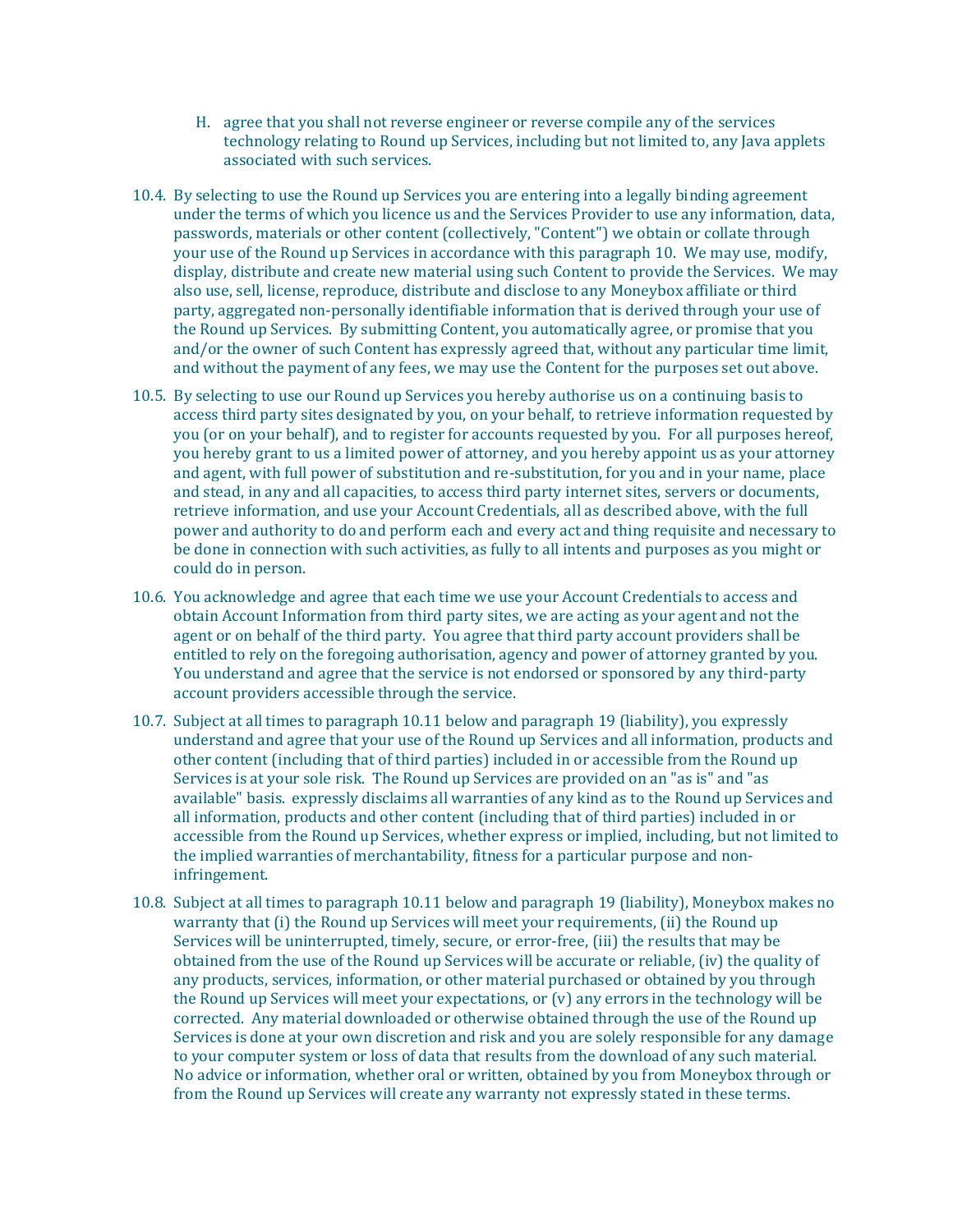H. agree that you shall not reverse engineer or reverse compile any of the services technology relating to Round up Services, including but not limited to, any Java applets associated with such services.

10.4. By selecting to use the Round up Services you are entering into a legally binding agreement under the terms of which you licence us and the Services Provider to use any information, data, passwords, materials or other content (collectively, "Content") we obtain or collate through your use of the Round up Services in accordance with this paragraph 10. We may use, modify, display, distribute and create new material using such Content to provide the Services. We may also use, sell, license, reproduce, distribute and disclose to any Moneybox affiliate or third party, aggregated non-personally identifiable information that is derived through your use of the Round up Services. By submitting Content, you automatically agree, or promise that you and/or the owner of such Content has expressly agreed that, without any particular time limit, and without the payment of any fees, we may use the Content for the purposes set out above.

10.5. By selecting to use our Round up Services you hereby authorise us on a continuing basis to access third party sites designated by you, on your behalf, to retrieve information requested by you (or on your behalf), and to register for accounts requested by you. For all purposes hereof, you hereby grant to us a limited power of attorney, and you hereby appoint us as your attorney and agent, with full power of substitution and re-substitution, for you and in your name, place and stead, in any and all capacities, to access third party internet sites, servers or documents, retrieve information, and use your Account Credentials, all as described above, with the full power and authority to do and perform each and every act and thing requisite and necessary to be done in connection with such activities, as fully to all intents and purposes as you might or could do in person.

10.6. You acknowledge and agree that each time we use your Account Credentials to access and obtain Account Information from third party sites, we are acting as your agent and not the agent or on behalf of the third party. You agree that third party account providers shall be entitled to rely on the foregoing authorisation, agency and power of attorney granted by you. You understand and agree that the service is not endorsed or sponsored by any third-party account providers accessible through the service.

10.7. Subject at all times to paragraph 10.11 below and paragraph 19 (liability), you expressly understand and agree that your use of the Round up Services and all information, products and other content (including that of third parties) included in or accessible from the Round up Services is at your sole risk. The Round up Services are provided on an "as is" and "as available" basis. expressly disclaims all warranties of any kind as to the Round up Services and all information, products and other content (including that of third parties) included in or accessible from the Round up Services, whether express or implied, including, but not limited to the implied warranties of merchantability, fitness for a particular purpose and non-infringement.

10.8. Subject at all times to paragraph 10.11 below and paragraph 19 (liability), Moneybox makes no warranty that (i) the Round up Services will meet your requirements, (ii) the Round up Services will be uninterrupted, timely, secure, or error-free, (iii) the results that may be obtained from the use of the Round up Services will be accurate or reliable, (iv) the quality of any products, services, information, or other material purchased or obtained by you through the Round up Services will meet your expectations, or (v) any errors in the technology will be corrected. Any material downloaded or otherwise obtained through the use of the Round up Services is done at your own discretion and risk and you are solely responsible for any damage to your computer system or loss of data that results from the download of any such material. No advice or information, whether oral or written, obtained by you from Moneybox through or from the Round up Services will create any warranty not expressly stated in these terms.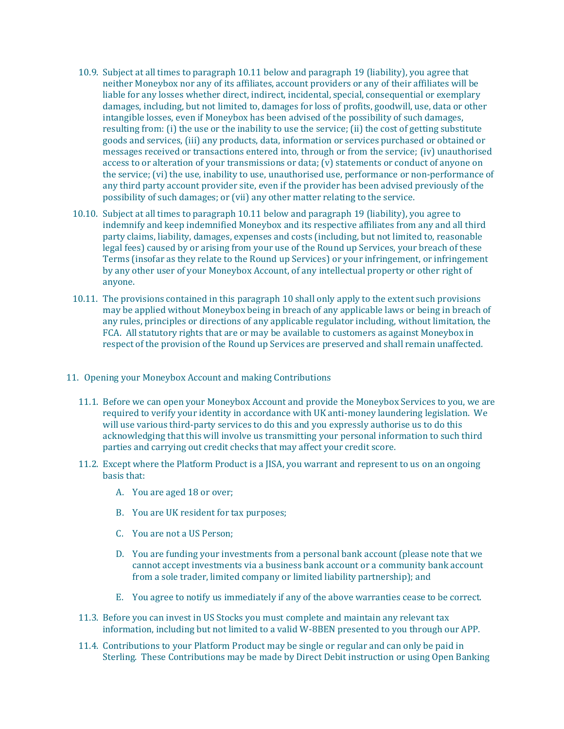10.9. Subject at all times to paragraph 10.11 below and paragraph 19 (liability), you agree that neither Moneybox nor any of its affiliates, account providers or any of their affiliates will be liable for any losses whether direct, indirect, incidental, special, consequential or exemplary damages, including, but not limited to, damages for loss of profits, goodwill, use, data or other intangible losses, even if Moneybox has been advised of the possibility of such damages, resulting from: (i) the use or the inability to use the service; (ii) the cost of getting substitute goods and services, (iii) any products, data, information or services purchased or obtained or messages received or transactions entered into, through or from the service; (iv) unauthorised access to or alteration of your transmissions or data; (v) statements or conduct of anyone on the service; (vi) the use, inability to use, unauthorised use, performance or non-performance of any third party account provider site, even if the provider has been advised previously of the possibility of such damages; or (vii) any other matter relating to the service.

10.10. Subject at all times to paragraph 10.11 below and paragraph 19 (liability), you agree to indemnify and keep indemnified Moneybox and its respective affiliates from any and all third party claims, liability, damages, expenses and costs (including, but not limited to, reasonable legal fees) caused by or arising from your use of the Round up Services, your breach of these Terms (insofar as they relate to the Round up Services) or your infringement, or infringement by any other user of your Moneybox Account, of any intellectual property or other right of anyone.

10.11. The provisions contained in this paragraph 10 shall only apply to the extent such provisions may be applied without Moneybox being in breach of any applicable laws or being in breach of any rules, principles or directions of any applicable regulator including, without limitation, the FCA. All statutory rights that are or may be available to customers as against Moneybox in respect of the provision of the Round up Services are preserved and shall remain unaffected.

## 11. Opening your Moneybox Account and making Contributions

11.1. Before we can open your Moneybox Account and provide the Moneybox Services to you, we are required to verify your identity in accordance with UK anti-money laundering legislation. We will use various third-party services to do this and you expressly authorise us to do this acknowledging that this will involve us transmitting your personal information to such third parties and carrying out credit checks that may affect your credit score.

11.2. Except where the Platform Product is a JISA, you warrant and represent to us on an ongoing basis that:

A. You are aged 18 or over;

B. You are UK resident for tax purposes;

C. You are not a US Person;

D. You are funding your investments from a personal bank account (please note that we cannot accept investments via a business bank account or a community bank account from a sole trader, limited company or limited liability partnership); and

E. You agree to notify us immediately if any of the above warranties cease to be correct.

11.3. Before you can invest in US Stocks you must complete and maintain any relevant tax information, including but not limited to a valid W-8BEN presented to you through our APP.

11.4. Contributions to your Platform Product may be single or regular and can only be paid in Sterling. These Contributions may be made by Direct Debit instruction or using Open Banking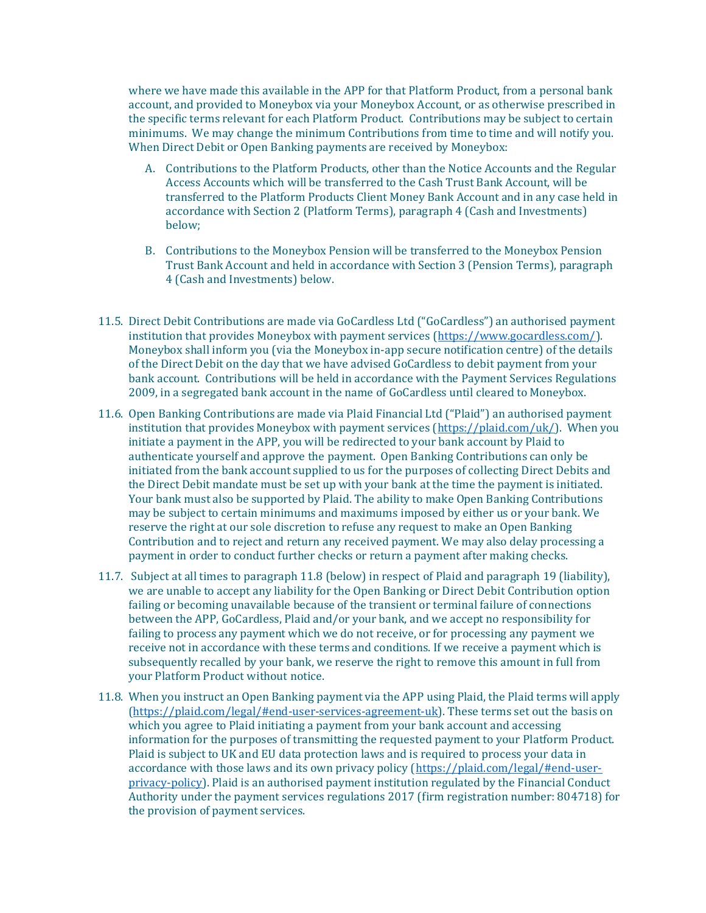where we have made this available in the APP for that Platform Product, from a personal bank account, and provided to Moneybox via your Moneybox Account, or as otherwise prescribed in the specific terms relevant for each Platform Product. Contributions may be subject to certain minimums. We may change the minimum Contributions from time to time and will notify you. When Direct Debit or Open Banking payments are received by Moneybox:

A. Contributions to the Platform Products, other than the Notice Accounts and the Regular Access Accounts which will be transferred to the Cash Trust Bank Account, will be transferred to the Platform Products Client Money Bank Account and in any case held in accordance with Section 2 (Platform Terms), paragraph 4 (Cash and Investments) below;

B. Contributions to the Moneybox Pension will be transferred to the Moneybox Pension Trust Bank Account and held in accordance with Section 3 (Pension Terms), paragraph 4 (Cash and Investments) below.

11.5. Direct Debit Contributions are made via GoCardless Ltd ("GoCardless") an authorised payment institution that provides Moneybox with payment services (https://www.gocardless.com/). Moneybox shall inform you (via the Moneybox in-app secure notification centre) of the details of the Direct Debit on the day that we have advised GoCardless to debit payment from your bank account. Contributions will be held in accordance with the Payment Services Regulations 2009, in a segregated bank account in the name of GoCardless until cleared to Moneybox.

11.6. Open Banking Contributions are made via Plaid Financial Ltd ("Plaid") an authorised payment institution that provides Moneybox with payment services (https://plaid.com/uk/). When you initiate a payment in the APP, you will be redirected to your bank account by Plaid to authenticate yourself and approve the payment. Open Banking Contributions can only be initiated from the bank account supplied to us for the purposes of collecting Direct Debits and the Direct Debit mandate must be set up with your bank at the time the payment is initiated. Your bank must also be supported by Plaid. The ability to make Open Banking Contributions may be subject to certain minimums and maximums imposed by either us or your bank. We reserve the right at our sole discretion to refuse any request to make an Open Banking Contribution and to reject and return any received payment. We may also delay processing a payment in order to conduct further checks or return a payment after making checks.

11.7. Subject at all times to paragraph 11.8 (below) in respect of Plaid and paragraph 19 (liability), we are unable to accept any liability for the Open Banking or Direct Debit Contribution option failing or becoming unavailable because of the transient or terminal failure of connections between the APP, GoCardless, Plaid and/or your bank, and we accept no responsibility for failing to process any payment which we do not receive, or for processing any payment we receive not in accordance with these terms and conditions. If we receive a payment which is subsequently recalled by your bank, we reserve the right to remove this amount in full from your Platform Product without notice.

11.8. When you instruct an Open Banking payment via the APP using Plaid, the Plaid terms will apply (https://plaid.com/legal/#end-user-services-agreement-uk). These terms set out the basis on which you agree to Plaid initiating a payment from your bank account and accessing information for the purposes of transmitting the requested payment to your Platform Product. Plaid is subject to UK and EU data protection laws and is required to process your data in accordance with those laws and its own privacy policy (https://plaid.com/legal/#end-user-privacy-policy). Plaid is an authorised payment institution regulated by the Financial Conduct Authority under the payment services regulations 2017 (firm registration number: 804718) for the provision of payment services.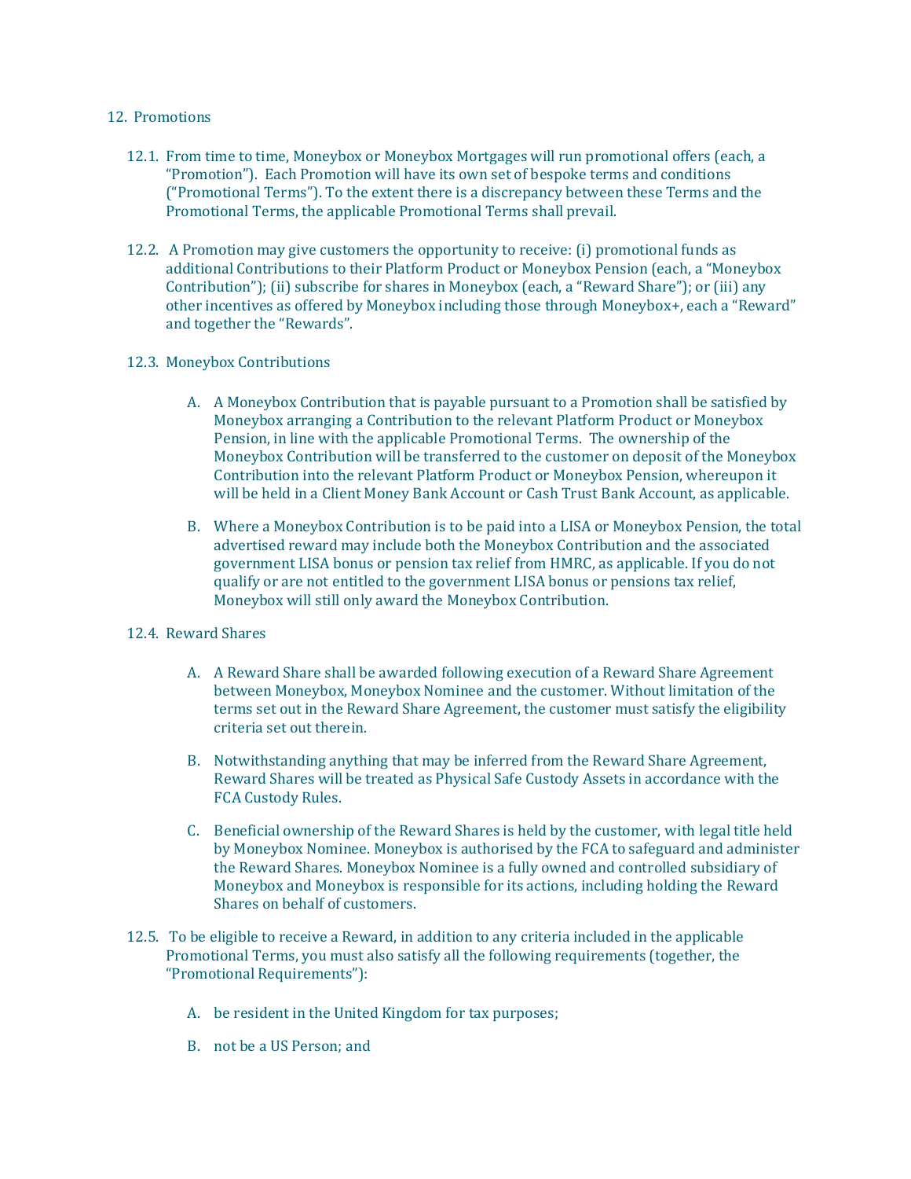## 12. Promotions

12.1. From time to time, Moneybox or Moneybox Mortgages will run promotional offers (each, a "Promotion"). Each Promotion will have its own set of bespoke terms and conditions ("Promotional Terms"). To the extent there is a discrepancy between these Terms and the Promotional Terms, the applicable Promotional Terms shall prevail.

12.2. A Promotion may give customers the opportunity to receive: (i) promotional funds as additional Contributions to their Platform Product or Moneybox Pension (each, a "Moneybox Contribution"); (ii) subscribe for shares in Moneybox (each, a "Reward Share"); or (iii) any other incentives as offered by Moneybox including those through Moneybox+, each a "Reward" and together the "Rewards".

12.3. Moneybox Contributions

A. A Moneybox Contribution that is payable pursuant to a Promotion shall be satisfied by Moneybox arranging a Contribution to the relevant Platform Product or Moneybox Pension, in line with the applicable Promotional Terms. The ownership of the Moneybox Contribution will be transferred to the customer on deposit of the Moneybox Contribution into the relevant Platform Product or Moneybox Pension, whereupon it will be held in a Client Money Bank Account or Cash Trust Bank Account, as applicable.

B. Where a Moneybox Contribution is to be paid into a LISA or Moneybox Pension, the total advertised reward may include both the Moneybox Contribution and the associated government LISA bonus or pension tax relief from HMRC, as applicable. If you do not qualify or are not entitled to the government LISA bonus or pensions tax relief, Moneybox will still only award the Moneybox Contribution.

12.4. Reward Shares

A. A Reward Share shall be awarded following execution of a Reward Share Agreement between Moneybox, Moneybox Nominee and the customer. Without limitation of the terms set out in the Reward Share Agreement, the customer must satisfy the eligibility criteria set out therein.

B. Notwithstanding anything that may be inferred from the Reward Share Agreement, Reward Shares will be treated as Physical Safe Custody Assets in accordance with the FCA Custody Rules.

C. Beneficial ownership of the Reward Shares is held by the customer, with legal title held by Moneybox Nominee. Moneybox is authorised by the FCA to safeguard and administer the Reward Shares. Moneybox Nominee is a fully owned and controlled subsidiary of Moneybox and Moneybox is responsible for its actions, including holding the Reward Shares on behalf of customers.

12.5. To be eligible to receive a Reward, in addition to any criteria included in the applicable Promotional Terms, you must also satisfy all the following requirements (together, the "Promotional Requirements"):

A. be resident in the United Kingdom for tax purposes;

B. not be a US Person; and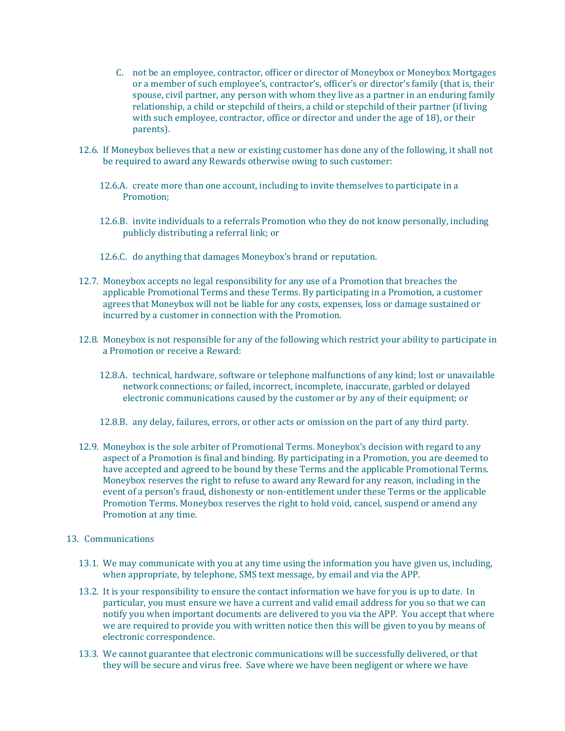C. not be an employee, contractor, officer or director of Moneybox or Moneybox Mortgages or a member of such employee's, contractor's, officer's or director's family (that is, their spouse, civil partner, any person with whom they live as a partner in an enduring family relationship, a child or stepchild of theirs, a child or stepchild of their partner (if living with such employee, contractor, office or director and under the age of 18), or their parents).

12.6. If Moneybox believes that a new or existing customer has done any of the following, it shall not be required to award any Rewards otherwise owing to such customer:

12.6.A. create more than one account, including to invite themselves to participate in a Promotion;

12.6.B. invite individuals to a referrals Promotion who they do not know personally, including publicly distributing a referral link; or

12.6.C. do anything that damages Moneybox's brand or reputation.

12.7. Moneybox accepts no legal responsibility for any use of a Promotion that breaches the applicable Promotional Terms and these Terms. By participating in a Promotion, a customer agrees that Moneybox will not be liable for any costs, expenses, loss or damage sustained or incurred by a customer in connection with the Promotion.

12.8. Moneybox is not responsible for any of the following which restrict your ability to participate in a Promotion or receive a Reward:

12.8.A. technical, hardware, software or telephone malfunctions of any kind; lost or unavailable network connections; or failed, incorrect, incomplete, inaccurate, garbled or delayed electronic communications caused by the customer or by any of their equipment; or

12.8.B. any delay, failures, errors, or other acts or omission on the part of any third party.

12.9. Moneybox is the sole arbiter of Promotional Terms. Moneybox's decision with regard to any aspect of a Promotion is final and binding. By participating in a Promotion, you are deemed to have accepted and agreed to be bound by these Terms and the applicable Promotional Terms. Moneybox reserves the right to refuse to award any Reward for any reason, including in the event of a person's fraud, dishonesty or non-entitlement under these Terms or the applicable Promotion Terms. Moneybox reserves the right to hold void, cancel, suspend or amend any Promotion at any time.

13. Communications

13.1. We may communicate with you at any time using the information you have given us, including, when appropriate, by telephone, SMS text message, by email and via the APP.

13.2. It is your responsibility to ensure the contact information we have for you is up to date. In particular, you must ensure we have a current and valid email address for you so that we can notify you when important documents are delivered to you via the APP. You accept that where we are required to provide you with written notice then this will be given to you by means of electronic correspondence.

13.3. We cannot guarantee that electronic communications will be successfully delivered, or that they will be secure and virus free. Save where we have been negligent or where we have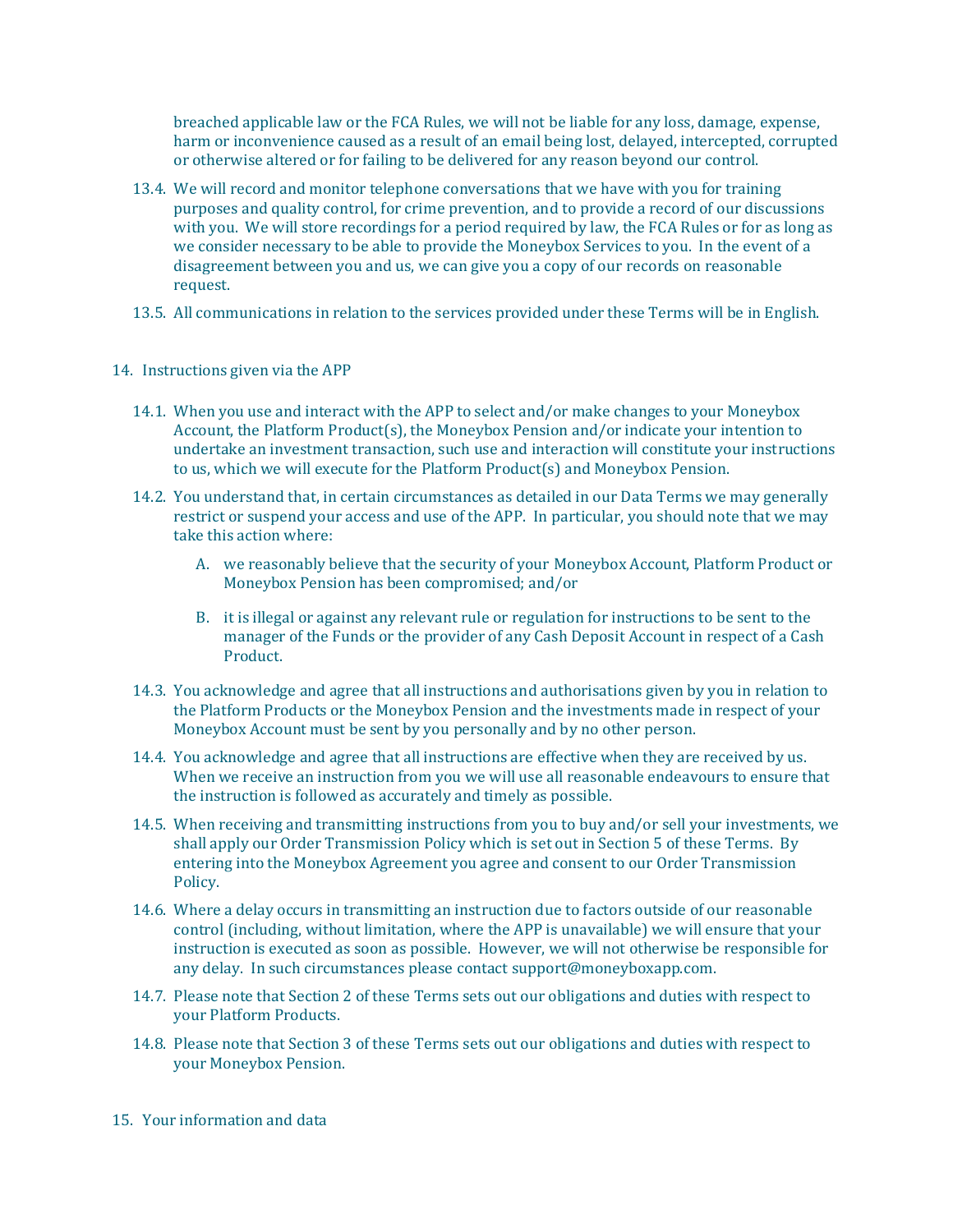breached applicable law or the FCA Rules, we will not be liable for any loss, damage, expense, harm or inconvenience caused as a result of an email being lost, delayed, intercepted, corrupted or otherwise altered or for failing to be delivered for any reason beyond our control.

13.4. We will record and monitor telephone conversations that we have with you for training purposes and quality control, for crime prevention, and to provide a record of our discussions with you. We will store recordings for a period required by law, the FCA Rules or for as long as we consider necessary to be able to provide the Moneybox Services to you. In the event of a disagreement between you and us, we can give you a copy of our records on reasonable request.

13.5. All communications in relation to the services provided under these Terms will be in English.

## 14. Instructions given via the APP

14.1. When you use and interact with the APP to select and/or make changes to your Moneybox Account, the Platform Product(s), the Moneybox Pension and/or indicate your intention to undertake an investment transaction, such use and interaction will constitute your instructions to us, which we will execute for the Platform Product(s) and Moneybox Pension.

14.2. You understand that, in certain circumstances as detailed in our Data Terms we may generally restrict or suspend your access and use of the APP. In particular, you should note that we may take this action where:

A. we reasonably believe that the security of your Moneybox Account, Platform Product or Moneybox Pension has been compromised; and/or

B. it is illegal or against any relevant rule or regulation for instructions to be sent to the manager of the Funds or the provider of any Cash Deposit Account in respect of a Cash Product.

14.3. You acknowledge and agree that all instructions and authorisations given by you in relation to the Platform Products or the Moneybox Pension and the investments made in respect of your Moneybox Account must be sent by you personally and by no other person.

14.4. You acknowledge and agree that all instructions are effective when they are received by us. When we receive an instruction from you we will use all reasonable endeavours to ensure that the instruction is followed as accurately and timely as possible.

14.5. When receiving and transmitting instructions from you to buy and/or sell your investments, we shall apply our Order Transmission Policy which is set out in Section 5 of these Terms. By entering into the Moneybox Agreement you agree and consent to our Order Transmission Policy.

14.6. Where a delay occurs in transmitting an instruction due to factors outside of our reasonable control (including, without limitation, where the APP is unavailable) we will ensure that your instruction is executed as soon as possible. However, we will not otherwise be responsible for any delay. In such circumstances please contact support@moneyboxapp.com.

14.7. Please note that Section 2 of these Terms sets out our obligations and duties with respect to your Platform Products.

14.8. Please note that Section 3 of these Terms sets out our obligations and duties with respect to your Moneybox Pension.

## 15. Your information and data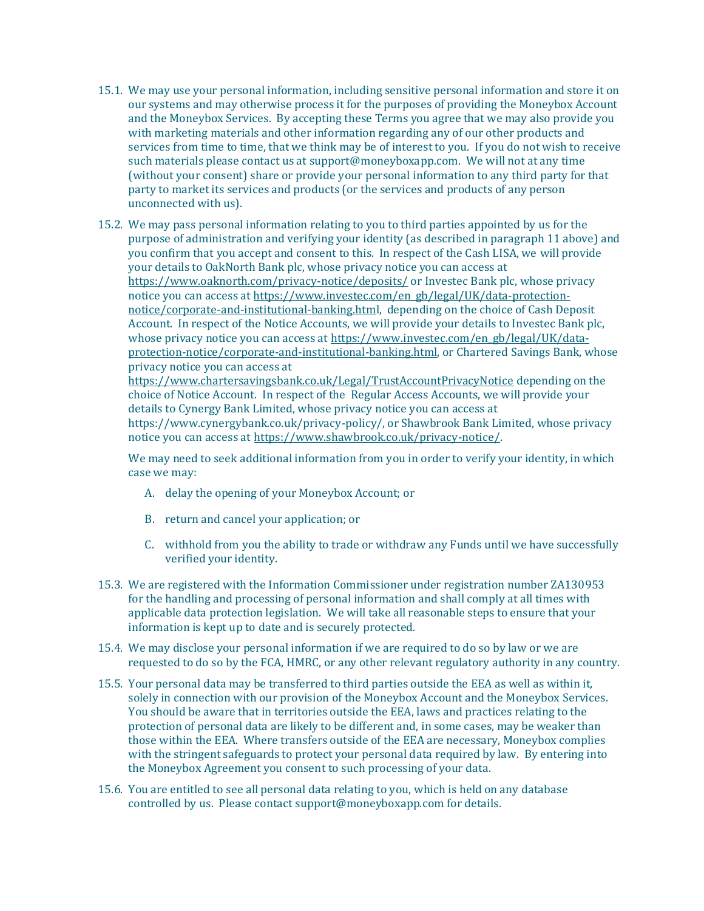15.1. We may use your personal information, including sensitive personal information and store it on our systems and may otherwise process it for the purposes of providing the Moneybox Account and the Moneybox Services. By accepting these Terms you agree that we may also provide you with marketing materials and other information regarding any of our other products and services from time to time, that we think may be of interest to you. If you do not wish to receive such materials please contact us at support@moneyboxapp.com. We will not at any time (without your consent) share or provide your personal information to any third party for that party to market its services and products (or the services and products of any person unconnected with us).

15.2. We may pass personal information relating to you to third parties appointed by us for the purpose of administration and verifying your identity (as described in paragraph 11 above) and you confirm that you accept and consent to this. In respect of the Cash LISA, we will provide your details to OakNorth Bank plc, whose privacy notice you can access at https://www.oaknorth.com/privacy-notice/deposits/ or Investec Bank plc, whose privacy notice you can access at https://www.investec.com/en_gb/legal/UK/data-protection-notice/corporate-and-institutional-banking.html, depending on the choice of Cash Deposit Account. In respect of the Notice Accounts, we will provide your details to Investec Bank plc, whose privacy notice you can access at https://www.investec.com/en_gb/legal/UK/data-protection-notice/corporate-and-institutional-banking.html, or Chartered Savings Bank, whose privacy notice you can access at https://www.chartersavingsbank.co.uk/Legal/TrustAccountPrivacyNotice depending on the choice of Notice Account. In respect of the Regular Access Accounts, we will provide your details to Cynergy Bank Limited, whose privacy notice you can access at https://www.cynergybank.co.uk/privacy-policy/, or Shawbrook Bank Limited, whose privacy notice you can access at https://www.shawbrook.co.uk/privacy-notice/.

We may need to seek additional information from you in order to verify your identity, in which case we may:

A. delay the opening of your Moneybox Account; or

B. return and cancel your application; or

C. withhold from you the ability to trade or withdraw any Funds until we have successfully verified your identity.

15.3. We are registered with the Information Commissioner under registration number ZA130953 for the handling and processing of personal information and shall comply at all times with applicable data protection legislation. We will take all reasonable steps to ensure that your information is kept up to date and is securely protected.

15.4. We may disclose your personal information if we are required to do so by law or we are requested to do so by the FCA, HMRC, or any other relevant regulatory authority in any country.

15.5. Your personal data may be transferred to third parties outside the EEA as well as within it, solely in connection with our provision of the Moneybox Account and the Moneybox Services. You should be aware that in territories outside the EEA, laws and practices relating to the protection of personal data are likely to be different and, in some cases, may be weaker than those within the EEA. Where transfers outside of the EEA are necessary, Moneybox complies with the stringent safeguards to protect your personal data required by law. By entering into the Moneybox Agreement you consent to such processing of your data.

15.6. You are entitled to see all personal data relating to you, which is held on any database controlled by us. Please contact support@moneyboxapp.com for details.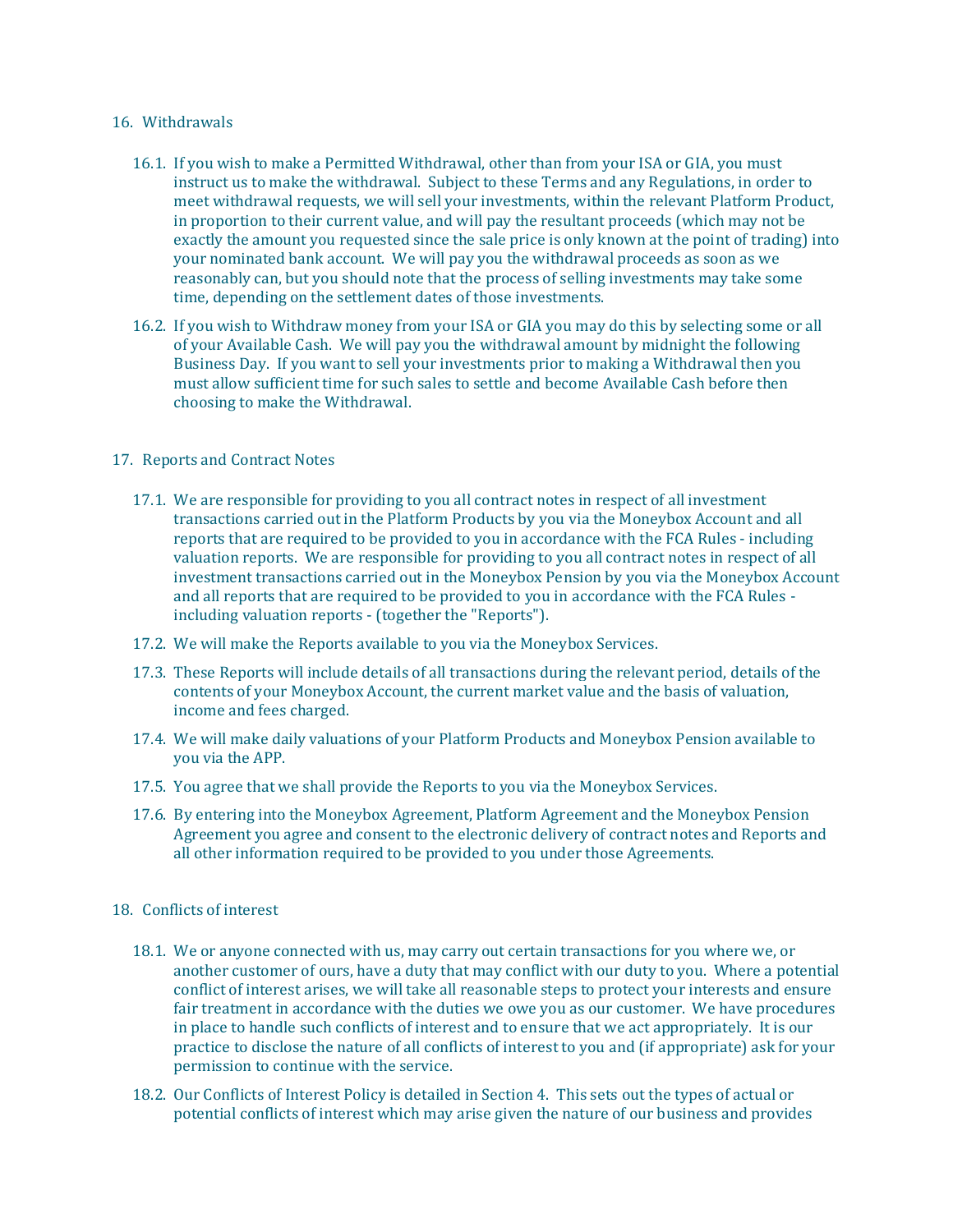## 16. Withdrawals

16.1. If you wish to make a Permitted Withdrawal, other than from your ISA or GIA, you must instruct us to make the withdrawal. Subject to these Terms and any Regulations, in order to meet withdrawal requests, we will sell your investments, within the relevant Platform Product, in proportion to their current value, and will pay the resultant proceeds (which may not be exactly the amount you requested since the sale price is only known at the point of trading) into your nominated bank account. We will pay you the withdrawal proceeds as soon as we reasonably can, but you should note that the process of selling investments may take some time, depending on the settlement dates of those investments.

16.2. If you wish to Withdraw money from your ISA or GIA you may do this by selecting some or all of your Available Cash. We will pay you the withdrawal amount by midnight the following Business Day. If you want to sell your investments prior to making a Withdrawal then you must allow sufficient time for such sales to settle and become Available Cash before then choosing to make the Withdrawal.

## 17. Reports and Contract Notes

17.1. We are responsible for providing to you all contract notes in respect of all investment transactions carried out in the Platform Products by you via the Moneybox Account and all reports that are required to be provided to you in accordance with the FCA Rules - including valuation reports. We are responsible for providing to you all contract notes in respect of all investment transactions carried out in the Moneybox Pension by you via the Moneybox Account and all reports that are required to be provided to you in accordance with the FCA Rules - including valuation reports - (together the "Reports").

17.2. We will make the Reports available to you via the Moneybox Services.

17.3. These Reports will include details of all transactions during the relevant period, details of the contents of your Moneybox Account, the current market value and the basis of valuation, income and fees charged.

17.4. We will make daily valuations of your Platform Products and Moneybox Pension available to you via the APP.

17.5. You agree that we shall provide the Reports to you via the Moneybox Services.

17.6. By entering into the Moneybox Agreement, Platform Agreement and the Moneybox Pension Agreement you agree and consent to the electronic delivery of contract notes and Reports and all other information required to be provided to you under those Agreements.

## 18. Conflicts of interest

18.1. We or anyone connected with us, may carry out certain transactions for you where we, or another customer of ours, have a duty that may conflict with our duty to you. Where a potential conflict of interest arises, we will take all reasonable steps to protect your interests and ensure fair treatment in accordance with the duties we owe you as our customer. We have procedures in place to handle such conflicts of interest and to ensure that we act appropriately. It is our practice to disclose the nature of all conflicts of interest to you and (if appropriate) ask for your permission to continue with the service.

18.2. Our Conflicts of Interest Policy is detailed in Section 4. This sets out the types of actual or potential conflicts of interest which may arise given the nature of our business and provides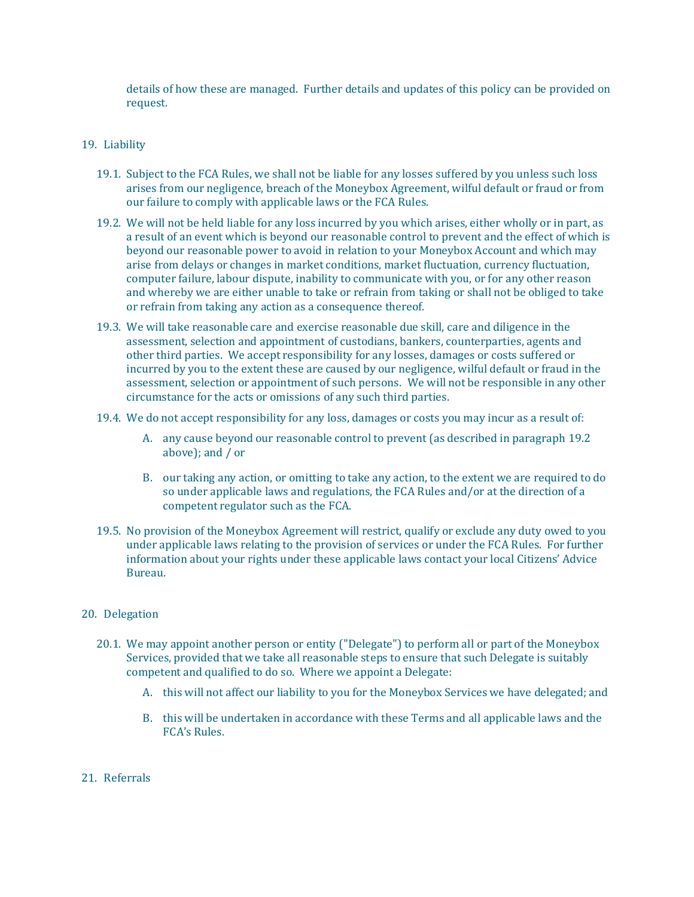details of how these are managed. Further details and updates of this policy can be provided on request.

## 19. Liability

19.1. Subject to the FCA Rules, we shall not be liable for any losses suffered by you unless such loss arises from our negligence, breach of the Moneybox Agreement, wilful default or fraud or from our failure to comply with applicable laws or the FCA Rules.

19.2. We will not be held liable for any loss incurred by you which arises, either wholly or in part, as a result of an event which is beyond our reasonable control to prevent and the effect of which is beyond our reasonable power to avoid in relation to your Moneybox Account and which may arise from delays or changes in market conditions, market fluctuation, currency fluctuation, computer failure, labour dispute, inability to communicate with you, or for any other reason and whereby we are either unable to take or refrain from taking or shall not be obliged to take or refrain from taking any action as a consequence thereof.

19.3. We will take reasonable care and exercise reasonable due skill, care and diligence in the assessment, selection and appointment of custodians, bankers, counterparties, agents and other third parties. We accept responsibility for any losses, damages or costs suffered or incurred by you to the extent these are caused by our negligence, wilful default or fraud in the assessment, selection or appointment of such persons. We will not be responsible in any other circumstance for the acts or omissions of any such third parties.

19.4. We do not accept responsibility for any loss, damages or costs you may incur as a result of:

A. any cause beyond our reasonable control to prevent (as described in paragraph 19.2 above); and / or

B. our taking any action, or omitting to take any action, to the extent we are required to do so under applicable laws and regulations, the FCA Rules and/or at the direction of a competent regulator such as the FCA.

19.5. No provision of the Moneybox Agreement will restrict, qualify or exclude any duty owed to you under applicable laws relating to the provision of services or under the FCA Rules. For further information about your rights under these applicable laws contact your local Citizens' Advice Bureau.

## 20. Delegation

20.1. We may appoint another person or entity ("Delegate") to perform all or part of the Moneybox Services, provided that we take all reasonable steps to ensure that such Delegate is suitably competent and qualified to do so. Where we appoint a Delegate:

A. this will not affect our liability to you for the Moneybox Services we have delegated; and

B. this will be undertaken in accordance with these Terms and all applicable laws and the FCA's Rules.

## 21. Referrals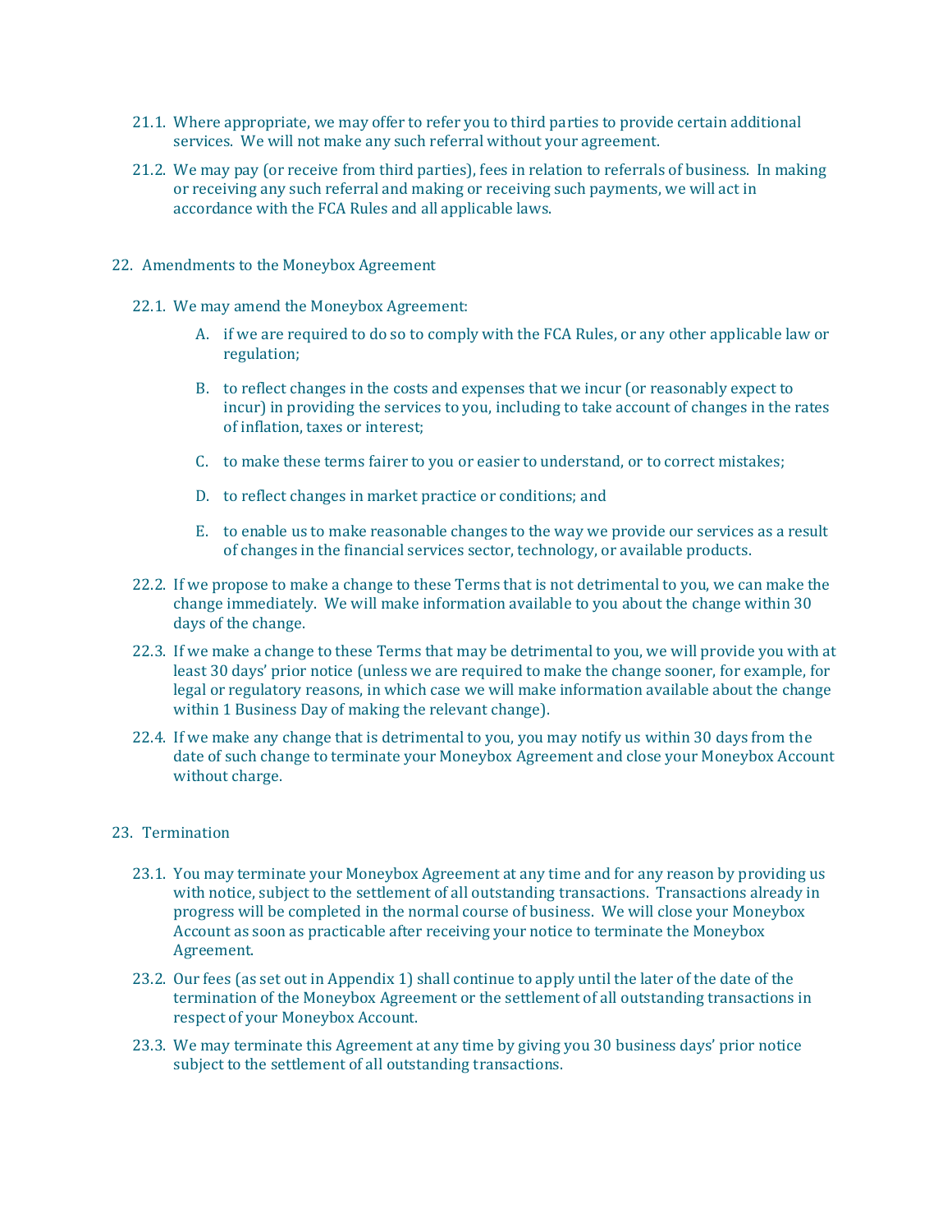21.1. Where appropriate, we may offer to refer you to third parties to provide certain additional services. We will not make any such referral without your agreement.

21.2. We may pay (or receive from third parties), fees in relation to referrals of business. In making or receiving any such referral and making or receiving such payments, we will act in accordance with the FCA Rules and all applicable laws.

## 22. Amendments to the Moneybox Agreement

22.1. We may amend the Moneybox Agreement:

A. if we are required to do so to comply with the FCA Rules, or any other applicable law or regulation;

B. to reflect changes in the costs and expenses that we incur (or reasonably expect to incur) in providing the services to you, including to take account of changes in the rates of inflation, taxes or interest;

C. to make these terms fairer to you or easier to understand, or to correct mistakes;

D. to reflect changes in market practice or conditions; and

E. to enable us to make reasonable changes to the way we provide our services as a result of changes in the financial services sector, technology, or available products.

22.2. If we propose to make a change to these Terms that is not detrimental to you, we can make the change immediately. We will make information available to you about the change within 30 days of the change.

22.3. If we make a change to these Terms that may be detrimental to you, we will provide you with at least 30 days' prior notice (unless we are required to make the change sooner, for example, for legal or regulatory reasons, in which case we will make information available about the change within 1 Business Day of making the relevant change).

22.4. If we make any change that is detrimental to you, you may notify us within 30 days from the date of such change to terminate your Moneybox Agreement and close your Moneybox Account without charge.

## 23. Termination

23.1. You may terminate your Moneybox Agreement at any time and for any reason by providing us with notice, subject to the settlement of all outstanding transactions. Transactions already in progress will be completed in the normal course of business. We will close your Moneybox Account as soon as practicable after receiving your notice to terminate the Moneybox Agreement.

23.2. Our fees (as set out in Appendix 1) shall continue to apply until the later of the date of the termination of the Moneybox Agreement or the settlement of all outstanding transactions in respect of your Moneybox Account.

23.3. We may terminate this Agreement at any time by giving you 30 business days' prior notice subject to the settlement of all outstanding transactions.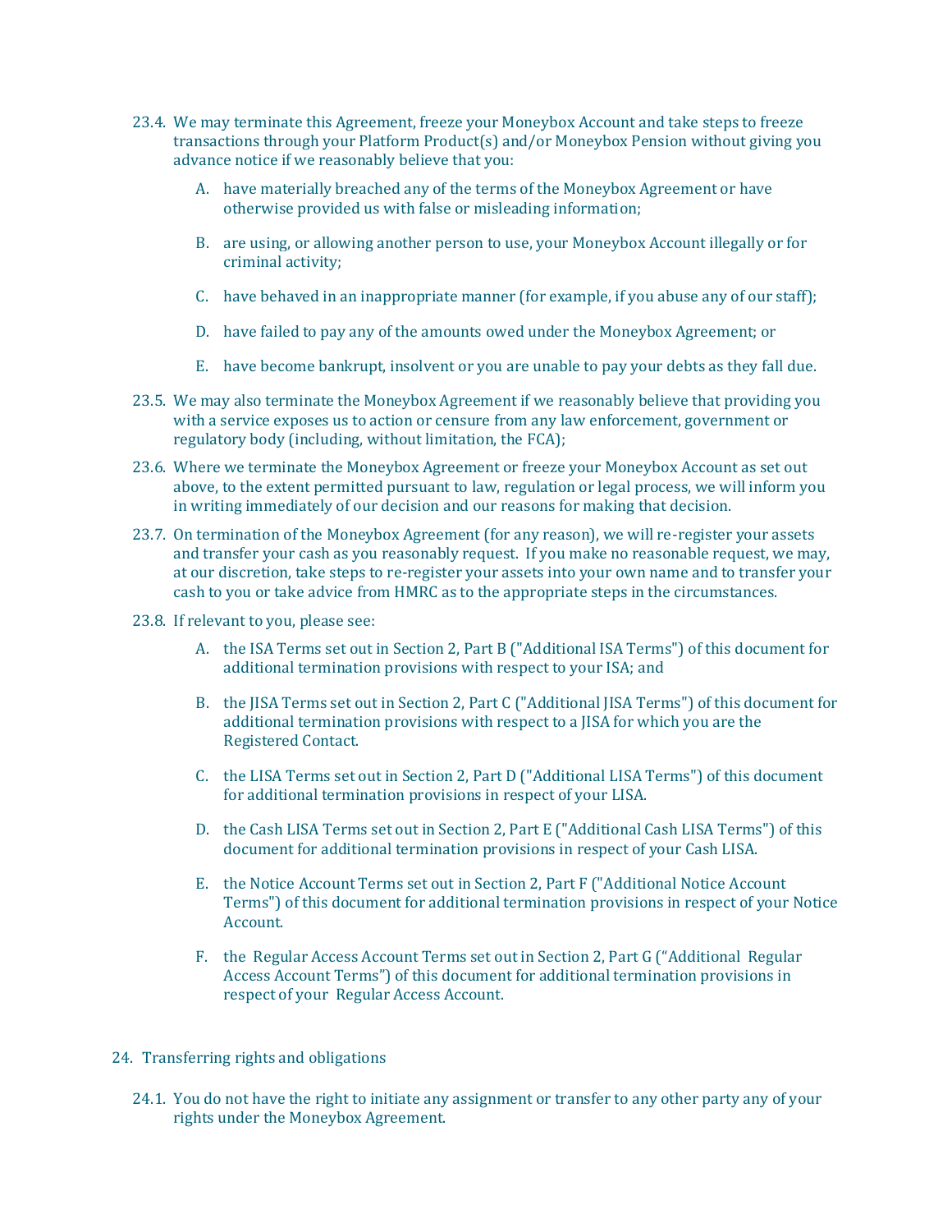23.4. We may terminate this Agreement, freeze your Moneybox Account and take steps to freeze transactions through your Platform Product(s) and/or Moneybox Pension without giving you advance notice if we reasonably believe that you:

   A. have materially breached any of the terms of the Moneybox Agreement or have otherwise provided us with false or misleading information;

   B. are using, or allowing another person to use, your Moneybox Account illegally or for criminal activity;

   C. have behaved in an inappropriate manner (for example, if you abuse any of our staff);

   D. have failed to pay any of the amounts owed under the Moneybox Agreement; or

   E. have become bankrupt, insolvent or you are unable to pay your debts as they fall due.

23.5. We may also terminate the Moneybox Agreement if we reasonably believe that providing you with a service exposes us to action or censure from any law enforcement, government or regulatory body (including, without limitation, the FCA);

23.6. Where we terminate the Moneybox Agreement or freeze your Moneybox Account as set out above, to the extent permitted pursuant to law, regulation or legal process, we will inform you in writing immediately of our decision and our reasons for making that decision.

23.7. On termination of the Moneybox Agreement (for any reason), we will re-register your assets and transfer your cash as you reasonably request. If you make no reasonable request, we may, at our discretion, take steps to re-register your assets into your own name and to transfer your cash to you or take advice from HMRC as to the appropriate steps in the circumstances.

23.8. If relevant to you, please see:

   A. the ISA Terms set out in Section 2, Part B ("Additional ISA Terms") of this document for additional termination provisions with respect to your ISA; and

   B. the JISA Terms set out in Section 2, Part C ("Additional JISA Terms") of this document for additional termination provisions with respect to a JISA for which you are the Registered Contact.

   C. the LISA Terms set out in Section 2, Part D ("Additional LISA Terms") of this document for additional termination provisions in respect of your LISA.

   D. the Cash LISA Terms set out in Section 2, Part E ("Additional Cash LISA Terms") of this document for additional termination provisions in respect of your Cash LISA.

   E. the Notice Account Terms set out in Section 2, Part F ("Additional Notice Account Terms") of this document for additional termination provisions in respect of your Notice Account.

   F. the Regular Access Account Terms set out in Section 2, Part G ("Additional Regular Access Account Terms") of this document for additional termination provisions in respect of your Regular Access Account.

## 24. Transferring rights and obligations

24.1. You do not have the right to initiate any assignment or transfer to any other party any of your rights under the Moneybox Agreement.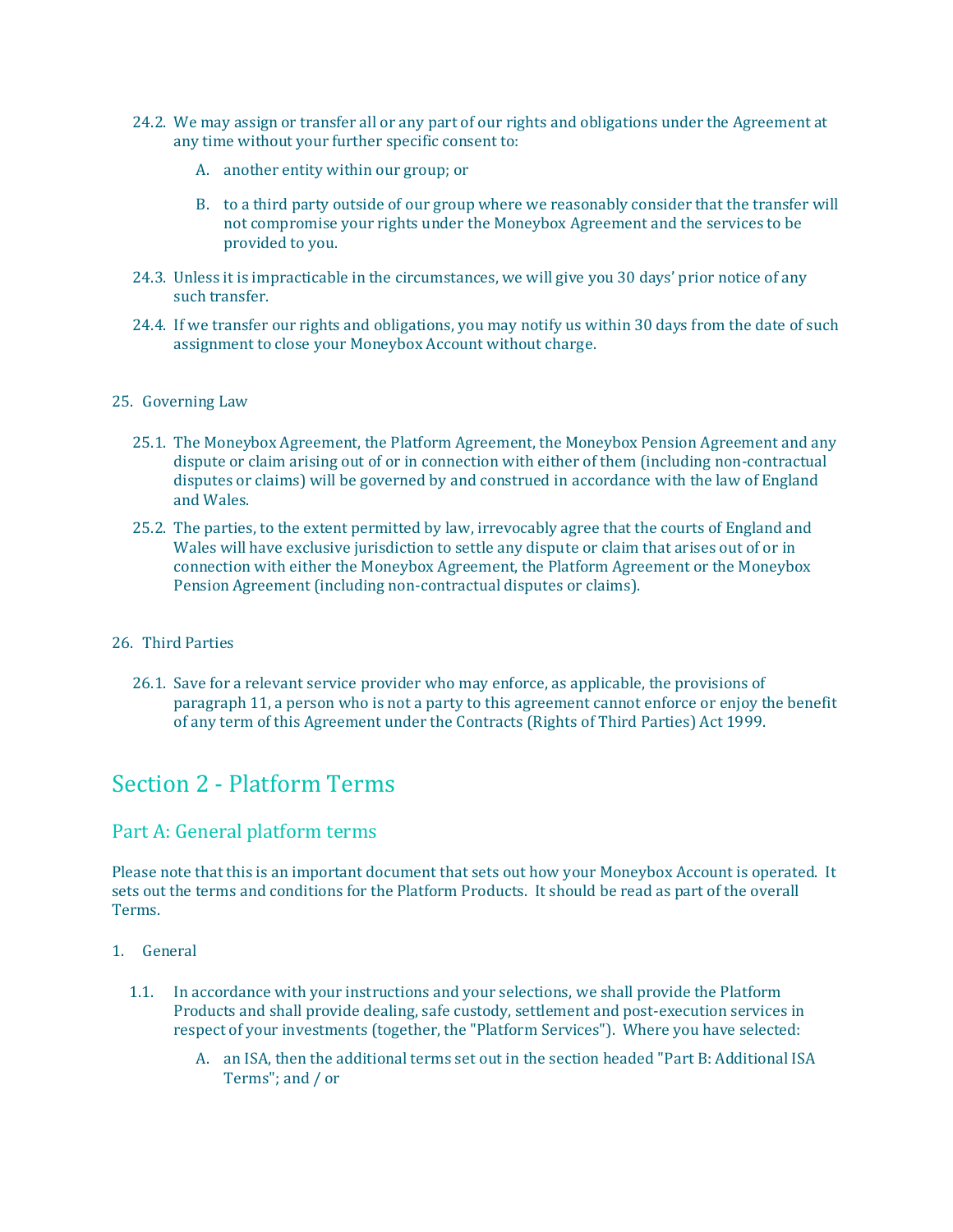24.2. We may assign or transfer all or any part of our rights and obligations under the Agreement at any time without your further specific consent to:

   A. another entity within our group; or

   B. to a third party outside of our group where we reasonably consider that the transfer will not compromise your rights under the Moneybox Agreement and the services to be provided to you.

24.3. Unless it is impracticable in the circumstances, we will give you 30 days' prior notice of any such transfer.

24.4. If we transfer our rights and obligations, you may notify us within 30 days from the date of such assignment to close your Moneybox Account without charge.

25. Governing Law

25.1. The Moneybox Agreement, the Platform Agreement, the Moneybox Pension Agreement and any dispute or claim arising out of or in connection with either of them (including non-contractual disputes or claims) will be governed by and construed in accordance with the law of England and Wales.

25.2. The parties, to the extent permitted by law, irrevocably agree that the courts of England and Wales will have exclusive jurisdiction to settle any dispute or claim that arises out of or in connection with either the Moneybox Agreement, the Platform Agreement or the Moneybox Pension Agreement (including non-contractual disputes or claims).

26. Third Parties

26.1. Save for a relevant service provider who may enforce, as applicable, the provisions of paragraph 11, a person who is not a party to this agreement cannot enforce or enjoy the benefit of any term of this Agreement under the Contracts (Rights of Third Parties) Act 1999.

# Section 2 - Platform Terms

## Part A: General platform terms

Please note that this is an important document that sets out how your Moneybox Account is operated. It sets out the terms and conditions for the Platform Products. It should be read as part of the overall Terms.

1. General

1.1. In accordance with your instructions and your selections, we shall provide the Platform Products and shall provide dealing, safe custody, settlement and post-execution services in respect of your investments (together, the "Platform Services"). Where you have selected:

   A. an ISA, then the additional terms set out in the section headed "Part B: Additional ISA Terms"; and / or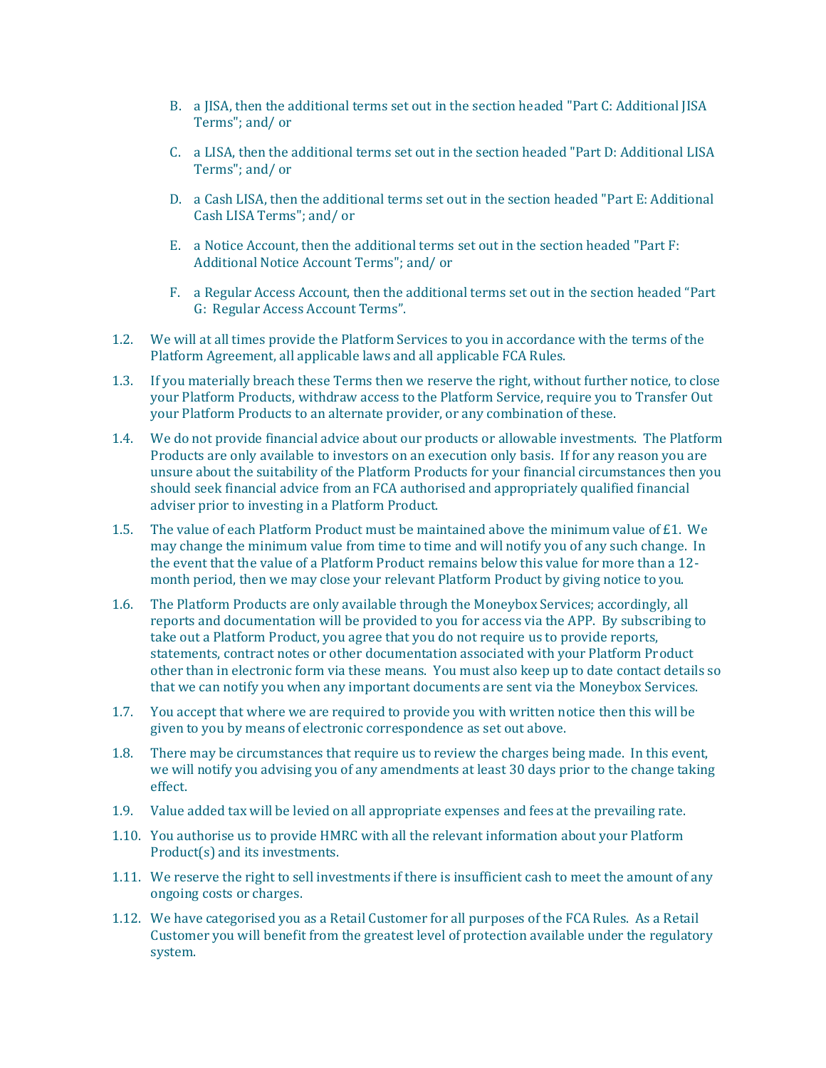B. a JISA, then the additional terms set out in the section headed "Part C: Additional JISA Terms"; and/ or

C. a LISA, then the additional terms set out in the section headed "Part D: Additional LISA Terms"; and/ or

D. a Cash LISA, then the additional terms set out in the section headed "Part E: Additional Cash LISA Terms"; and/ or

E. a Notice Account, then the additional terms set out in the section headed "Part F: Additional Notice Account Terms"; and/ or

F. a Regular Access Account, then the additional terms set out in the section headed "Part G: Regular Access Account Terms".

1.2. We will at all times provide the Platform Services to you in accordance with the terms of the Platform Agreement, all applicable laws and all applicable FCA Rules.

1.3. If you materially breach these Terms then we reserve the right, without further notice, to close your Platform Products, withdraw access to the Platform Service, require you to Transfer Out your Platform Products to an alternate provider, or any combination of these.

1.4. We do not provide financial advice about our products or allowable investments. The Platform Products are only available to investors on an execution only basis. If for any reason you are unsure about the suitability of the Platform Products for your financial circumstances then you should seek financial advice from an FCA authorised and appropriately qualified financial adviser prior to investing in a Platform Product.

1.5. The value of each Platform Product must be maintained above the minimum value of £1. We may change the minimum value from time to time and will notify you of any such change. In the event that the value of a Platform Product remains below this value for more than a 12-month period, then we may close your relevant Platform Product by giving notice to you.

1.6. The Platform Products are only available through the Moneybox Services; accordingly, all reports and documentation will be provided to you for access via the APP. By subscribing to take out a Platform Product, you agree that you do not require us to provide reports, statements, contract notes or other documentation associated with your Platform Product other than in electronic form via these means. You must also keep up to date contact details so that we can notify you when any important documents are sent via the Moneybox Services.

1.7. You accept that where we are required to provide you with written notice then this will be given to you by means of electronic correspondence as set out above.

1.8. There may be circumstances that require us to review the charges being made. In this event, we will notify you advising you of any amendments at least 30 days prior to the change taking effect.

1.9. Value added tax will be levied on all appropriate expenses and fees at the prevailing rate.

1.10. You authorise us to provide HMRC with all the relevant information about your Platform Product(s) and its investments.

1.11. We reserve the right to sell investments if there is insufficient cash to meet the amount of any ongoing costs or charges.

1.12. We have categorised you as a Retail Customer for all purposes of the FCA Rules. As a Retail Customer you will benefit from the greatest level of protection available under the regulatory system.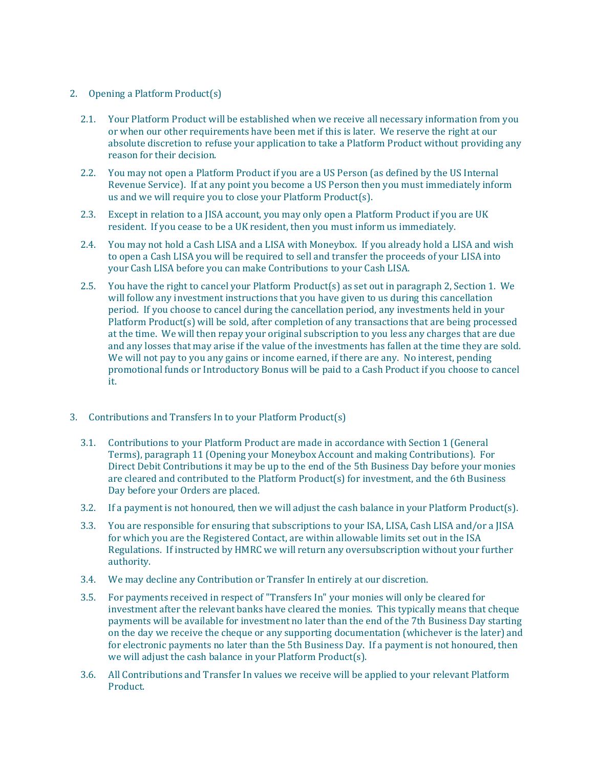2. Opening a Platform Product(s)

   2.1. Your Platform Product will be established when we receive all necessary information from you or when our other requirements have been met if this is later. We reserve the right at our absolute discretion to refuse your application to take a Platform Product without providing any reason for their decision.

   2.2. You may not open a Platform Product if you are a US Person (as defined by the US Internal Revenue Service). If at any point you become a US Person then you must immediately inform us and we will require you to close your Platform Product(s).

   2.3. Except in relation to a JISA account, you may only open a Platform Product if you are UK resident. If you cease to be a UK resident, then you must inform us immediately.

   2.4. You may not hold a Cash LISA and a LISA with Moneybox. If you already hold a LISA and wish to open a Cash LISA you will be required to sell and transfer the proceeds of your LISA into your Cash LISA before you can make Contributions to your Cash LISA.

   2.5. You have the right to cancel your Platform Product(s) as set out in paragraph 2, Section 1. We will follow any investment instructions that you have given to us during this cancellation period. If you choose to cancel during the cancellation period, any investments held in your Platform Product(s) will be sold, after completion of any transactions that are being processed at the time. We will then repay your original subscription to you less any charges that are due and any losses that may arise if the value of the investments has fallen at the time they are sold. We will not pay to you any gains or income earned, if there are any. No interest, pending promotional funds or Introductory Bonus will be paid to a Cash Product if you choose to cancel it.

3. Contributions and Transfers In to your Platform Product(s)

   3.1. Contributions to your Platform Product are made in accordance with Section 1 (General Terms), paragraph 11 (Opening your Moneybox Account and making Contributions). For Direct Debit Contributions it may be up to the end of the 5th Business Day before your monies are cleared and contributed to the Platform Product(s) for investment, and the 6th Business Day before your Orders are placed.

   3.2. If a payment is not honoured, then we will adjust the cash balance in your Platform Product(s).

   3.3. You are responsible for ensuring that subscriptions to your ISA, LISA, Cash LISA and/or a JISA for which you are the Registered Contact, are within allowable limits set out in the ISA Regulations. If instructed by HMRC we will return any oversubscription without your further authority.

   3.4. We may decline any Contribution or Transfer In entirely at our discretion.

   3.5. For payments received in respect of "Transfers In" your monies will only be cleared for investment after the relevant banks have cleared the monies. This typically means that cheque payments will be available for investment no later than the end of the 7th Business Day starting on the day we receive the cheque or any supporting documentation (whichever is the later) and for electronic payments no later than the 5th Business Day. If a payment is not honoured, then we will adjust the cash balance in your Platform Product(s).

   3.6. All Contributions and Transfer In values we receive will be applied to your relevant Platform Product.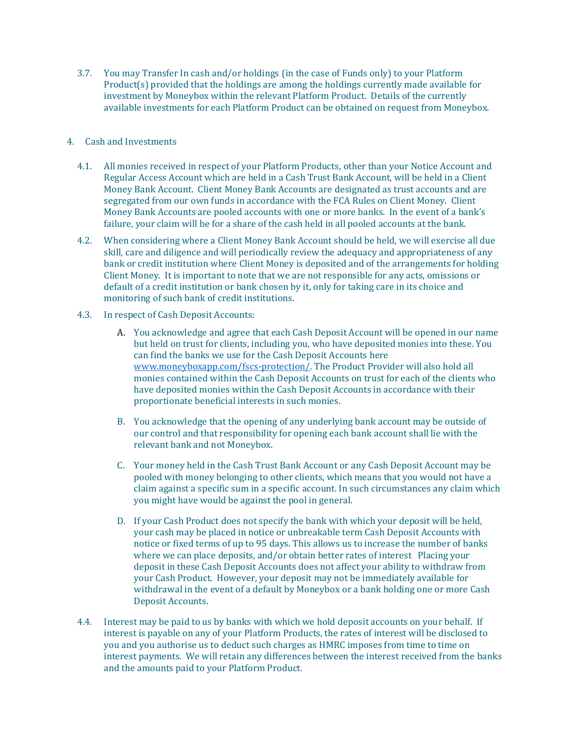3.7. You may Transfer In cash and/or holdings (in the case of Funds only) to your Platform Product(s) provided that the holdings are among the holdings currently made available for investment by Moneybox within the relevant Platform Product. Details of the currently available investments for each Platform Product can be obtained on request from Moneybox.

4. Cash and Investments

4.1. All monies received in respect of your Platform Products, other than your Notice Account and Regular Access Account which are held in a Cash Trust Bank Account, will be held in a Client Money Bank Account. Client Money Bank Accounts are designated as trust accounts and are segregated from our own funds in accordance with the FCA Rules on Client Money. Client Money Bank Accounts are pooled accounts with one or more banks. In the event of a bank's failure, your claim will be for a share of the cash held in all pooled accounts at the bank.

4.2. When considering where a Client Money Bank Account should be held, we will exercise all due skill, care and diligence and will periodically review the adequacy and appropriateness of any bank or credit institution where Client Money is deposited and of the arrangements for holding Client Money. It is important to note that we are not responsible for any acts, omissions or default of a credit institution or bank chosen by it, only for taking care in its choice and monitoring of such bank of credit institutions.

4.3. In respect of Cash Deposit Accounts:

A. You acknowledge and agree that each Cash Deposit Account will be opened in our name but held on trust for clients, including you, who have deposited monies into these. You can find the banks we use for the Cash Deposit Accounts here [www.moneyboxapp.com/fscs-protection/](www.moneyboxapp.com/fscs-protection/). The Product Provider will also hold all monies contained within the Cash Deposit Accounts on trust for each of the clients who have deposited monies within the Cash Deposit Accounts in accordance with their proportionate beneficial interests in such monies.

B. You acknowledge that the opening of any underlying bank account may be outside of our control and that responsibility for opening each bank account shall lie with the relevant bank and not Moneybox.

C. Your money held in the Cash Trust Bank Account or any Cash Deposit Account may be pooled with money belonging to other clients, which means that you would not have a claim against a specific sum in a specific account. In such circumstances any claim which you might have would be against the pool in general.

D. If your Cash Product does not specify the bank with which your deposit will be held, your cash may be placed in notice or unbreakable term Cash Deposit Accounts with notice or fixed terms of up to 95 days. This allows us to increase the number of banks where we can place deposits, and/or obtain better rates of interest Placing your deposit in these Cash Deposit Accounts does not affect your ability to withdraw from your Cash Product. However, your deposit may not be immediately available for withdrawal in the event of a default by Moneybox or a bank holding one or more Cash Deposit Accounts.

4.4. Interest may be paid to us by banks with which we hold deposit accounts on your behalf. If interest is payable on any of your Platform Products, the rates of interest will be disclosed to you and you authorise us to deduct such charges as HMRC imposes from time to time on interest payments. We will retain any differences between the interest received from the banks and the amounts paid to your Platform Product.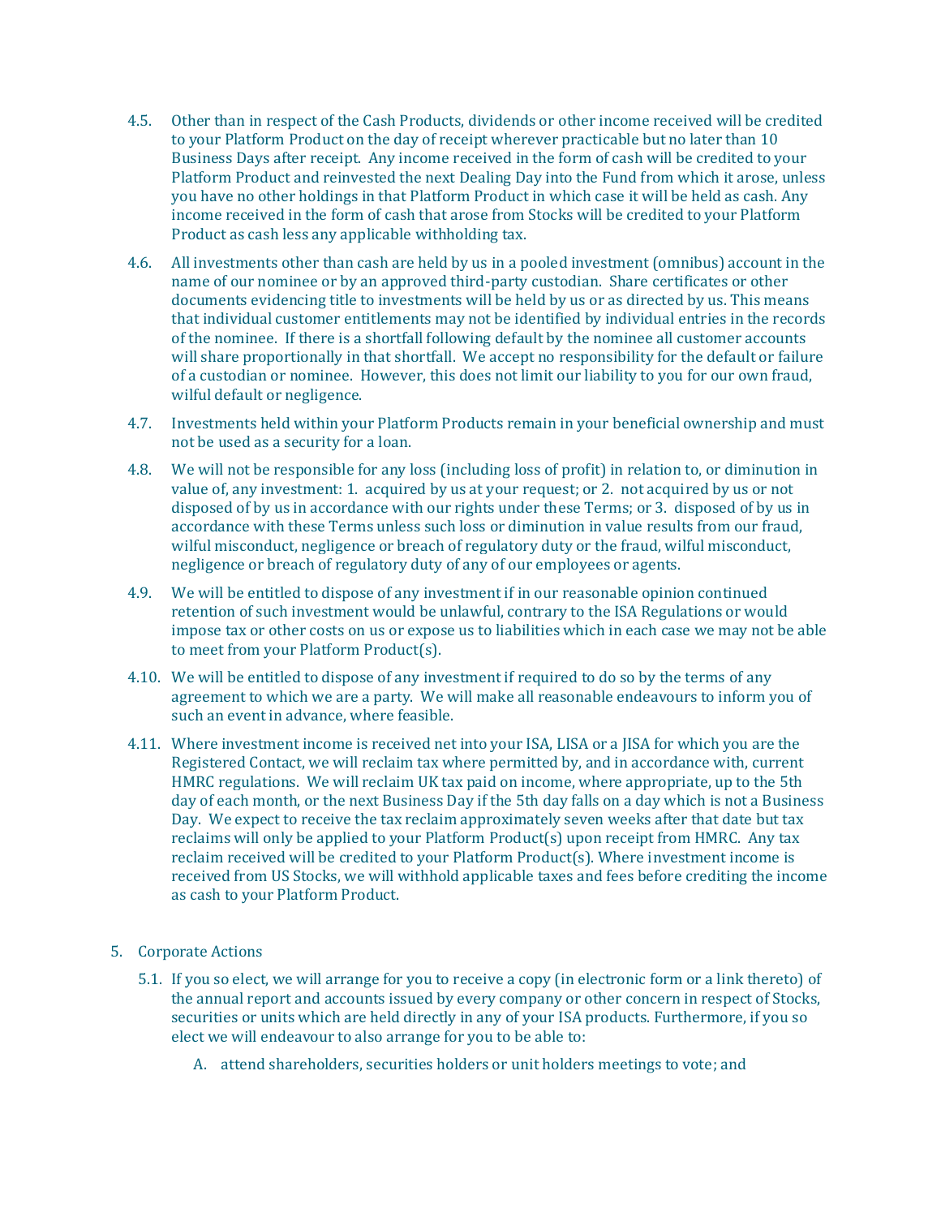4.5. Other than in respect of the Cash Products, dividends or other income received will be credited to your Platform Product on the day of receipt wherever practicable but no later than 10 Business Days after receipt. Any income received in the form of cash will be credited to your Platform Product and reinvested the next Dealing Day into the Fund from which it arose, unless you have no other holdings in that Platform Product in which case it will be held as cash. Any income received in the form of cash that arose from Stocks will be credited to your Platform Product as cash less any applicable withholding tax.

4.6. All investments other than cash are held by us in a pooled investment (omnibus) account in the name of our nominee or by an approved third-party custodian. Share certificates or other documents evidencing title to investments will be held by us or as directed by us. This means that individual customer entitlements may not be identified by individual entries in the records of the nominee. If there is a shortfall following default by the nominee all customer accounts will share proportionally in that shortfall. We accept no responsibility for the default or failure of a custodian or nominee. However, this does not limit our liability to you for our own fraud, wilful default or negligence.

4.7. Investments held within your Platform Products remain in your beneficial ownership and must not be used as a security for a loan.

4.8. We will not be responsible for any loss (including loss of profit) in relation to, or diminution in value of, any investment: 1. acquired by us at your request; or 2. not acquired by us or not disposed of by us in accordance with our rights under these Terms; or 3. disposed of by us in accordance with these Terms unless such loss or diminution in value results from our fraud, wilful misconduct, negligence or breach of regulatory duty or the fraud, wilful misconduct, negligence or breach of regulatory duty of any of our employees or agents.

4.9. We will be entitled to dispose of any investment if in our reasonable opinion continued retention of such investment would be unlawful, contrary to the ISA Regulations or would impose tax or other costs on us or expose us to liabilities which in each case we may not be able to meet from your Platform Product(s).

4.10. We will be entitled to dispose of any investment if required to do so by the terms of any agreement to which we are a party. We will make all reasonable endeavours to inform you of such an event in advance, where feasible.

4.11. Where investment income is received net into your ISA, LISA or a JISA for which you are the Registered Contact, we will reclaim tax where permitted by, and in accordance with, current HMRC regulations. We will reclaim UK tax paid on income, where appropriate, up to the 5th day of each month, or the next Business Day if the 5th day falls on a day which is not a Business Day. We expect to receive the tax reclaim approximately seven weeks after that date but tax reclaims will only be applied to your Platform Product(s) upon receipt from HMRC. Any tax reclaim received will be credited to your Platform Product(s). Where investment income is received from US Stocks, we will withhold applicable taxes and fees before crediting the income as cash to your Platform Product.

5. Corporate Actions

5.1. If you so elect, we will arrange for you to receive a copy (in electronic form or a link thereto) of the annual report and accounts issued by every company or other concern in respect of Stocks, securities or units which are held directly in any of your ISA products. Furthermore, if you so elect we will endeavour to also arrange for you to be able to:

A. attend shareholders, securities holders or unit holders meetings to vote; and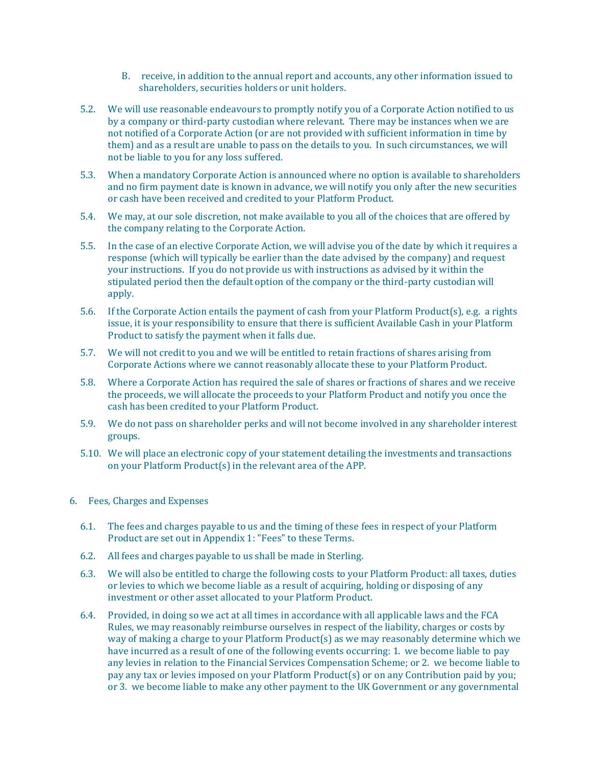B. receive, in addition to the annual report and accounts, any other information issued to shareholders, securities holders or unit holders.

5.2. We will use reasonable endeavours to promptly notify you of a Corporate Action notified to us by a company or third-party custodian where relevant. There may be instances when we are not notified of a Corporate Action (or are not provided with sufficient information in time by them) and as a result are unable to pass on the details to you. In such circumstances, we will not be liable to you for any loss suffered.

5.3. When a mandatory Corporate Action is announced where no option is available to shareholders and no firm payment date is known in advance, we will notify you only after the new securities or cash have been received and credited to your Platform Product.

5.4. We may, at our sole discretion, not make available to you all of the choices that are offered by the company relating to the Corporate Action.

5.5. In the case of an elective Corporate Action, we will advise you of the date by which it requires a response (which will typically be earlier than the date advised by the company) and request your instructions. If you do not provide us with instructions as advised by it within the stipulated period then the default option of the company or the third-party custodian will apply.

5.6. If the Corporate Action entails the payment of cash from your Platform Product(s), e.g. a rights issue, it is your responsibility to ensure that there is sufficient Available Cash in your Platform Product to satisfy the payment when it falls due.

5.7. We will not credit to you and we will be entitled to retain fractions of shares arising from Corporate Actions where we cannot reasonably allocate these to your Platform Product.

5.8. Where a Corporate Action has required the sale of shares or fractions of shares and we receive the proceeds, we will allocate the proceeds to your Platform Product and notify you once the cash has been credited to your Platform Product.

5.9. We do not pass on shareholder perks and will not become involved in any shareholder interest groups.

5.10. We will place an electronic copy of your statement detailing the investments and transactions on your Platform Product(s) in the relevant area of the APP.

## 6. Fees, Charges and Expenses

6.1. The fees and charges payable to us and the timing of these fees in respect of your Platform Product are set out in Appendix 1: "Fees" to these Terms.

6.2. All fees and charges payable to us shall be made in Sterling.

6.3. We will also be entitled to charge the following costs to your Platform Product: all taxes, duties or levies to which we become liable as a result of acquiring, holding or disposing of any investment or other asset allocated to your Platform Product.

6.4. Provided, in doing so we act at all times in accordance with all applicable laws and the FCA Rules, we may reasonably reimburse ourselves in respect of the liability, charges or costs by way of making a charge to your Platform Product(s) as we may reasonably determine which we have incurred as a result of one of the following events occurring: 1. we become liable to pay any levies in relation to the Financial Services Compensation Scheme; or 2. we become liable to pay any tax or levies imposed on your Platform Product(s) or on any Contribution paid by you; or 3. we become liable to make any other payment to the UK Government or any governmental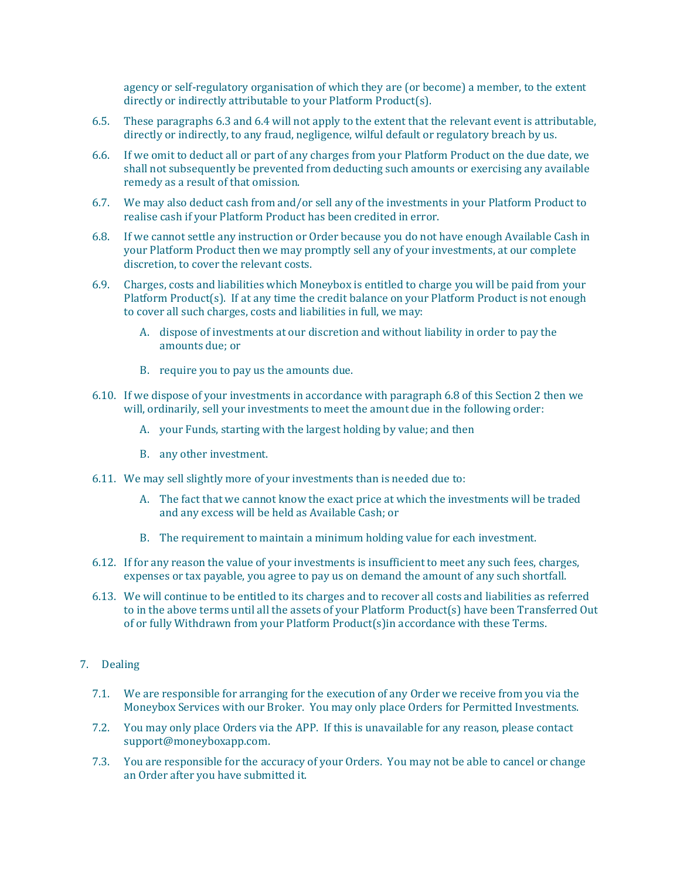agency or self-regulatory organisation of which they are (or become) a member, to the extent directly or indirectly attributable to your Platform Product(s).

6.5. These paragraphs 6.3 and 6.4 will not apply to the extent that the relevant event is attributable, directly or indirectly, to any fraud, negligence, wilful default or regulatory breach by us.

6.6. If we omit to deduct all or part of any charges from your Platform Product on the due date, we shall not subsequently be prevented from deducting such amounts or exercising any available remedy as a result of that omission.

6.7. We may also deduct cash from and/or sell any of the investments in your Platform Product to realise cash if your Platform Product has been credited in error.

6.8. If we cannot settle any instruction or Order because you do not have enough Available Cash in your Platform Product then we may promptly sell any of your investments, at our complete discretion, to cover the relevant costs.

6.9. Charges, costs and liabilities which Moneybox is entitled to charge you will be paid from your Platform Product(s). If at any time the credit balance on your Platform Product is not enough to cover all such charges, costs and liabilities in full, we may:

   A. dispose of investments at our discretion and without liability in order to pay the amounts due; or

   B. require you to pay us the amounts due.

6.10. If we dispose of your investments in accordance with paragraph 6.8 of this Section 2 then we will, ordinarily, sell your investments to meet the amount due in the following order:

   A. your Funds, starting with the largest holding by value; and then

   B. any other investment.

6.11. We may sell slightly more of your investments than is needed due to:

   A. The fact that we cannot know the exact price at which the investments will be traded and any excess will be held as Available Cash; or

   B. The requirement to maintain a minimum holding value for each investment.

6.12. If for any reason the value of your investments is insufficient to meet any such fees, charges, expenses or tax payable, you agree to pay us on demand the amount of any such shortfall.

6.13. We will continue to be entitled to its charges and to recover all costs and liabilities as referred to in the above terms until all the assets of your Platform Product(s) have been Transferred Out of or fully Withdrawn from your Platform Product(s)in accordance with these Terms.

7. Dealing

7.1. We are responsible for arranging for the execution of any Order we receive from you via the Moneybox Services with our Broker. You may only place Orders for Permitted Investments.

7.2. You may only place Orders via the APP. If this is unavailable for any reason, please contact support@moneyboxapp.com.

7.3. You are responsible for the accuracy of your Orders. You may not be able to cancel or change an Order after you have submitted it.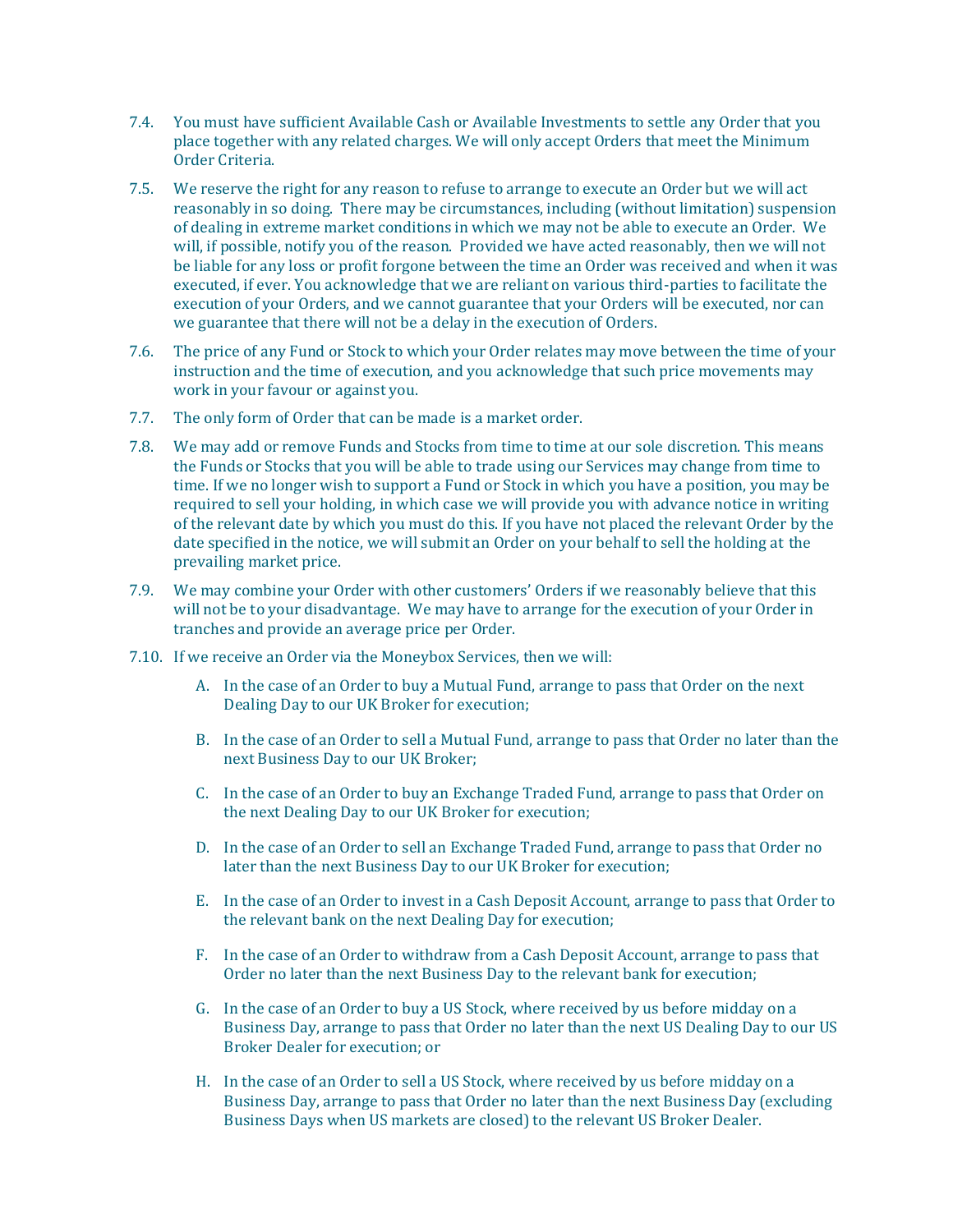7.4. You must have sufficient Available Cash or Available Investments to settle any Order that you place together with any related charges. We will only accept Orders that meet the Minimum Order Criteria.

7.5. We reserve the right for any reason to refuse to arrange to execute an Order but we will act reasonably in so doing. There may be circumstances, including (without limitation) suspension of dealing in extreme market conditions in which we may not be able to execute an Order. We will, if possible, notify you of the reason. Provided we have acted reasonably, then we will not be liable for any loss or profit forgone between the time an Order was received and when it was executed, if ever. You acknowledge that we are reliant on various third-parties to facilitate the execution of your Orders, and we cannot guarantee that your Orders will be executed, nor can we guarantee that there will not be a delay in the execution of Orders.

7.6. The price of any Fund or Stock to which your Order relates may move between the time of your instruction and the time of execution, and you acknowledge that such price movements may work in your favour or against you.

7.7. The only form of Order that can be made is a market order.

7.8. We may add or remove Funds and Stocks from time to time at our sole discretion. This means the Funds or Stocks that you will be able to trade using our Services may change from time to time. If we no longer wish to support a Fund or Stock in which you have a position, you may be required to sell your holding, in which case we will provide you with advance notice in writing of the relevant date by which you must do this. If you have not placed the relevant Order by the date specified in the notice, we will submit an Order on your behalf to sell the holding at the prevailing market price.

7.9. We may combine your Order with other customers' Orders if we reasonably believe that this will not be to your disadvantage. We may have to arrange for the execution of your Order in tranches and provide an average price per Order.

7.10. If we receive an Order via the Moneybox Services, then we will:

A. In the case of an Order to buy a Mutual Fund, arrange to pass that Order on the next Dealing Day to our UK Broker for execution;

B. In the case of an Order to sell a Mutual Fund, arrange to pass that Order no later than the next Business Day to our UK Broker;

C. In the case of an Order to buy an Exchange Traded Fund, arrange to pass that Order on the next Dealing Day to our UK Broker for execution;

D. In the case of an Order to sell an Exchange Traded Fund, arrange to pass that Order no later than the next Business Day to our UK Broker for execution;

E. In the case of an Order to invest in a Cash Deposit Account, arrange to pass that Order to the relevant bank on the next Dealing Day for execution;

F. In the case of an Order to withdraw from a Cash Deposit Account, arrange to pass that Order no later than the next Business Day to the relevant bank for execution;

G. In the case of an Order to buy a US Stock, where received by us before midday on a Business Day, arrange to pass that Order no later than the next US Dealing Day to our US Broker Dealer for execution; or

H. In the case of an Order to sell a US Stock, where received by us before midday on a Business Day, arrange to pass that Order no later than the next Business Day (excluding Business Days when US markets are closed) to the relevant US Broker Dealer.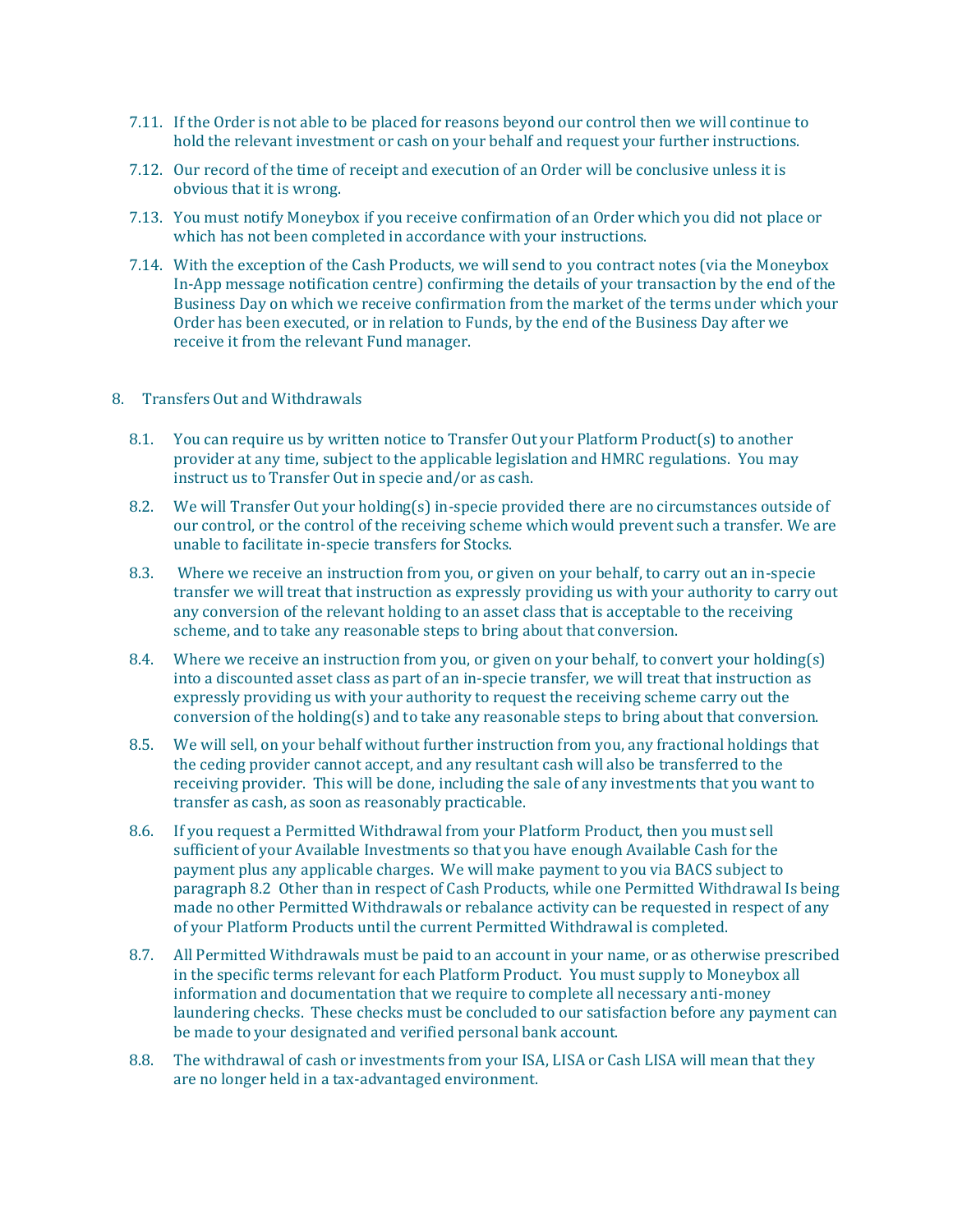7.11. If the Order is not able to be placed for reasons beyond our control then we will continue to hold the relevant investment or cash on your behalf and request your further instructions.

7.12. Our record of the time of receipt and execution of an Order will be conclusive unless it is obvious that it is wrong.

7.13. You must notify Moneybox if you receive confirmation of an Order which you did not place or which has not been completed in accordance with your instructions.

7.14. With the exception of the Cash Products, we will send to you contract notes (via the Moneybox In-App message notification centre) confirming the details of your transaction by the end of the Business Day on which we receive confirmation from the market of the terms under which your Order has been executed, or in relation to Funds, by the end of the Business Day after we receive it from the relevant Fund manager.

## 8. Transfers Out and Withdrawals

8.1. You can require us by written notice to Transfer Out your Platform Product(s) to another provider at any time, subject to the applicable legislation and HMRC regulations. You may instruct us to Transfer Out in specie and/or as cash.

8.2. We will Transfer Out your holding(s) in-specie provided there are no circumstances outside of our control, or the control of the receiving scheme which would prevent such a transfer. We are unable to facilitate in-specie transfers for Stocks.

8.3. Where we receive an instruction from you, or given on your behalf, to carry out an in-specie transfer we will treat that instruction as expressly providing us with your authority to carry out any conversion of the relevant holding to an asset class that is acceptable to the receiving scheme, and to take any reasonable steps to bring about that conversion.

8.4. Where we receive an instruction from you, or given on your behalf, to convert your holding(s) into a discounted asset class as part of an in-specie transfer, we will treat that instruction as expressly providing us with your authority to request the receiving scheme carry out the conversion of the holding(s) and to take any reasonable steps to bring about that conversion.

8.5. We will sell, on your behalf without further instruction from you, any fractional holdings that the ceding provider cannot accept, and any resultant cash will also be transferred to the receiving provider. This will be done, including the sale of any investments that you want to transfer as cash, as soon as reasonably practicable.

8.6. If you request a Permitted Withdrawal from your Platform Product, then you must sell sufficient of your Available Investments so that you have enough Available Cash for the payment plus any applicable charges. We will make payment to you via BACS subject to paragraph 8.2 Other than in respect of Cash Products, while one Permitted Withdrawal Is being made no other Permitted Withdrawals or rebalance activity can be requested in respect of any of your Platform Products until the current Permitted Withdrawal is completed.

8.7. All Permitted Withdrawals must be paid to an account in your name, or as otherwise prescribed in the specific terms relevant for each Platform Product. You must supply to Moneybox all information and documentation that we require to complete all necessary anti-money laundering checks. These checks must be concluded to our satisfaction before any payment can be made to your designated and verified personal bank account.

8.8. The withdrawal of cash or investments from your ISA, LISA or Cash LISA will mean that they are no longer held in a tax-advantaged environment.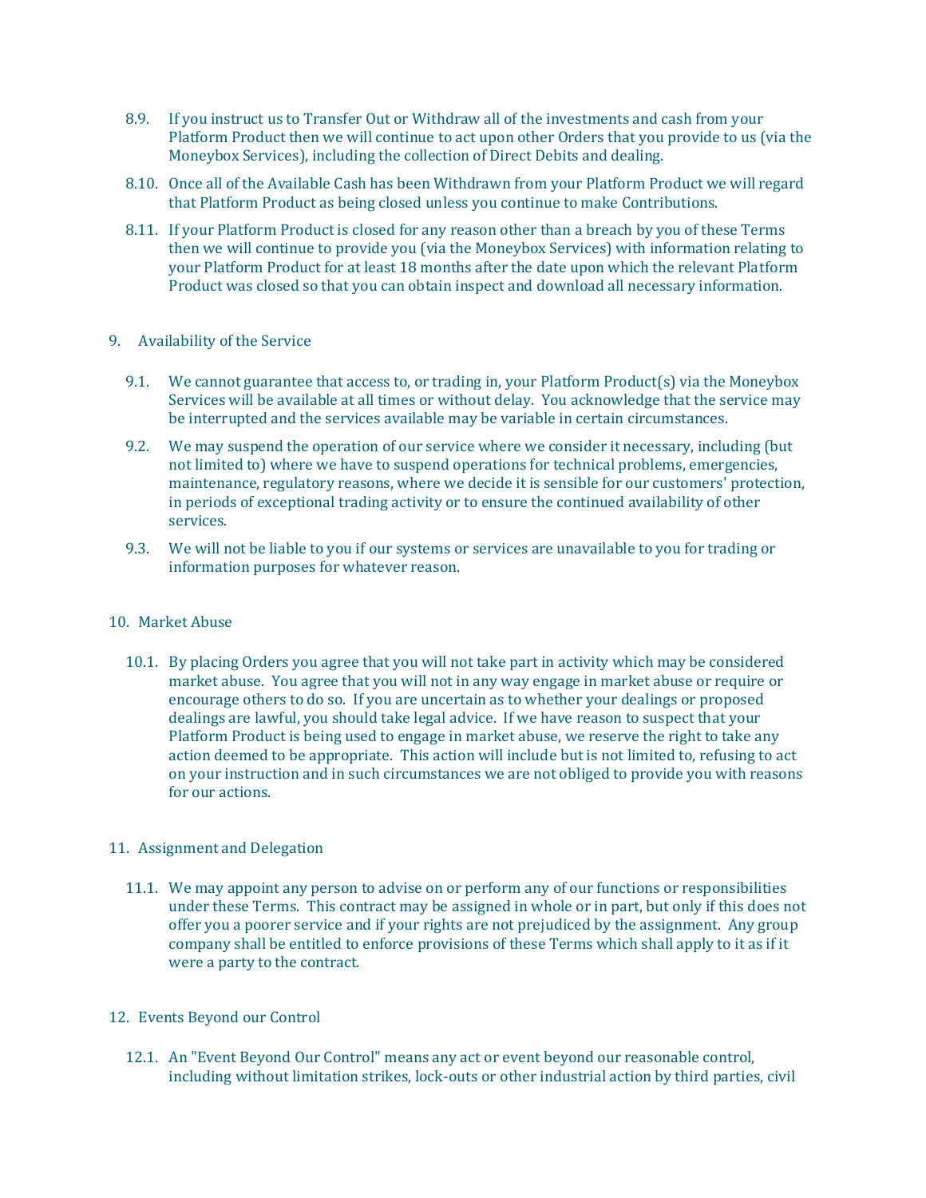8.9. If you instruct us to Transfer Out or Withdraw all of the investments and cash from your Platform Product then we will continue to act upon other Orders that you provide to us (via the Moneybox Services), including the collection of Direct Debits and dealing.

8.10. Once all of the Available Cash has been Withdrawn from your Platform Product we will regard that Platform Product as being closed unless you continue to make Contributions.

8.11. If your Platform Product is closed for any reason other than a breach by you of these Terms then we will continue to provide you (via the Moneybox Services) with information relating to your Platform Product for at least 18 months after the date upon which the relevant Platform Product was closed so that you can obtain inspect and download all necessary information.

## 9. Availability of the Service

9.1. We cannot guarantee that access to, or trading in, your Platform Product(s) via the Moneybox Services will be available at all times or without delay. You acknowledge that the service may be interrupted and the services available may be variable in certain circumstances.

9.2. We may suspend the operation of our service where we consider it necessary, including (but not limited to) where we have to suspend operations for technical problems, emergencies, maintenance, regulatory reasons, where we decide it is sensible for our customers' protection, in periods of exceptional trading activity or to ensure the continued availability of other services.

9.3. We will not be liable to you if our systems or services are unavailable to you for trading or information purposes for whatever reason.

## 10. Market Abuse

10.1. By placing Orders you agree that you will not take part in activity which may be considered market abuse. You agree that you will not in any way engage in market abuse or require or encourage others to do so. If you are uncertain as to whether your dealings or proposed dealings are lawful, you should take legal advice. If we have reason to suspect that your Platform Product is being used to engage in market abuse, we reserve the right to take any action deemed to be appropriate. This action will include but is not limited to, refusing to act on your instruction and in such circumstances we are not obliged to provide you with reasons for our actions.

## 11. Assignment and Delegation

11.1. We may appoint any person to advise on or perform any of our functions or responsibilities under these Terms. This contract may be assigned in whole or in part, but only if this does not offer you a poorer service and if your rights are not prejudiced by the assignment. Any group company shall be entitled to enforce provisions of these Terms which shall apply to it as if it were a party to the contract.

## 12. Events Beyond our Control

12.1. An "Event Beyond Our Control" means any act or event beyond our reasonable control, including without limitation strikes, lock-outs or other industrial action by third parties, civil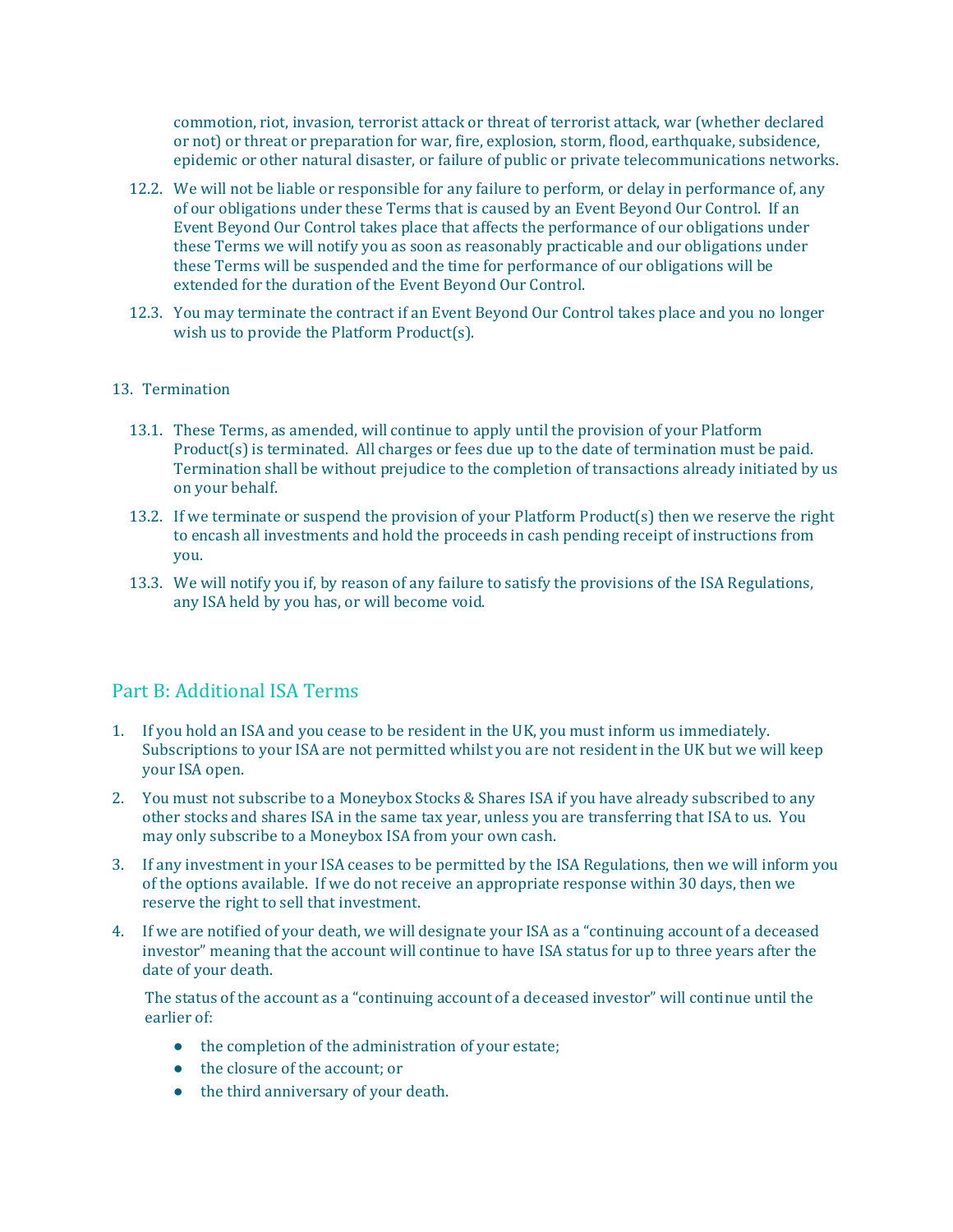commotion, riot, invasion, terrorist attack or threat of terrorist attack, war (whether declared or not) or threat or preparation for war, fire, explosion, storm, flood, earthquake, subsidence, epidemic or other natural disaster, or failure of public or private telecommunications networks.

12.2. We will not be liable or responsible for any failure to perform, or delay in performance of, any of our obligations under these Terms that is caused by an Event Beyond Our Control. If an Event Beyond Our Control takes place that affects the performance of our obligations under these Terms we will notify you as soon as reasonably practicable and our obligations under these Terms will be suspended and the time for performance of our obligations will be extended for the duration of the Event Beyond Our Control.

12.3. You may terminate the contract if an Event Beyond Our Control takes place and you no longer wish us to provide the Platform Product(s).

13. Termination

13.1. These Terms, as amended, will continue to apply until the provision of your Platform Product(s) is terminated. All charges or fees due up to the date of termination must be paid. Termination shall be without prejudice to the completion of transactions already initiated by us on your behalf.

13.2. If we terminate or suspend the provision of your Platform Product(s) then we reserve the right to encash all investments and hold the proceeds in cash pending receipt of instructions from you.

13.3. We will notify you if, by reason of any failure to satisfy the provisions of the ISA Regulations, any ISA held by you has, or will become void.

## Part B: Additional ISA Terms

1. If you hold an ISA and you cease to be resident in the UK, you must inform us immediately. Subscriptions to your ISA are not permitted whilst you are not resident in the UK but we will keep your ISA open.
2. You must not subscribe to a Moneybox Stocks & Shares ISA if you have already subscribed to any other stocks and shares ISA in the same tax year, unless you are transferring that ISA to us. You may only subscribe to a Moneybox ISA from your own cash.
3. If any investment in your ISA ceases to be permitted by the ISA Regulations, then we will inform you of the options available. If we do not receive an appropriate response within 30 days, then we reserve the right to sell that investment.
4. If we are notified of your death, we will designate your ISA as a "continuing account of a deceased investor" meaning that the account will continue to have ISA status for up to three years after the date of your death.

   The status of the account as a "continuing account of a deceased investor" will continue until the earlier of:

   - the completion of the administration of your estate;
   - the closure of the account; or
   - the third anniversary of your death.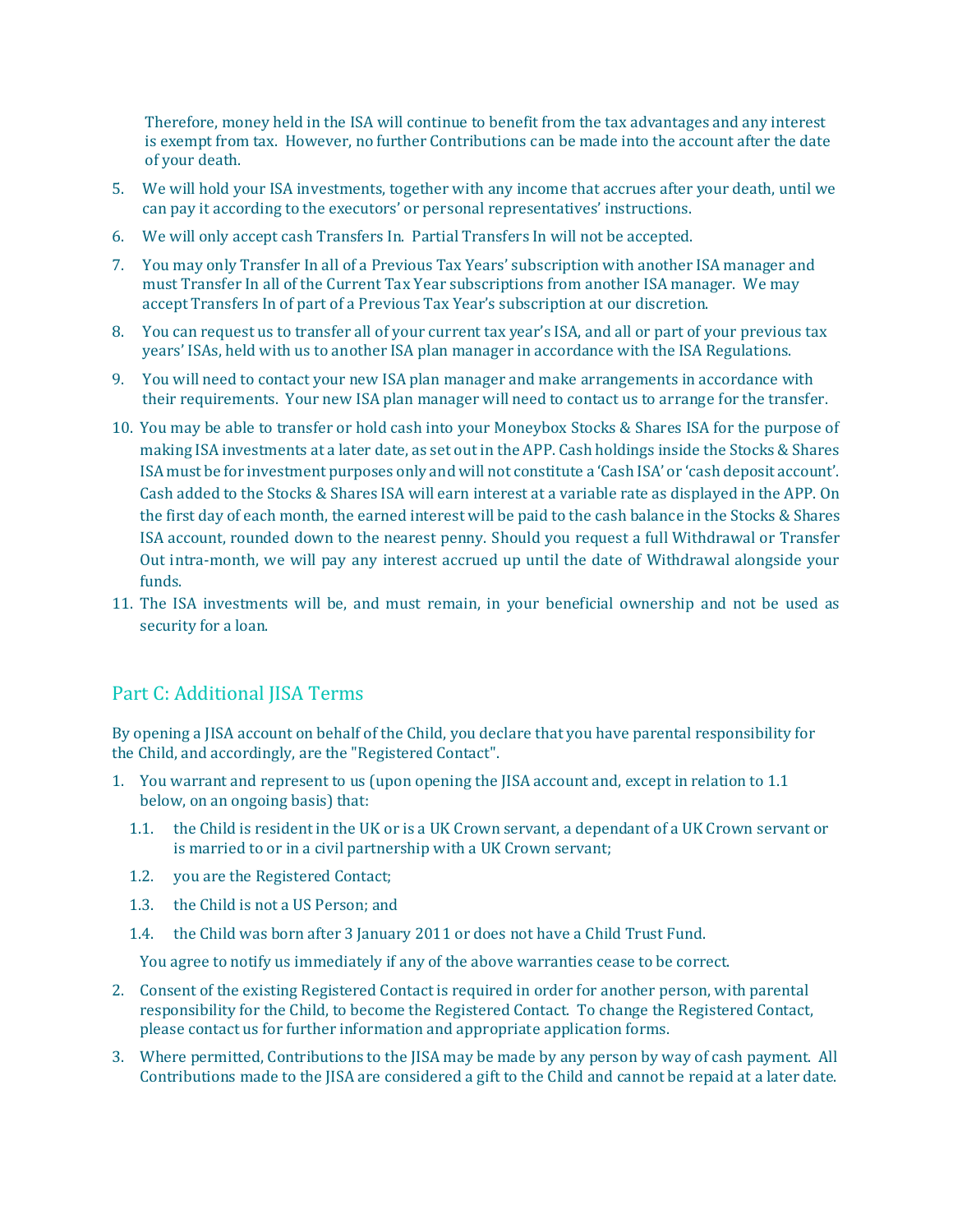Therefore, money held in the ISA will continue to benefit from the tax advantages and any interest is exempt from tax. However, no further Contributions can be made into the account after the date of your death.

5. We will hold your ISA investments, together with any income that accrues after your death, until we can pay it according to the executors' or personal representatives' instructions.
6. We will only accept cash Transfers In. Partial Transfers In will not be accepted.
7. You may only Transfer In all of a Previous Tax Years' subscription with another ISA manager and must Transfer In all of the Current Tax Year subscriptions from another ISA manager. We may accept Transfers In of part of a Previous Tax Year's subscription at our discretion.
8. You can request us to transfer all of your current tax year's ISA, and all or part of your previous tax years' ISAs, held with us to another ISA plan manager in accordance with the ISA Regulations.
9. You will need to contact your new ISA plan manager and make arrangements in accordance with their requirements. Your new ISA plan manager will need to contact us to arrange for the transfer.
10. You may be able to transfer or hold cash into your Moneybox Stocks & Shares ISA for the purpose of making ISA investments at a later date, as set out in the APP. Cash holdings inside the Stocks & Shares ISA must be for investment purposes only and will not constitute a 'Cash ISA' or 'cash deposit account'. Cash added to the Stocks & Shares ISA will earn interest at a variable rate as displayed in the APP. On the first day of each month, the earned interest will be paid to the cash balance in the Stocks & Shares ISA account, rounded down to the nearest penny. Should you request a full Withdrawal or Transfer Out intra-month, we will pay any interest accrued up until the date of Withdrawal alongside your funds.
11. The ISA investments will be, and must remain, in your beneficial ownership and not be used as security for a loan.

## Part C: Additional JISA Terms

By opening a JISA account on behalf of the Child, you declare that you have parental responsibility for the Child, and accordingly, are the "Registered Contact".

1. You warrant and represent to us (upon opening the JISA account and, except in relation to 1.1 below, on an ongoing basis) that:
   1.1. the Child is resident in the UK or is a UK Crown servant, a dependant of a UK Crown servant or is married to or in a civil partnership with a UK Crown servant;
   1.2. you are the Registered Contact;
   1.3. the Child is not a US Person; and
   1.4. the Child was born after 3 January 2011 or does not have a Child Trust Fund.

   You agree to notify us immediately if any of the above warranties cease to be correct.
2. Consent of the existing Registered Contact is required in order for another person, with parental responsibility for the Child, to become the Registered Contact. To change the Registered Contact, please contact us for further information and appropriate application forms.
3. Where permitted, Contributions to the JISA may be made by any person by way of cash payment. All Contributions made to the JISA are considered a gift to the Child and cannot be repaid at a later date.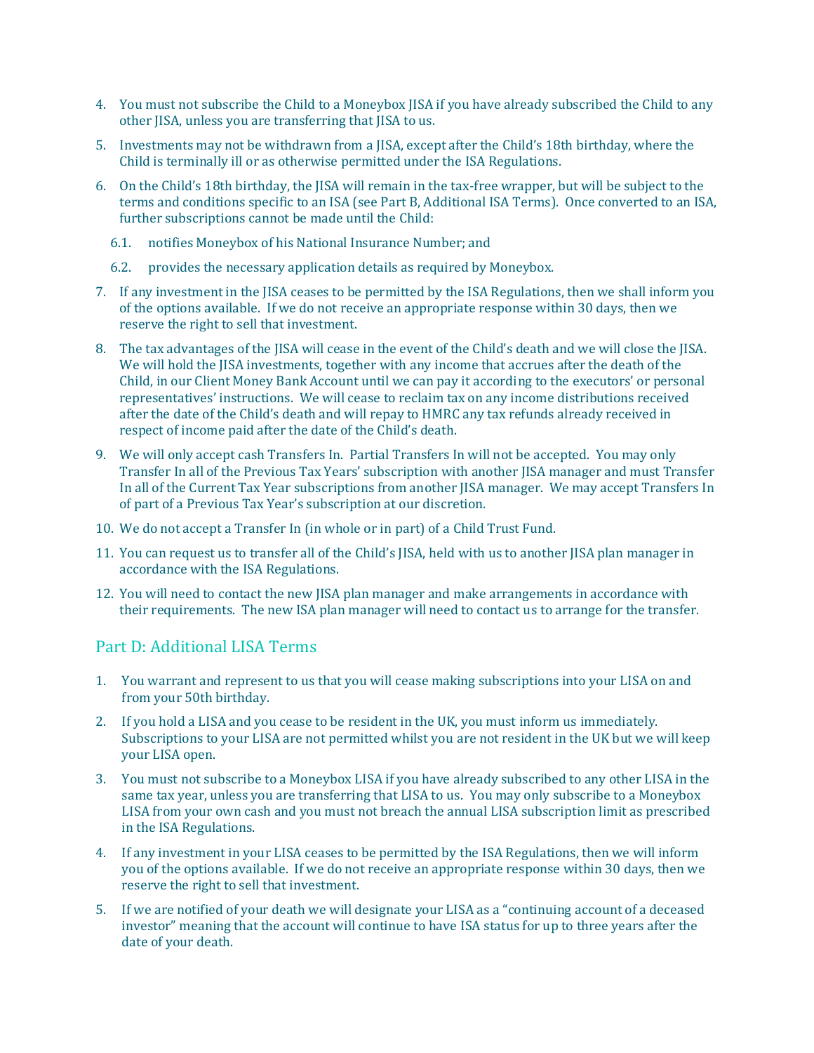4. You must not subscribe the Child to a Moneybox JISA if you have already subscribed the Child to any other JISA, unless you are transferring that JISA to us.

5. Investments may not be withdrawn from a JISA, except after the Child's 18th birthday, where the Child is terminally ill or as otherwise permitted under the ISA Regulations.

6. On the Child's 18th birthday, the JISA will remain in the tax-free wrapper, but will be subject to the terms and conditions specific to an ISA (see Part B, Additional ISA Terms). Once converted to an ISA, further subscriptions cannot be made until the Child:

   6.1. notifies Moneybox of his National Insurance Number; and

   6.2. provides the necessary application details as required by Moneybox.

7. If any investment in the JISA ceases to be permitted by the ISA Regulations, then we shall inform you of the options available. If we do not receive an appropriate response within 30 days, then we reserve the right to sell that investment.

8. The tax advantages of the JISA will cease in the event of the Child's death and we will close the JISA. We will hold the JISA investments, together with any income that accrues after the death of the Child, in our Client Money Bank Account until we can pay it according to the executors' or personal representatives' instructions. We will cease to reclaim tax on any income distributions received after the date of the Child's death and will repay to HMRC any tax refunds already received in respect of income paid after the date of the Child's death.

9. We will only accept cash Transfers In. Partial Transfers In will not be accepted. You may only Transfer In all of the Previous Tax Years' subscription with another JISA manager and must Transfer In all of the Current Tax Year subscriptions from another JISA manager. We may accept Transfers In of part of a Previous Tax Year's subscription at our discretion.

10. We do not accept a Transfer In (in whole or in part) of a Child Trust Fund.

11. You can request us to transfer all of the Child's JISA, held with us to another JISA plan manager in accordance with the ISA Regulations.

12. You will need to contact the new JISA plan manager and make arrangements in accordance with their requirements. The new ISA plan manager will need to contact us to arrange for the transfer.

## Part D: Additional LISA Terms

1. You warrant and represent to us that you will cease making subscriptions into your LISA on and from your 50th birthday.

2. If you hold a LISA and you cease to be resident in the UK, you must inform us immediately. Subscriptions to your LISA are not permitted whilst you are not resident in the UK but we will keep your LISA open.

3. You must not subscribe to a Moneybox LISA if you have already subscribed to any other LISA in the same tax year, unless you are transferring that LISA to us. You may only subscribe to a Moneybox LISA from your own cash and you must not breach the annual LISA subscription limit as prescribed in the ISA Regulations.

4. If any investment in your LISA ceases to be permitted by the ISA Regulations, then we will inform you of the options available. If we do not receive an appropriate response within 30 days, then we reserve the right to sell that investment.

5. If we are notified of your death we will designate your LISA as a "continuing account of a deceased investor" meaning that the account will continue to have ISA status for up to three years after the date of your death.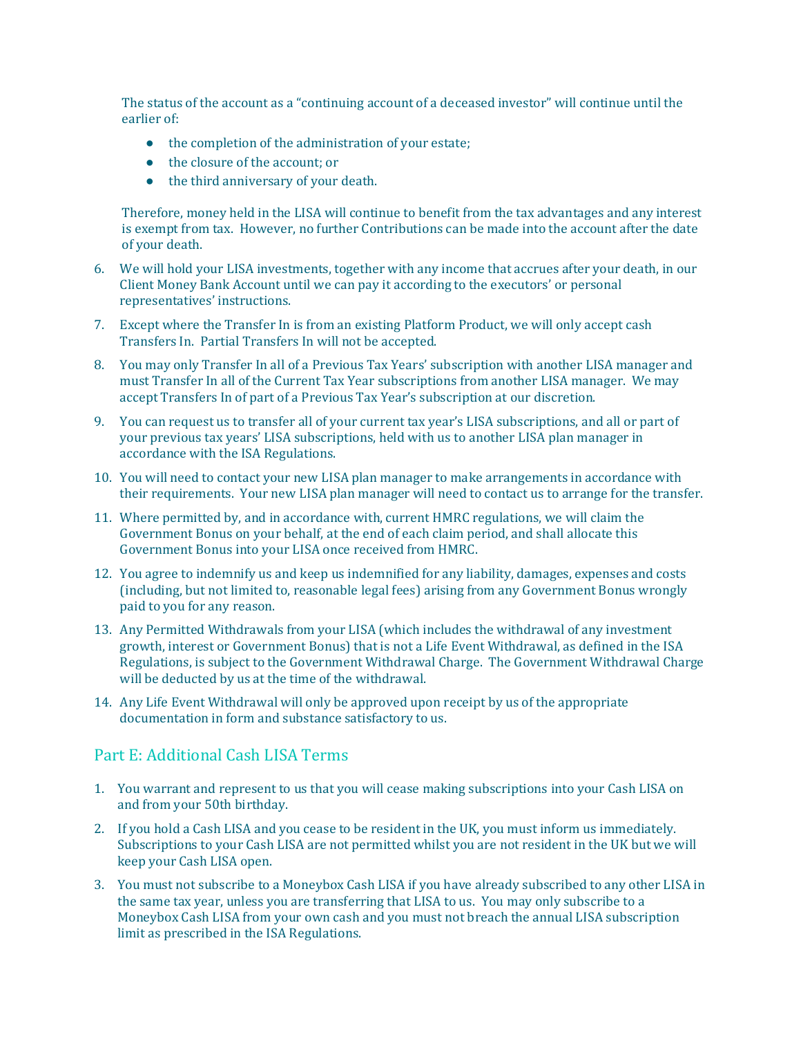The status of the account as a "continuing account of a deceased investor" will continue until the earlier of:

- the completion of the administration of your estate;
- the closure of the account; or
- the third anniversary of your death.

Therefore, money held in the LISA will continue to benefit from the tax advantages and any interest is exempt from tax. However, no further Contributions can be made into the account after the date of your death.

6. We will hold your LISA investments, together with any income that accrues after your death, in our Client Money Bank Account until we can pay it according to the executors' or personal representatives' instructions.
7. Except where the Transfer In is from an existing Platform Product, we will only accept cash Transfers In. Partial Transfers In will not be accepted.
8. You may only Transfer In all of a Previous Tax Years' subscription with another LISA manager and must Transfer In all of the Current Tax Year subscriptions from another LISA manager. We may accept Transfers In of part of a Previous Tax Year's subscription at our discretion.
9. You can request us to transfer all of your current tax year's LISA subscriptions, and all or part of your previous tax years' LISA subscriptions, held with us to another LISA plan manager in accordance with the ISA Regulations.
10. You will need to contact your new LISA plan manager to make arrangements in accordance with their requirements. Your new LISA plan manager will need to contact us to arrange for the transfer.
11. Where permitted by, and in accordance with, current HMRC regulations, we will claim the Government Bonus on your behalf, at the end of each claim period, and shall allocate this Government Bonus into your LISA once received from HMRC.
12. You agree to indemnify us and keep us indemnified for any liability, damages, expenses and costs (including, but not limited to, reasonable legal fees) arising from any Government Bonus wrongly paid to you for any reason.
13. Any Permitted Withdrawals from your LISA (which includes the withdrawal of any investment growth, interest or Government Bonus) that is not a Life Event Withdrawal, as defined in the ISA Regulations, is subject to the Government Withdrawal Charge. The Government Withdrawal Charge will be deducted by us at the time of the withdrawal.
14. Any Life Event Withdrawal will only be approved upon receipt by us of the appropriate documentation in form and substance satisfactory to us.

## Part E: Additional Cash LISA Terms

1. You warrant and represent to us that you will cease making subscriptions into your Cash LISA on and from your 50th birthday.
2. If you hold a Cash LISA and you cease to be resident in the UK, you must inform us immediately. Subscriptions to your Cash LISA are not permitted whilst you are not resident in the UK but we will keep your Cash LISA open.
3. You must not subscribe to a Moneybox Cash LISA if you have already subscribed to any other LISA in the same tax year, unless you are transferring that LISA to us. You may only subscribe to a Moneybox Cash LISA from your own cash and you must not breach the annual LISA subscription limit as prescribed in the ISA Regulations.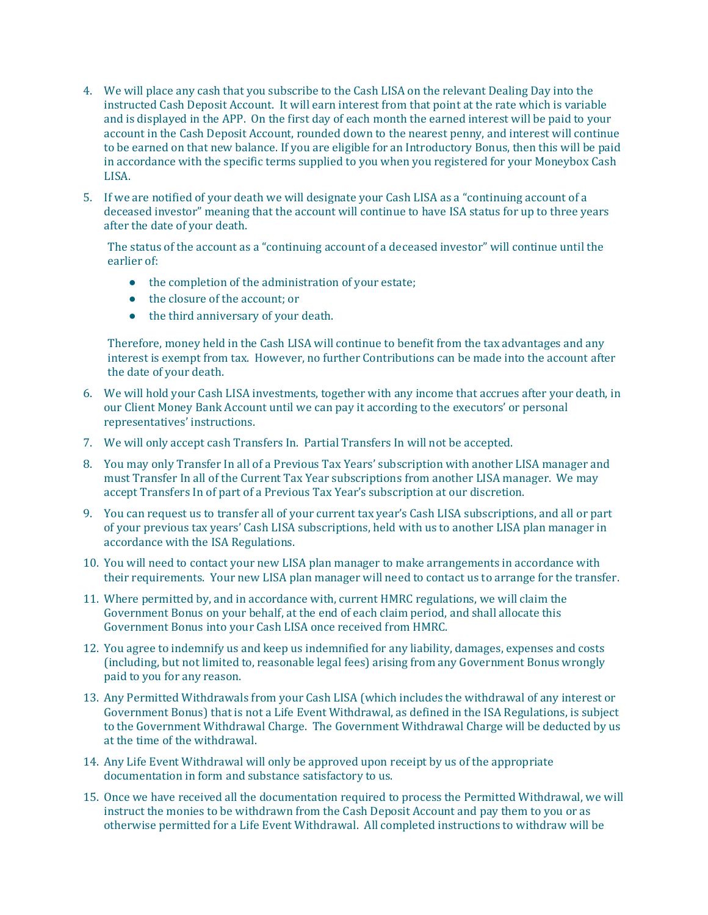4. We will place any cash that you subscribe to the Cash LISA on the relevant Dealing Day into the instructed Cash Deposit Account. It will earn interest from that point at the rate which is variable and is displayed in the APP. On the first day of each month the earned interest will be paid to your account in the Cash Deposit Account, rounded down to the nearest penny, and interest will continue to be earned on that new balance. If you are eligible for an Introductory Bonus, then this will be paid in accordance with the specific terms supplied to you when you registered for your Moneybox Cash LISA.

5. If we are notified of your death we will designate your Cash LISA as a "continuing account of a deceased investor" meaning that the account will continue to have ISA status for up to three years after the date of your death.

   The status of the account as a "continuing account of a deceased investor" will continue until the earlier of:

   - the completion of the administration of your estate;
   - the closure of the account; or
   - the third anniversary of your death.

   Therefore, money held in the Cash LISA will continue to benefit from the tax advantages and any interest is exempt from tax. However, no further Contributions can be made into the account after the date of your death.

6. We will hold your Cash LISA investments, together with any income that accrues after your death, in our Client Money Bank Account until we can pay it according to the executors' or personal representatives' instructions.

7. We will only accept cash Transfers In. Partial Transfers In will not be accepted.

8. You may only Transfer In all of a Previous Tax Years' subscription with another LISA manager and must Transfer In all of the Current Tax Year subscriptions from another LISA manager. We may accept Transfers In of part of a Previous Tax Year's subscription at our discretion.

9. You can request us to transfer all of your current tax year's Cash LISA subscriptions, and all or part of your previous tax years' Cash LISA subscriptions, held with us to another LISA plan manager in accordance with the ISA Regulations.

10. You will need to contact your new LISA plan manager to make arrangements in accordance with their requirements. Your new LISA plan manager will need to contact us to arrange for the transfer.

11. Where permitted by, and in accordance with, current HMRC regulations, we will claim the Government Bonus on your behalf, at the end of each claim period, and shall allocate this Government Bonus into your Cash LISA once received from HMRC.

12. You agree to indemnify us and keep us indemnified for any liability, damages, expenses and costs (including, but not limited to, reasonable legal fees) arising from any Government Bonus wrongly paid to you for any reason.

13. Any Permitted Withdrawals from your Cash LISA (which includes the withdrawal of any interest or Government Bonus) that is not a Life Event Withdrawal, as defined in the ISA Regulations, is subject to the Government Withdrawal Charge. The Government Withdrawal Charge will be deducted by us at the time of the withdrawal.

14. Any Life Event Withdrawal will only be approved upon receipt by us of the appropriate documentation in form and substance satisfactory to us.

15. Once we have received all the documentation required to process the Permitted Withdrawal, we will instruct the monies to be withdrawn from the Cash Deposit Account and pay them to you or as otherwise permitted for a Life Event Withdrawal. All completed instructions to withdraw will be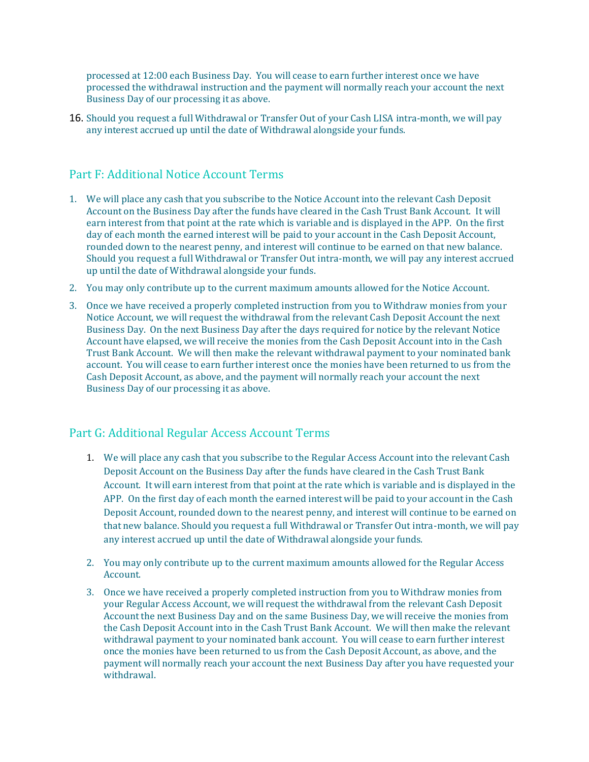processed at 12:00 each Business Day. You will cease to earn further interest once we have processed the withdrawal instruction and the payment will normally reach your account the next Business Day of our processing it as above.

16. Should you request a full Withdrawal or Transfer Out of your Cash LISA intra-month, we will pay any interest accrued up until the date of Withdrawal alongside your funds.

## Part F: Additional Notice Account Terms

1. We will place any cash that you subscribe to the Notice Account into the relevant Cash Deposit Account on the Business Day after the funds have cleared in the Cash Trust Bank Account. It will earn interest from that point at the rate which is variable and is displayed in the APP. On the first day of each month the earned interest will be paid to your account in the Cash Deposit Account, rounded down to the nearest penny, and interest will continue to be earned on that new balance. Should you request a full Withdrawal or Transfer Out intra-month, we will pay any interest accrued up until the date of Withdrawal alongside your funds.
2. You may only contribute up to the current maximum amounts allowed for the Notice Account.
3. Once we have received a properly completed instruction from you to Withdraw monies from your Notice Account, we will request the withdrawal from the relevant Cash Deposit Account the next Business Day. On the next Business Day after the days required for notice by the relevant Notice Account have elapsed, we will receive the monies from the Cash Deposit Account into in the Cash Trust Bank Account. We will then make the relevant withdrawal payment to your nominated bank account. You will cease to earn further interest once the monies have been returned to us from the Cash Deposit Account, as above, and the payment will normally reach your account the next Business Day of our processing it as above.

## Part G: Additional Regular Access Account Terms

1. We will place any cash that you subscribe to the Regular Access Account into the relevant Cash Deposit Account on the Business Day after the funds have cleared in the Cash Trust Bank Account. It will earn interest from that point at the rate which is variable and is displayed in the APP. On the first day of each month the earned interest will be paid to your account in the Cash Deposit Account, rounded down to the nearest penny, and interest will continue to be earned on that new balance. Should you request a full Withdrawal or Transfer Out intra-month, we will pay any interest accrued up until the date of Withdrawal alongside your funds.
2. You may only contribute up to the current maximum amounts allowed for the Regular Access Account.
3. Once we have received a properly completed instruction from you to Withdraw monies from your Regular Access Account, we will request the withdrawal from the relevant Cash Deposit Account the next Business Day and on the same Business Day, we will receive the monies from the Cash Deposit Account into in the Cash Trust Bank Account. We will then make the relevant withdrawal payment to your nominated bank account. You will cease to earn further interest once the monies have been returned to us from the Cash Deposit Account, as above, and the payment will normally reach your account the next Business Day after you have requested your withdrawal.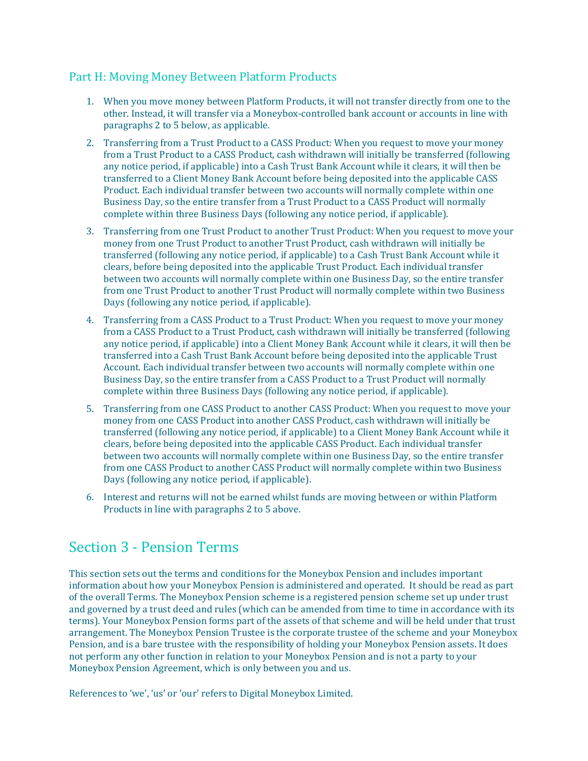## Part H: Moving Money Between Platform Products

1. When you move money between Platform Products, it will not transfer directly from one to the other. Instead, it will transfer via a Moneybox-controlled bank account or accounts in line with paragraphs 2 to 5 below, as applicable.

2. Transferring from a Trust Product to a CASS Product: When you request to move your money from a Trust Product to a CASS Product, cash withdrawn will initially be transferred (following any notice period, if applicable) into a Cash Trust Bank Account while it clears, it will then be transferred to a Client Money Bank Account before being deposited into the applicable CASS Product. Each individual transfer between two accounts will normally complete within one Business Day, so the entire transfer from a Trust Product to a CASS Product will normally complete within three Business Days (following any notice period, if applicable).

3. Transferring from one Trust Product to another Trust Product: When you request to move your money from one Trust Product to another Trust Product, cash withdrawn will initially be transferred (following any notice period, if applicable) to a Cash Trust Bank Account while it clears, before being deposited into the applicable Trust Product. Each individual transfer between two accounts will normally complete within one Business Day, so the entire transfer from one Trust Product to another Trust Product will normally complete within two Business Days (following any notice period, if applicable).

4. Transferring from a CASS Product to a Trust Product: When you request to move your money from a CASS Product to a Trust Product, cash withdrawn will initially be transferred (following any notice period, if applicable) into a Client Money Bank Account while it clears, it will then be transferred into a Cash Trust Bank Account before being deposited into the applicable Trust Account. Each individual transfer between two accounts will normally complete within one Business Day, so the entire transfer from a CASS Product to a Trust Product will normally complete within three Business Days (following any notice period, if applicable).

5. Transferring from one CASS Product to another CASS Product: When you request to move your money from one CASS Product into another CASS Product, cash withdrawn will initially be transferred (following any notice period, if applicable) to a Client Money Bank Account while it clears, before being deposited into the applicable CASS Product. Each individual transfer between two accounts will normally complete within one Business Day, so the entire transfer from one CASS Product to another CASS Product will normally complete within two Business Days (following any notice period, if applicable).

6. Interest and returns will not be earned whilst funds are moving between or within Platform Products in line with paragraphs 2 to 5 above.

# Section 3 - Pension Terms

This section sets out the terms and conditions for the Moneybox Pension and includes important information about how your Moneybox Pension is administered and operated. It should be read as part of the overall Terms. The Moneybox Pension scheme is a registered pension scheme set up under trust and governed by a trust deed and rules (which can be amended from time to time in accordance with its terms). Your Moneybox Pension forms part of the assets of that scheme and will be held under that trust arrangement. The Moneybox Pension Trustee is the corporate trustee of the scheme and your Moneybox Pension, and is a bare trustee with the responsibility of holding your Moneybox Pension assets. It does not perform any other function in relation to your Moneybox Pension and is not a party to your Moneybox Pension Agreement, which is only between you and us.

References to 'we', 'us' or 'our' refers to Digital Moneybox Limited.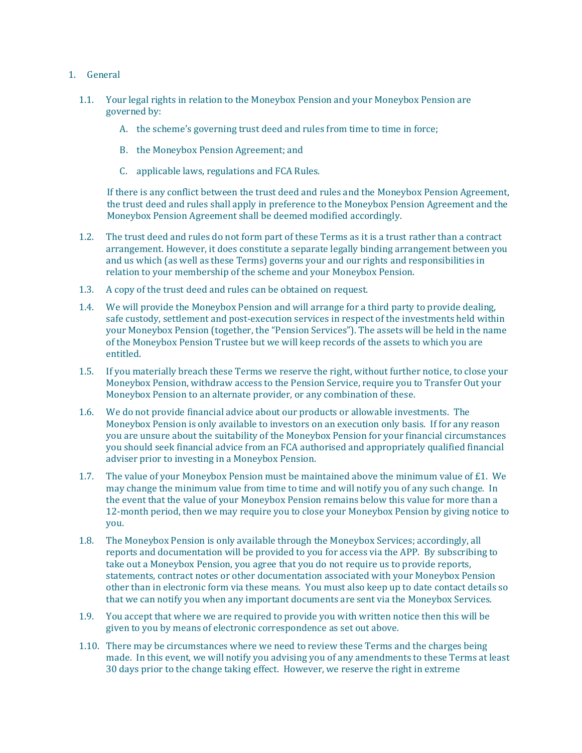1. General

   1.1. Your legal rights in relation to the Moneybox Pension and your Moneybox Pension are governed by:

      A. the scheme's governing trust deed and rules from time to time in force;

      B. the Moneybox Pension Agreement; and

      C. applicable laws, regulations and FCA Rules.

   If there is any conflict between the trust deed and rules and the Moneybox Pension Agreement, the trust deed and rules shall apply in preference to the Moneybox Pension Agreement and the Moneybox Pension Agreement shall be deemed modified accordingly.

   1.2. The trust deed and rules do not form part of these Terms as it is a trust rather than a contract arrangement. However, it does constitute a separate legally binding arrangement between you and us which (as well as these Terms) governs your and our rights and responsibilities in relation to your membership of the scheme and your Moneybox Pension.

   1.3. A copy of the trust deed and rules can be obtained on request.

   1.4. We will provide the Moneybox Pension and will arrange for a third party to provide dealing, safe custody, settlement and post-execution services in respect of the investments held within your Moneybox Pension (together, the "Pension Services"). The assets will be held in the name of the Moneybox Pension Trustee but we will keep records of the assets to which you are entitled.

   1.5. If you materially breach these Terms we reserve the right, without further notice, to close your Moneybox Pension, withdraw access to the Pension Service, require you to Transfer Out your Moneybox Pension to an alternate provider, or any combination of these.

   1.6. We do not provide financial advice about our products or allowable investments. The Moneybox Pension is only available to investors on an execution only basis. If for any reason you are unsure about the suitability of the Moneybox Pension for your financial circumstances you should seek financial advice from an FCA authorised and appropriately qualified financial adviser prior to investing in a Moneybox Pension.

   1.7. The value of your Moneybox Pension must be maintained above the minimum value of £1. We may change the minimum value from time to time and will notify you of any such change. In the event that the value of your Moneybox Pension remains below this value for more than a 12-month period, then we may require you to close your Moneybox Pension by giving notice to you.

   1.8. The Moneybox Pension is only available through the Moneybox Services; accordingly, all reports and documentation will be provided to you for access via the APP. By subscribing to take out a Moneybox Pension, you agree that you do not require us to provide reports, statements, contract notes or other documentation associated with your Moneybox Pension other than in electronic form via these means. You must also keep up to date contact details so that we can notify you when any important documents are sent via the Moneybox Services.

   1.9. You accept that where we are required to provide you with written notice then this will be given to you by means of electronic correspondence as set out above.

   1.10. There may be circumstances where we need to review these Terms and the charges being made. In this event, we will notify you advising you of any amendments to these Terms at least 30 days prior to the change taking effect. However, we reserve the right in extreme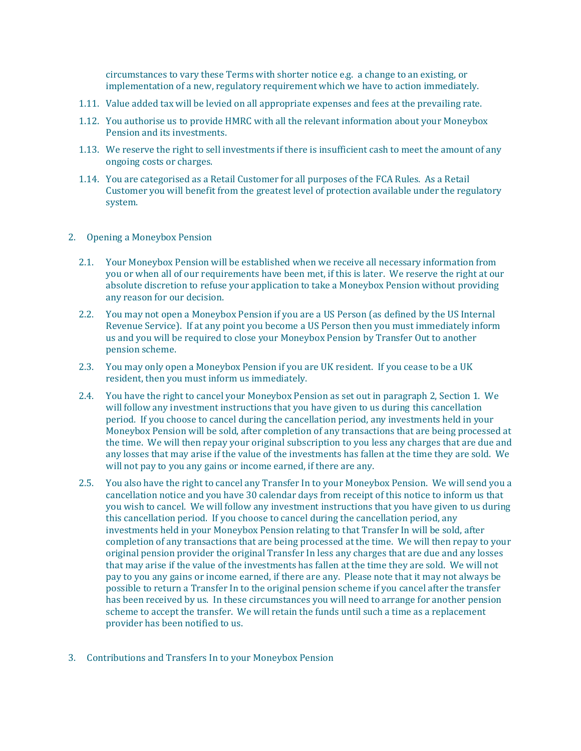circumstances to vary these Terms with shorter notice e.g. a change to an existing, or implementation of a new, regulatory requirement which we have to action immediately.

1.11. Value added tax will be levied on all appropriate expenses and fees at the prevailing rate.

1.12. You authorise us to provide HMRC with all the relevant information about your Moneybox Pension and its investments.

1.13. We reserve the right to sell investments if there is insufficient cash to meet the amount of any ongoing costs or charges.

1.14. You are categorised as a Retail Customer for all purposes of the FCA Rules. As a Retail Customer you will benefit from the greatest level of protection available under the regulatory system.

## 2. Opening a Moneybox Pension

2.1. Your Moneybox Pension will be established when we receive all necessary information from you or when all of our requirements have been met, if this is later. We reserve the right at our absolute discretion to refuse your application to take a Moneybox Pension without providing any reason for our decision.

2.2. You may not open a Moneybox Pension if you are a US Person (as defined by the US Internal Revenue Service). If at any point you become a US Person then you must immediately inform us and you will be required to close your Moneybox Pension by Transfer Out to another pension scheme.

2.3. You may only open a Moneybox Pension if you are UK resident. If you cease to be a UK resident, then you must inform us immediately.

2.4. You have the right to cancel your Moneybox Pension as set out in paragraph 2, Section 1. We will follow any investment instructions that you have given to us during this cancellation period. If you choose to cancel during the cancellation period, any investments held in your Moneybox Pension will be sold, after completion of any transactions that are being processed at the time. We will then repay your original subscription to you less any charges that are due and any losses that may arise if the value of the investments has fallen at the time they are sold. We will not pay to you any gains or income earned, if there are any.

2.5. You also have the right to cancel any Transfer In to your Moneybox Pension. We will send you a cancellation notice and you have 30 calendar days from receipt of this notice to inform us that you wish to cancel. We will follow any investment instructions that you have given to us during this cancellation period. If you choose to cancel during the cancellation period, any investments held in your Moneybox Pension relating to that Transfer In will be sold, after completion of any transactions that are being processed at the time. We will then repay to your original pension provider the original Transfer In less any charges that are due and any losses that may arise if the value of the investments has fallen at the time they are sold. We will not pay to you any gains or income earned, if there are any. Please note that it may not always be possible to return a Transfer In to the original pension scheme if you cancel after the transfer has been received by us. In these circumstances you will need to arrange for another pension scheme to accept the transfer. We will retain the funds until such a time as a replacement provider has been notified to us.

## 3. Contributions and Transfers In to your Moneybox Pension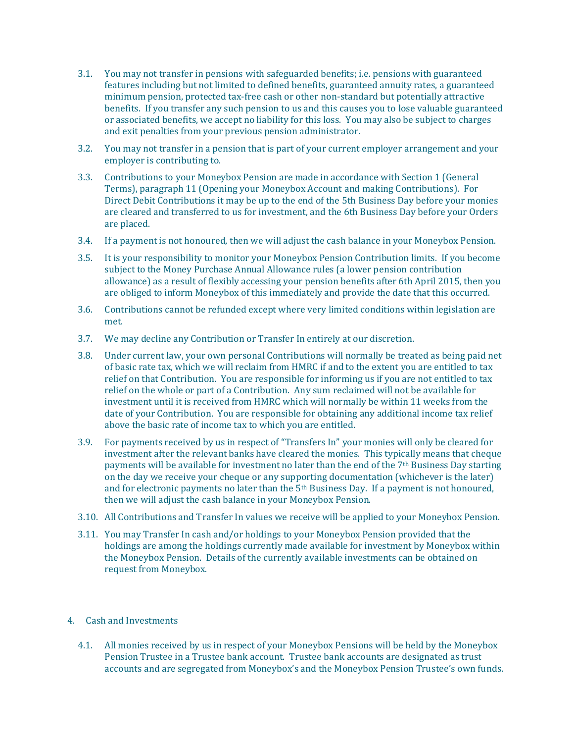3.1. You may not transfer in pensions with safeguarded benefits; i.e. pensions with guaranteed features including but not limited to defined benefits, guaranteed annuity rates, a guaranteed minimum pension, protected tax-free cash or other non-standard but potentially attractive benefits. If you transfer any such pension to us and this causes you to lose valuable guaranteed or associated benefits, we accept no liability for this loss. You may also be subject to charges and exit penalties from your previous pension administrator.

3.2. You may not transfer in a pension that is part of your current employer arrangement and your employer is contributing to.

3.3. Contributions to your Moneybox Pension are made in accordance with Section 1 (General Terms), paragraph 11 (Opening your Moneybox Account and making Contributions). For Direct Debit Contributions it may be up to the end of the 5th Business Day before your monies are cleared and transferred to us for investment, and the 6th Business Day before your Orders are placed.

3.4. If a payment is not honoured, then we will adjust the cash balance in your Moneybox Pension.

3.5. It is your responsibility to monitor your Moneybox Pension Contribution limits. If you become subject to the Money Purchase Annual Allowance rules (a lower pension contribution allowance) as a result of flexibly accessing your pension benefits after 6th April 2015, then you are obliged to inform Moneybox of this immediately and provide the date that this occurred.

3.6. Contributions cannot be refunded except where very limited conditions within legislation are met.

3.7. We may decline any Contribution or Transfer In entirely at our discretion.

3.8. Under current law, your own personal Contributions will normally be treated as being paid net of basic rate tax, which we will reclaim from HMRC if and to the extent you are entitled to tax relief on that Contribution. You are responsible for informing us if you are not entitled to tax relief on the whole or part of a Contribution. Any sum reclaimed will not be available for investment until it is received from HMRC which will normally be within 11 weeks from the date of your Contribution. You are responsible for obtaining any additional income tax relief above the basic rate of income tax to which you are entitled.

3.9. For payments received by us in respect of "Transfers In" your monies will only be cleared for investment after the relevant banks have cleared the monies. This typically means that cheque payments will be available for investment no later than the end of the 7th Business Day starting on the day we receive your cheque or any supporting documentation (whichever is the later) and for electronic payments no later than the 5th Business Day. If a payment is not honoured, then we will adjust the cash balance in your Moneybox Pension.

3.10. All Contributions and Transfer In values we receive will be applied to your Moneybox Pension.

3.11. You may Transfer In cash and/or holdings to your Moneybox Pension provided that the holdings are among the holdings currently made available for investment by Moneybox within the Moneybox Pension. Details of the currently available investments can be obtained on request from Moneybox.

## 4. Cash and Investments

4.1. All monies received by us in respect of your Moneybox Pensions will be held by the Moneybox Pension Trustee in a Trustee bank account. Trustee bank accounts are designated as trust accounts and are segregated from Moneybox's and the Moneybox Pension Trustee's own funds.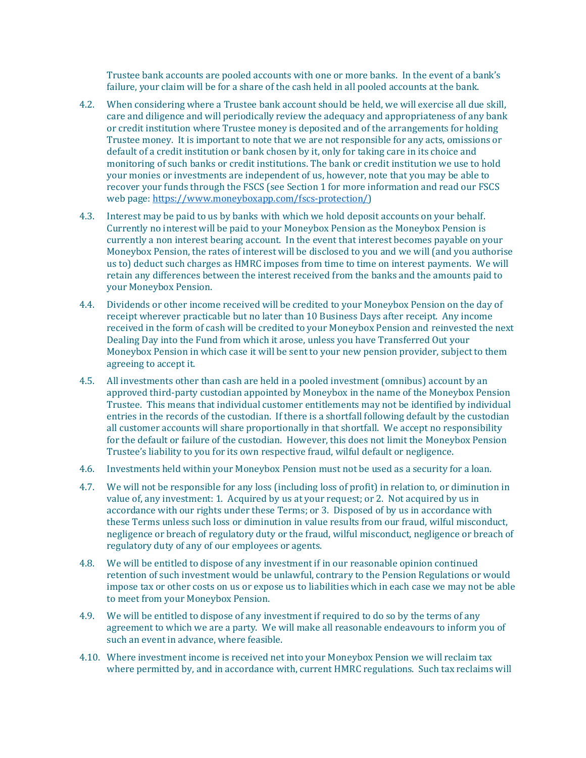Trustee bank accounts are pooled accounts with one or more banks. In the event of a bank's failure, your claim will be for a share of the cash held in all pooled accounts at the bank.

4.2. When considering where a Trustee bank account should be held, we will exercise all due skill, care and diligence and will periodically review the adequacy and appropriateness of any bank or credit institution where Trustee money is deposited and of the arrangements for holding Trustee money. It is important to note that we are not responsible for any acts, omissions or default of a credit institution or bank chosen by it, only for taking care in its choice and monitoring of such banks or credit institutions. The bank or credit institution we use to hold your monies or investments are independent of us, however, note that you may be able to recover your funds through the FSCS (see Section 1 for more information and read our FSCS web page: [https://www.moneyboxapp.com/fscs-protection/](https://www.moneyboxapp.com/fscs-protection/))

4.3. Interest may be paid to us by banks with which we hold deposit accounts on your behalf. Currently no interest will be paid to your Moneybox Pension as the Moneybox Pension is currently a non interest bearing account. In the event that interest becomes payable on your Moneybox Pension, the rates of interest will be disclosed to you and we will (and you authorise us to) deduct such charges as HMRC imposes from time to time on interest payments. We will retain any differences between the interest received from the banks and the amounts paid to your Moneybox Pension.

4.4. Dividends or other income received will be credited to your Moneybox Pension on the day of receipt wherever practicable but no later than 10 Business Days after receipt. Any income received in the form of cash will be credited to your Moneybox Pension and reinvested the next Dealing Day into the Fund from which it arose, unless you have Transferred Out your Moneybox Pension in which case it will be sent to your new pension provider, subject to them agreeing to accept it.

4.5. All investments other than cash are held in a pooled investment (omnibus) account by an approved third-party custodian appointed by Moneybox in the name of the Moneybox Pension Trustee. This means that individual customer entitlements may not be identified by individual entries in the records of the custodian. If there is a shortfall following default by the custodian all customer accounts will share proportionally in that shortfall. We accept no responsibility for the default or failure of the custodian. However, this does not limit the Moneybox Pension Trustee's liability to you for its own respective fraud, wilful default or negligence.

4.6. Investments held within your Moneybox Pension must not be used as a security for a loan.

4.7. We will not be responsible for any loss (including loss of profit) in relation to, or diminution in value of, any investment: 1. Acquired by us at your request; or 2. Not acquired by us in accordance with our rights under these Terms; or 3. Disposed of by us in accordance with these Terms unless such loss or diminution in value results from our fraud, wilful misconduct, negligence or breach of regulatory duty or the fraud, wilful misconduct, negligence or breach of regulatory duty of any of our employees or agents.

4.8. We will be entitled to dispose of any investment if in our reasonable opinion continued retention of such investment would be unlawful, contrary to the Pension Regulations or would impose tax or other costs on us or expose us to liabilities which in each case we may not be able to meet from your Moneybox Pension.

4.9. We will be entitled to dispose of any investment if required to do so by the terms of any agreement to which we are a party. We will make all reasonable endeavours to inform you of such an event in advance, where feasible.

4.10. Where investment income is received net into your Moneybox Pension we will reclaim tax where permitted by, and in accordance with, current HMRC regulations. Such tax reclaims will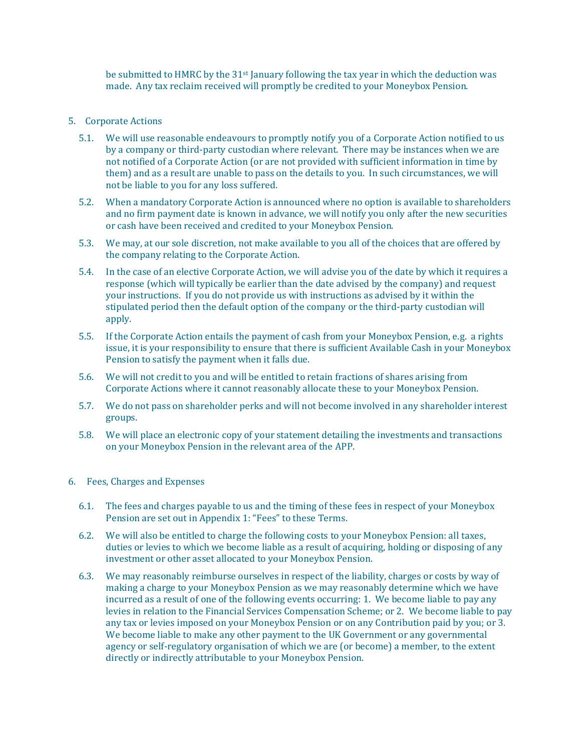be submitted to HMRC by the 31st January following the tax year in which the deduction was made. Any tax reclaim received will promptly be credited to your Moneybox Pension.

5. Corporate Actions

5.1. We will use reasonable endeavours to promptly notify you of a Corporate Action notified to us by a company or third-party custodian where relevant. There may be instances when we are not notified of a Corporate Action (or are not provided with sufficient information in time by them) and as a result are unable to pass on the details to you. In such circumstances, we will not be liable to you for any loss suffered.

5.2. When a mandatory Corporate Action is announced where no option is available to shareholders and no firm payment date is known in advance, we will notify you only after the new securities or cash have been received and credited to your Moneybox Pension.

5.3. We may, at our sole discretion, not make available to you all of the choices that are offered by the company relating to the Corporate Action.

5.4. In the case of an elective Corporate Action, we will advise you of the date by which it requires a response (which will typically be earlier than the date advised by the company) and request your instructions. If you do not provide us with instructions as advised by it within the stipulated period then the default option of the company or the third-party custodian will apply.

5.5. If the Corporate Action entails the payment of cash from your Moneybox Pension, e.g. a rights issue, it is your responsibility to ensure that there is sufficient Available Cash in your Moneybox Pension to satisfy the payment when it falls due.

5.6. We will not credit to you and will be entitled to retain fractions of shares arising from Corporate Actions where it cannot reasonably allocate these to your Moneybox Pension.

5.7. We do not pass on shareholder perks and will not become involved in any shareholder interest groups.

5.8. We will place an electronic copy of your statement detailing the investments and transactions on your Moneybox Pension in the relevant area of the APP.

6. Fees, Charges and Expenses

6.1. The fees and charges payable to us and the timing of these fees in respect of your Moneybox Pension are set out in Appendix 1: "Fees" to these Terms.

6.2. We will also be entitled to charge the following costs to your Moneybox Pension: all taxes, duties or levies to which we become liable as a result of acquiring, holding or disposing of any investment or other asset allocated to your Moneybox Pension.

6.3. We may reasonably reimburse ourselves in respect of the liability, charges or costs by way of making a charge to your Moneybox Pension as we may reasonably determine which we have incurred as a result of one of the following events occurring: 1. We become liable to pay any levies in relation to the Financial Services Compensation Scheme; or 2. We become liable to pay any tax or levies imposed on your Moneybox Pension or on any Contribution paid by you; or 3. We become liable to make any other payment to the UK Government or any governmental agency or self-regulatory organisation of which we are (or become) a member, to the extent directly or indirectly attributable to your Moneybox Pension.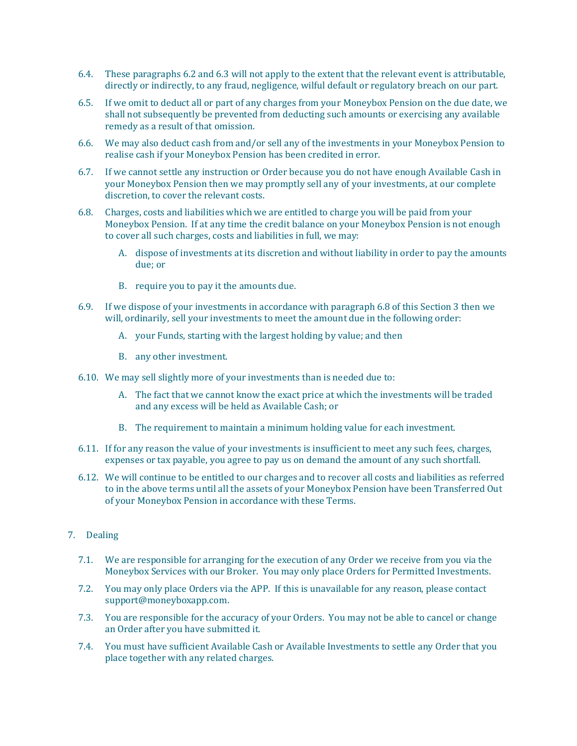6.4. These paragraphs 6.2 and 6.3 will not apply to the extent that the relevant event is attributable, directly or indirectly, to any fraud, negligence, wilful default or regulatory breach on our part.

6.5. If we omit to deduct all or part of any charges from your Moneybox Pension on the due date, we shall not subsequently be prevented from deducting such amounts or exercising any available remedy as a result of that omission.

6.6. We may also deduct cash from and/or sell any of the investments in your Moneybox Pension to realise cash if your Moneybox Pension has been credited in error.

6.7. If we cannot settle any instruction or Order because you do not have enough Available Cash in your Moneybox Pension then we may promptly sell any of your investments, at our complete discretion, to cover the relevant costs.

6.8. Charges, costs and liabilities which we are entitled to charge you will be paid from your Moneybox Pension. If at any time the credit balance on your Moneybox Pension is not enough to cover all such charges, costs and liabilities in full, we may:

   A. dispose of investments at its discretion and without liability in order to pay the amounts due; or

   B. require you to pay it the amounts due.

6.9. If we dispose of your investments in accordance with paragraph 6.8 of this Section 3 then we will, ordinarily, sell your investments to meet the amount due in the following order:

   A. your Funds, starting with the largest holding by value; and then

   B. any other investment.

6.10. We may sell slightly more of your investments than is needed due to:

   A. The fact that we cannot know the exact price at which the investments will be traded and any excess will be held as Available Cash; or

   B. The requirement to maintain a minimum holding value for each investment.

6.11. If for any reason the value of your investments is insufficient to meet any such fees, charges, expenses or tax payable, you agree to pay us on demand the amount of any such shortfall.

6.12. We will continue to be entitled to our charges and to recover all costs and liabilities as referred to in the above terms until all the assets of your Moneybox Pension have been Transferred Out of your Moneybox Pension in accordance with these Terms.

7. Dealing

7.1. We are responsible for arranging for the execution of any Order we receive from you via the Moneybox Services with our Broker. You may only place Orders for Permitted Investments.

7.2. You may only place Orders via the APP. If this is unavailable for any reason, please contact support@moneyboxapp.com.

7.3. You are responsible for the accuracy of your Orders. You may not be able to cancel or change an Order after you have submitted it.

7.4. You must have sufficient Available Cash or Available Investments to settle any Order that you place together with any related charges.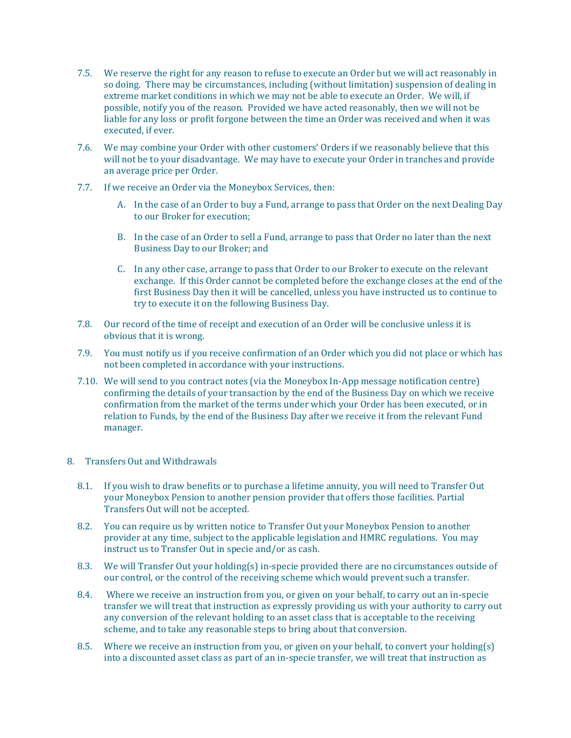7.5. We reserve the right for any reason to refuse to execute an Order but we will act reasonably in so doing. There may be circumstances, including (without limitation) suspension of dealing in extreme market conditions in which we may not be able to execute an Order. We will, if possible, notify you of the reason. Provided we have acted reasonably, then we will not be liable for any loss or profit forgone between the time an Order was received and when it was executed, if ever.

7.6. We may combine your Order with other customers' Orders if we reasonably believe that this will not be to your disadvantage. We may have to execute your Order in tranches and provide an average price per Order.

7.7. If we receive an Order via the Moneybox Services, then:

A. In the case of an Order to buy a Fund, arrange to pass that Order on the next Dealing Day to our Broker for execution;

B. In the case of an Order to sell a Fund, arrange to pass that Order no later than the next Business Day to our Broker; and

C. In any other case, arrange to pass that Order to our Broker to execute on the relevant exchange. If this Order cannot be completed before the exchange closes at the end of the first Business Day then it will be cancelled, unless you have instructed us to continue to try to execute it on the following Business Day.

7.8. Our record of the time of receipt and execution of an Order will be conclusive unless it is obvious that it is wrong.

7.9. You must notify us if you receive confirmation of an Order which you did not place or which has not been completed in accordance with your instructions.

7.10. We will send to you contract notes (via the Moneybox In-App message notification centre) confirming the details of your transaction by the end of the Business Day on which we receive confirmation from the market of the terms under which your Order has been executed, or in relation to Funds, by the end of the Business Day after we receive it from the relevant Fund manager.

## 8. Transfers Out and Withdrawals

8.1. If you wish to draw benefits or to purchase a lifetime annuity, you will need to Transfer Out your Moneybox Pension to another pension provider that offers those facilities. Partial Transfers Out will not be accepted.

8.2. You can require us by written notice to Transfer Out your Moneybox Pension to another provider at any time, subject to the applicable legislation and HMRC regulations. You may instruct us to Transfer Out in specie and/or as cash.

8.3. We will Transfer Out your holding(s) in-specie provided there are no circumstances outside of our control, or the control of the receiving scheme which would prevent such a transfer.

8.4. Where we receive an instruction from you, or given on your behalf, to carry out an in-specie transfer we will treat that instruction as expressly providing us with your authority to carry out any conversion of the relevant holding to an asset class that is acceptable to the receiving scheme, and to take any reasonable steps to bring about that conversion.

8.5. Where we receive an instruction from you, or given on your behalf, to convert your holding(s) into a discounted asset class as part of an in-specie transfer, we will treat that instruction as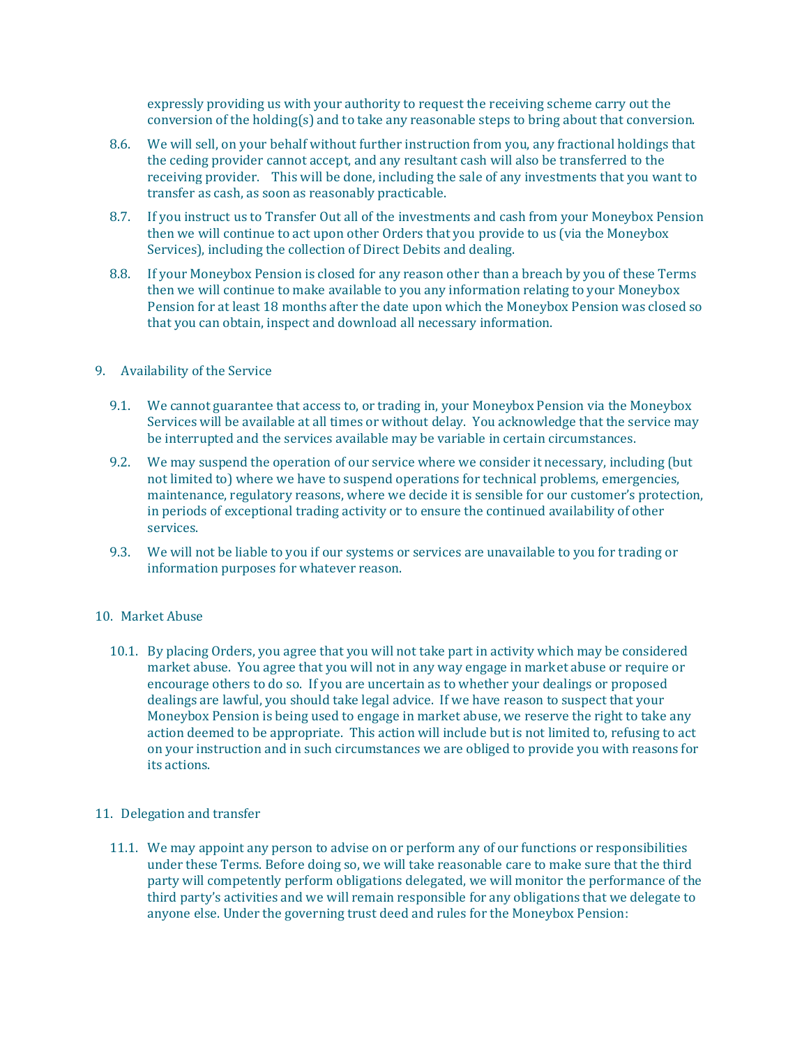expressly providing us with your authority to request the receiving scheme carry out the conversion of the holding(s) and to take any reasonable steps to bring about that conversion.

8.6. We will sell, on your behalf without further instruction from you, any fractional holdings that the ceding provider cannot accept, and any resultant cash will also be transferred to the receiving provider. This will be done, including the sale of any investments that you want to transfer as cash, as soon as reasonably practicable.

8.7. If you instruct us to Transfer Out all of the investments and cash from your Moneybox Pension then we will continue to act upon other Orders that you provide to us (via the Moneybox Services), including the collection of Direct Debits and dealing.

8.8. If your Moneybox Pension is closed for any reason other than a breach by you of these Terms then we will continue to make available to you any information relating to your Moneybox Pension for at least 18 months after the date upon which the Moneybox Pension was closed so that you can obtain, inspect and download all necessary information.

## 9. Availability of the Service

9.1. We cannot guarantee that access to, or trading in, your Moneybox Pension via the Moneybox Services will be available at all times or without delay. You acknowledge that the service may be interrupted and the services available may be variable in certain circumstances.

9.2. We may suspend the operation of our service where we consider it necessary, including (but not limited to) where we have to suspend operations for technical problems, emergencies, maintenance, regulatory reasons, where we decide it is sensible for our customer's protection, in periods of exceptional trading activity or to ensure the continued availability of other services.

9.3. We will not be liable to you if our systems or services are unavailable to you for trading or information purposes for whatever reason.

## 10. Market Abuse

10.1. By placing Orders, you agree that you will not take part in activity which may be considered market abuse. You agree that you will not in any way engage in market abuse or require or encourage others to do so. If you are uncertain as to whether your dealings or proposed dealings are lawful, you should take legal advice. If we have reason to suspect that your Moneybox Pension is being used to engage in market abuse, we reserve the right to take any action deemed to be appropriate. This action will include but is not limited to, refusing to act on your instruction and in such circumstances we are obliged to provide you with reasons for its actions.

## 11. Delegation and transfer

11.1. We may appoint any person to advise on or perform any of our functions or responsibilities under these Terms. Before doing so, we will take reasonable care to make sure that the third party will competently perform obligations delegated, we will monitor the performance of the third party's activities and we will remain responsible for any obligations that we delegate to anyone else. Under the governing trust deed and rules for the Moneybox Pension: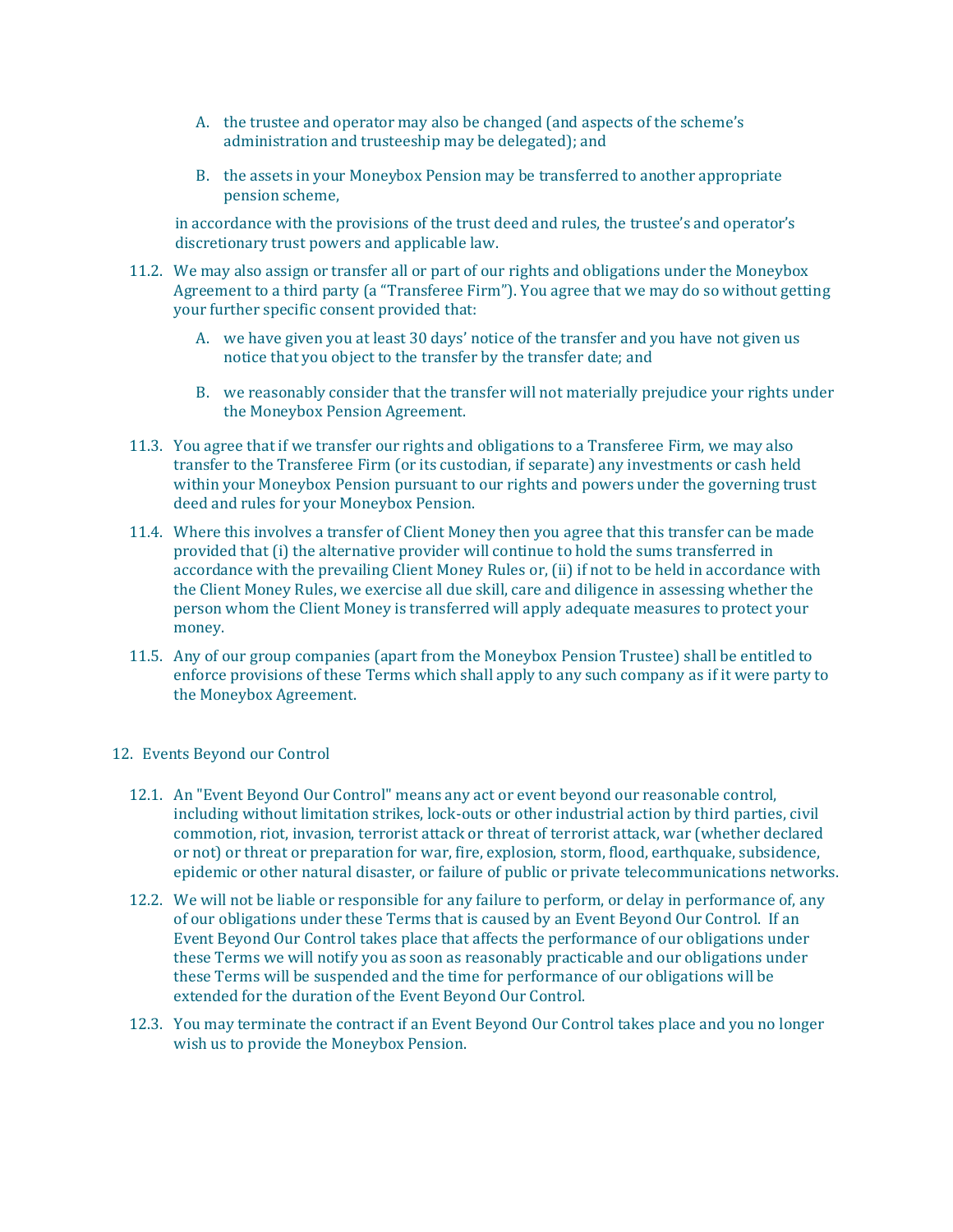A. the trustee and operator may also be changed (and aspects of the scheme's administration and trusteeship may be delegated); and

B. the assets in your Moneybox Pension may be transferred to another appropriate pension scheme,

in accordance with the provisions of the trust deed and rules, the trustee's and operator's discretionary trust powers and applicable law.

11.2. We may also assign or transfer all or part of our rights and obligations under the Moneybox Agreement to a third party (a "Transferee Firm"). You agree that we may do so without getting your further specific consent provided that:

A. we have given you at least 30 days' notice of the transfer and you have not given us notice that you object to the transfer by the transfer date; and

B. we reasonably consider that the transfer will not materially prejudice your rights under the Moneybox Pension Agreement.

11.3. You agree that if we transfer our rights and obligations to a Transferee Firm, we may also transfer to the Transferee Firm (or its custodian, if separate) any investments or cash held within your Moneybox Pension pursuant to our rights and powers under the governing trust deed and rules for your Moneybox Pension.

11.4. Where this involves a transfer of Client Money then you agree that this transfer can be made provided that (i) the alternative provider will continue to hold the sums transferred in accordance with the prevailing Client Money Rules or, (ii) if not to be held in accordance with the Client Money Rules, we exercise all due skill, care and diligence in assessing whether the person whom the Client Money is transferred will apply adequate measures to protect your money.

11.5. Any of our group companies (apart from the Moneybox Pension Trustee) shall be entitled to enforce provisions of these Terms which shall apply to any such company as if it were party to the Moneybox Agreement.

## 12. Events Beyond our Control

12.1. An "Event Beyond Our Control" means any act or event beyond our reasonable control, including without limitation strikes, lock-outs or other industrial action by third parties, civil commotion, riot, invasion, terrorist attack or threat of terrorist attack, war (whether declared or not) or threat or preparation for war, fire, explosion, storm, flood, earthquake, subsidence, epidemic or other natural disaster, or failure of public or private telecommunications networks.

12.2. We will not be liable or responsible for any failure to perform, or delay in performance of, any of our obligations under these Terms that is caused by an Event Beyond Our Control. If an Event Beyond Our Control takes place that affects the performance of our obligations under these Terms we will notify you as soon as reasonably practicable and our obligations under these Terms will be suspended and the time for performance of our obligations will be extended for the duration of the Event Beyond Our Control.

12.3. You may terminate the contract if an Event Beyond Our Control takes place and you no longer wish us to provide the Moneybox Pension.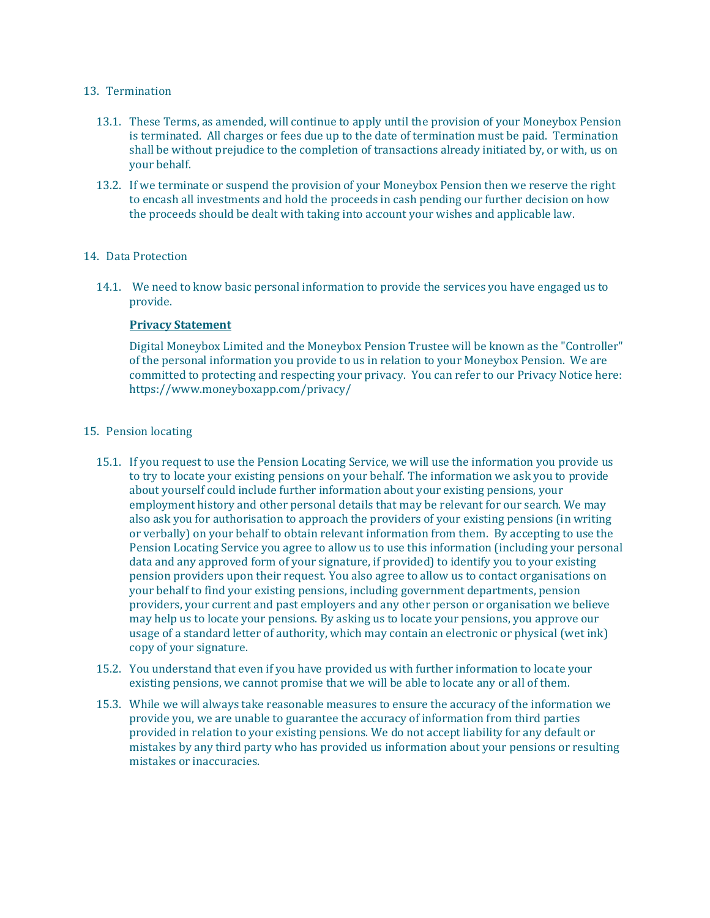## 13. Termination

13.1. These Terms, as amended, will continue to apply until the provision of your Moneybox Pension is terminated. All charges or fees due up to the date of termination must be paid. Termination shall be without prejudice to the completion of transactions already initiated by, or with, us on your behalf.

13.2. If we terminate or suspend the provision of your Moneybox Pension then we reserve the right to encash all investments and hold the proceeds in cash pending our further decision on how the proceeds should be dealt with taking into account your wishes and applicable law.

## 14. Data Protection

14.1. We need to know basic personal information to provide the services you have engaged us to provide.

**Privacy Statement**

Digital Moneybox Limited and the Moneybox Pension Trustee will be known as the "Controller" of the personal information you provide to us in relation to your Moneybox Pension. We are committed to protecting and respecting your privacy. You can refer to our Privacy Notice here: https://www.moneyboxapp.com/privacy/

## 15. Pension locating

15.1. If you request to use the Pension Locating Service, we will use the information you provide us to try to locate your existing pensions on your behalf. The information we ask you to provide about yourself could include further information about your existing pensions, your employment history and other personal details that may be relevant for our search. We may also ask you for authorisation to approach the providers of your existing pensions (in writing or verbally) on your behalf to obtain relevant information from them. By accepting to use the Pension Locating Service you agree to allow us to use this information (including your personal data and any approved form of your signature, if provided) to identify you to your existing pension providers upon their request. You also agree to allow us to contact organisations on your behalf to find your existing pensions, including government departments, pension providers, your current and past employers and any other person or organisation we believe may help us to locate your pensions. By asking us to locate your pensions, you approve our usage of a standard letter of authority, which may contain an electronic or physical (wet ink) copy of your signature.

15.2. You understand that even if you have provided us with further information to locate your existing pensions, we cannot promise that we will be able to locate any or all of them.

15.3. While we will always take reasonable measures to ensure the accuracy of the information we provide you, we are unable to guarantee the accuracy of information from third parties provided in relation to your existing pensions. We do not accept liability for any default or mistakes by any third party who has provided us information about your pensions or resulting mistakes or inaccuracies.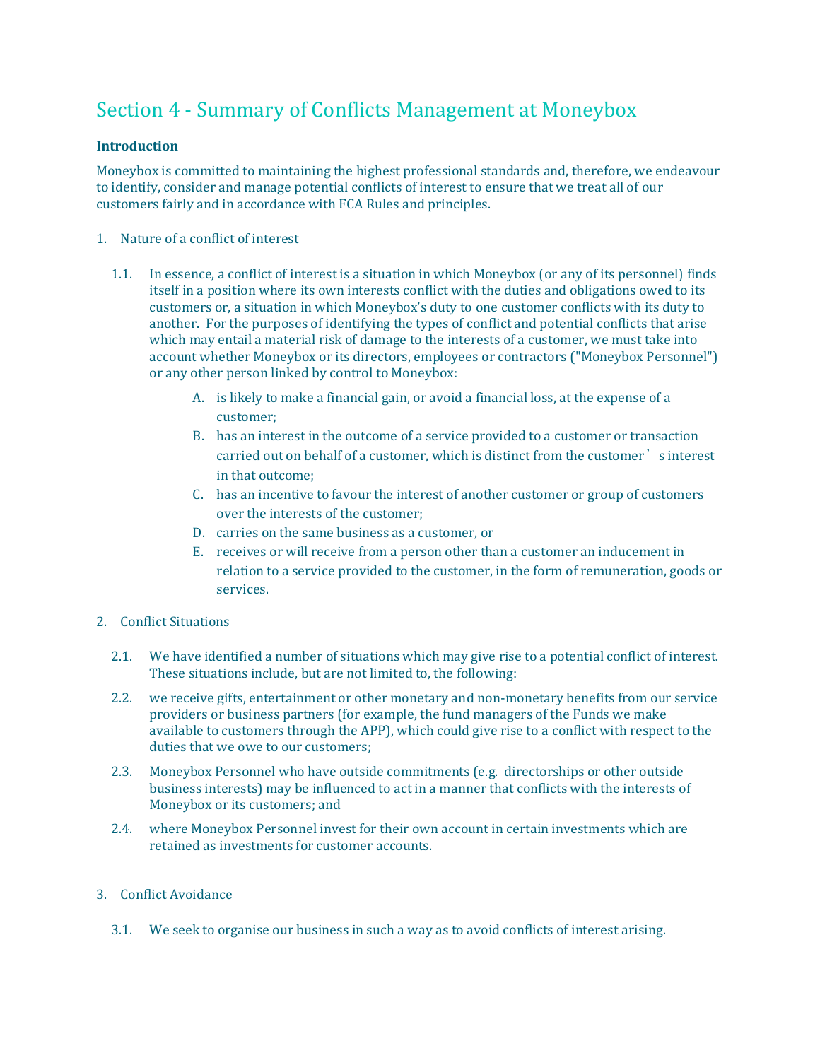# Section 4 - Summary of Conflicts Management at Moneybox

**Introduction**

Moneybox is committed to maintaining the highest professional standards and, therefore, we endeavour to identify, consider and manage potential conflicts of interest to ensure that we treat all of our customers fairly and in accordance with FCA Rules and principles.

1. Nature of a conflict of interest

   1.1. In essence, a conflict of interest is a situation in which Moneybox (or any of its personnel) finds itself in a position where its own interests conflict with the duties and obligations owed to its customers or, a situation in which Moneybox's duty to one customer conflicts with its duty to another. For the purposes of identifying the types of conflict and potential conflicts that arise which may entail a material risk of damage to the interests of a customer, we must take into account whether Moneybox or its directors, employees or contractors ("Moneybox Personnel") or any other person linked by control to Moneybox:

      A. is likely to make a financial gain, or avoid a financial loss, at the expense of a customer;
      B. has an interest in the outcome of a service provided to a customer or transaction carried out on behalf of a customer, which is distinct from the customer's interest in that outcome;
      C. has an incentive to favour the interest of another customer or group of customers over the interests of the customer;
      D. carries on the same business as a customer, or
      E. receives or will receive from a person other than a customer an inducement in relation to a service provided to the customer, in the form of remuneration, goods or services.

2. Conflict Situations

   2.1. We have identified a number of situations which may give rise to a potential conflict of interest. These situations include, but are not limited to, the following:

   2.2. we receive gifts, entertainment or other monetary and non-monetary benefits from our service providers or business partners (for example, the fund managers of the Funds we make available to customers through the APP), which could give rise to a conflict with respect to the duties that we owe to our customers;

   2.3. Moneybox Personnel who have outside commitments (e.g. directorships or other outside business interests) may be influenced to act in a manner that conflicts with the interests of Moneybox or its customers; and

   2.4. where Moneybox Personnel invest for their own account in certain investments which are retained as investments for customer accounts.

3. Conflict Avoidance

   3.1. We seek to organise our business in such a way as to avoid conflicts of interest arising.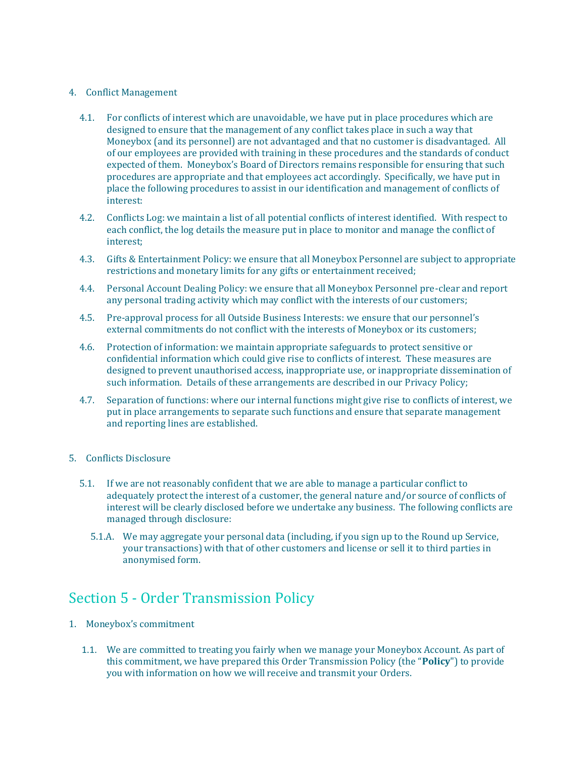4. Conflict Management

   4.1. For conflicts of interest which are unavoidable, we have put in place procedures which are designed to ensure that the management of any conflict takes place in such a way that Moneybox (and its personnel) are not advantaged and that no customer is disadvantaged. All of our employees are provided with training in these procedures and the standards of conduct expected of them. Moneybox's Board of Directors remains responsible for ensuring that such procedures are appropriate and that employees act accordingly. Specifically, we have put in place the following procedures to assist in our identification and management of conflicts of interest:

   4.2. Conflicts Log: we maintain a list of all potential conflicts of interest identified. With respect to each conflict, the log details the measure put in place to monitor and manage the conflict of interest;

   4.3. Gifts & Entertainment Policy: we ensure that all Moneybox Personnel are subject to appropriate restrictions and monetary limits for any gifts or entertainment received;

   4.4. Personal Account Dealing Policy: we ensure that all Moneybox Personnel pre-clear and report any personal trading activity which may conflict with the interests of our customers;

   4.5. Pre-approval process for all Outside Business Interests: we ensure that our personnel's external commitments do not conflict with the interests of Moneybox or its customers;

   4.6. Protection of information: we maintain appropriate safeguards to protect sensitive or confidential information which could give rise to conflicts of interest. These measures are designed to prevent unauthorised access, inappropriate use, or inappropriate dissemination of such information. Details of these arrangements are described in our Privacy Policy;

   4.7. Separation of functions: where our internal functions might give rise to conflicts of interest, we put in place arrangements to separate such functions and ensure that separate management and reporting lines are established.

5. Conflicts Disclosure

   5.1. If we are not reasonably confident that we are able to manage a particular conflict to adequately protect the interest of a customer, the general nature and/or source of conflicts of interest will be clearly disclosed before we undertake any business. The following conflicts are managed through disclosure:

      5.1.A. We may aggregate your personal data (including, if you sign up to the Round up Service, your transactions) with that of other customers and license or sell it to third parties in anonymised form.

## Section 5 - Order Transmission Policy

1. Moneybox's commitment

   1.1. We are committed to treating you fairly when we manage your Moneybox Account. As part of this commitment, we have prepared this Order Transmission Policy (the "**Policy**") to provide you with information on how we will receive and transmit your Orders.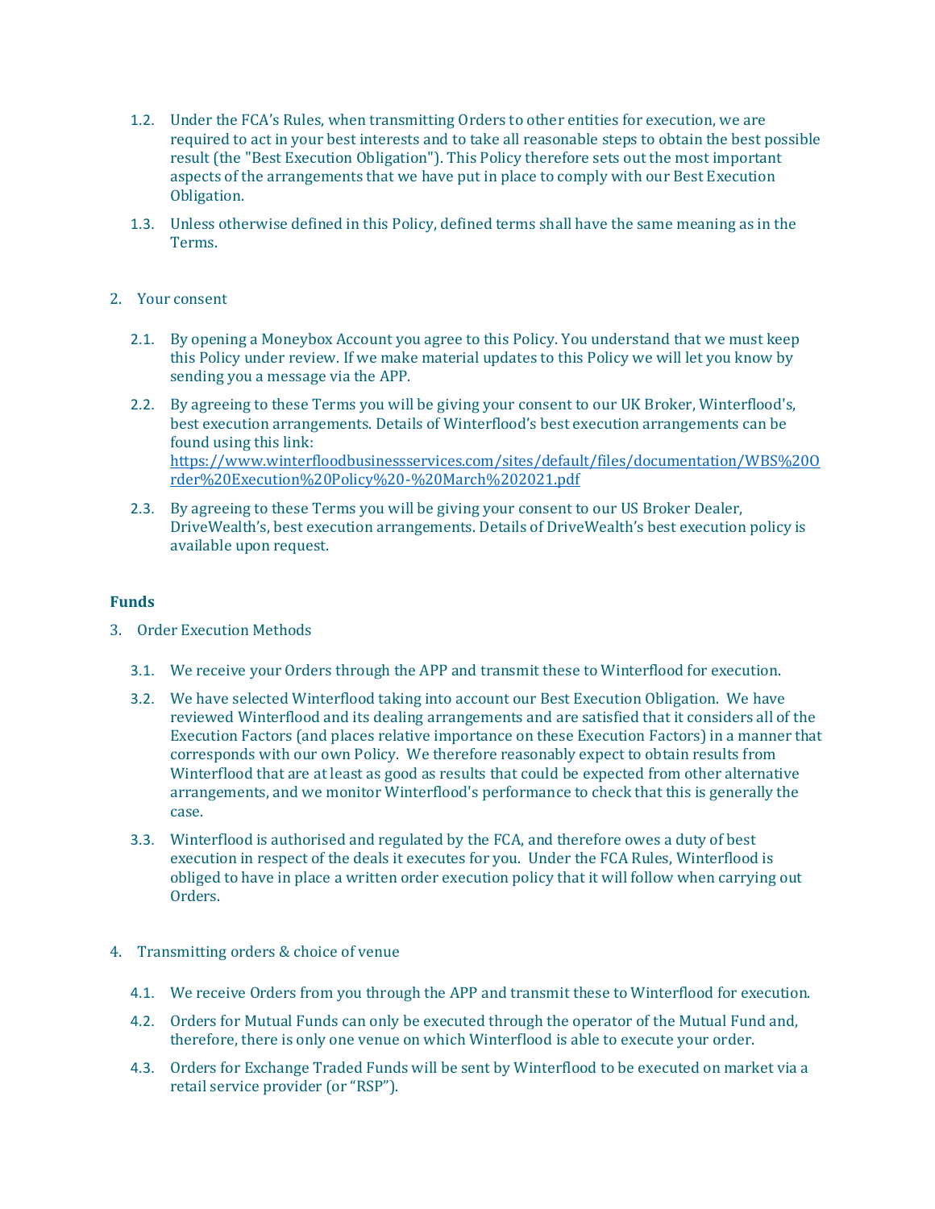1.2. Under the FCA's Rules, when transmitting Orders to other entities for execution, we are required to act in your best interests and to take all reasonable steps to obtain the best possible result (the "Best Execution Obligation"). This Policy therefore sets out the most important aspects of the arrangements that we have put in place to comply with our Best Execution Obligation.

1.3. Unless otherwise defined in this Policy, defined terms shall have the same meaning as in the Terms.

2. Your consent

2.1. By opening a Moneybox Account you agree to this Policy. You understand that we must keep this Policy under review. If we make material updates to this Policy we will let you know by sending you a message via the APP.

2.2. By agreeing to these Terms you will be giving your consent to our UK Broker, Winterflood's, best execution arrangements. Details of Winterflood's best execution arrangements can be found using this link: [https://www.winterfloodbusinessservices.com/sites/default/files/documentation/WBS%20Order%20Execution%20Policy%20-%20March%202021.pdf](https://www.winterfloodbusinessservices.com/sites/default/files/documentation/WBS%20Order%20Execution%20Policy%20-%20March%202021.pdf)

2.3. By agreeing to these Terms you will be giving your consent to our US Broker Dealer, DriveWealth's, best execution arrangements. Details of DriveWealth's best execution policy is available upon request.

**Funds**

3. Order Execution Methods

3.1. We receive your Orders through the APP and transmit these to Winterflood for execution.

3.2. We have selected Winterflood taking into account our Best Execution Obligation. We have reviewed Winterflood and its dealing arrangements and are satisfied that it considers all of the Execution Factors (and places relative importance on these Execution Factors) in a manner that corresponds with our own Policy. We therefore reasonably expect to obtain results from Winterflood that are at least as good as results that could be expected from other alternative arrangements, and we monitor Winterflood's performance to check that this is generally the case.

3.3. Winterflood is authorised and regulated by the FCA, and therefore owes a duty of best execution in respect of the deals it executes for you. Under the FCA Rules, Winterflood is obliged to have in place a written order execution policy that it will follow when carrying out Orders.

4. Transmitting orders & choice of venue

4.1. We receive Orders from you through the APP and transmit these to Winterflood for execution.

4.2. Orders for Mutual Funds can only be executed through the operator of the Mutual Fund and, therefore, there is only one venue on which Winterflood is able to execute your order.

4.3. Orders for Exchange Traded Funds will be sent by Winterflood to be executed on market via a retail service provider (or "RSP").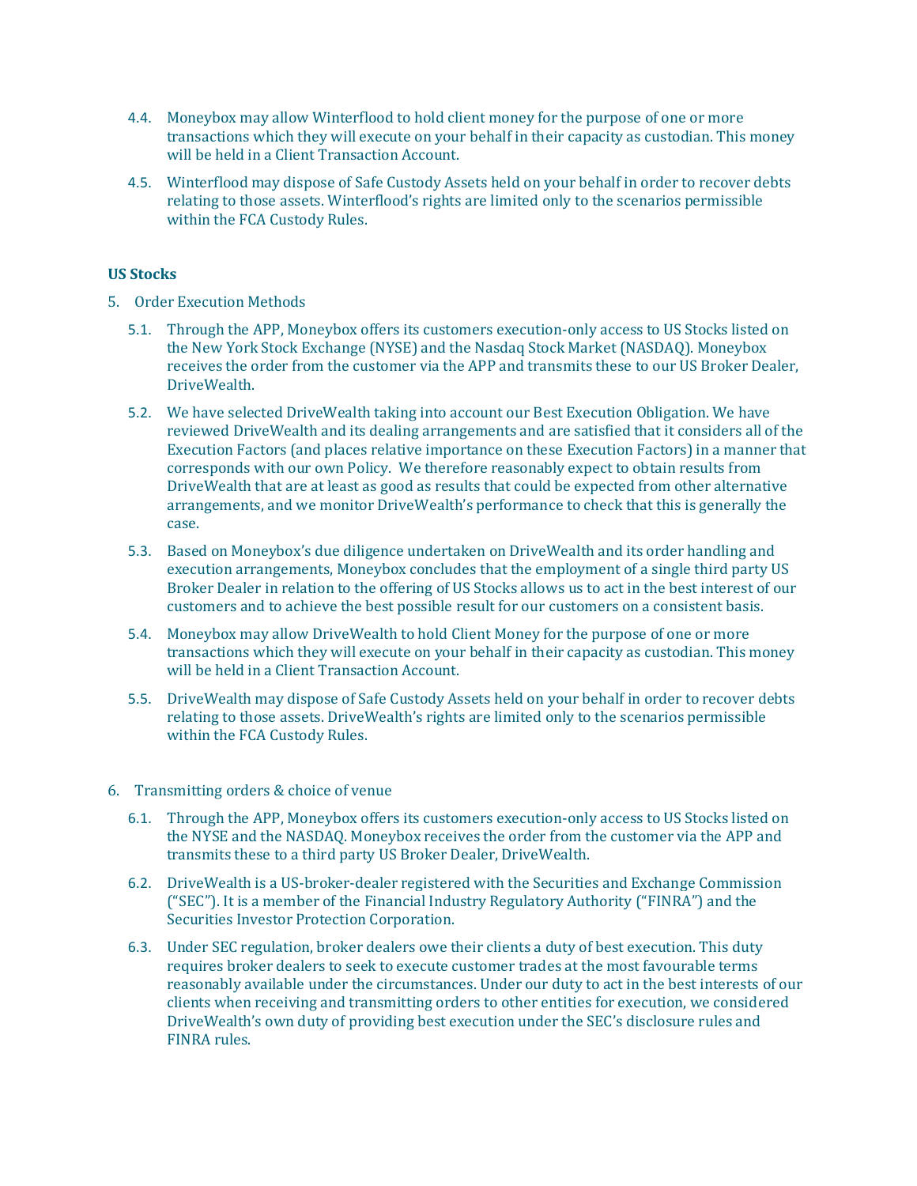4.4. Moneybox may allow Winterflood to hold client money for the purpose of one or more transactions which they will execute on your behalf in their capacity as custodian. This money will be held in a Client Transaction Account.

4.5. Winterflood may dispose of Safe Custody Assets held on your behalf in order to recover debts relating to those assets. Winterflood's rights are limited only to the scenarios permissible within the FCA Custody Rules.

**US Stocks**

5. Order Execution Methods

5.1. Through the APP, Moneybox offers its customers execution-only access to US Stocks listed on the New York Stock Exchange (NYSE) and the Nasdaq Stock Market (NASDAQ). Moneybox receives the order from the customer via the APP and transmits these to our US Broker Dealer, DriveWealth.

5.2. We have selected DriveWealth taking into account our Best Execution Obligation. We have reviewed DriveWealth and its dealing arrangements and are satisfied that it considers all of the Execution Factors (and places relative importance on these Execution Factors) in a manner that corresponds with our own Policy. We therefore reasonably expect to obtain results from DriveWealth that are at least as good as results that could be expected from other alternative arrangements, and we monitor DriveWealth's performance to check that this is generally the case.

5.3. Based on Moneybox's due diligence undertaken on DriveWealth and its order handling and execution arrangements, Moneybox concludes that the employment of a single third party US Broker Dealer in relation to the offering of US Stocks allows us to act in the best interest of our customers and to achieve the best possible result for our customers on a consistent basis.

5.4. Moneybox may allow DriveWealth to hold Client Money for the purpose of one or more transactions which they will execute on your behalf in their capacity as custodian. This money will be held in a Client Transaction Account.

5.5. DriveWealth may dispose of Safe Custody Assets held on your behalf in order to recover debts relating to those assets. DriveWealth's rights are limited only to the scenarios permissible within the FCA Custody Rules.

6. Transmitting orders & choice of venue

6.1. Through the APP, Moneybox offers its customers execution-only access to US Stocks listed on the NYSE and the NASDAQ. Moneybox receives the order from the customer via the APP and transmits these to a third party US Broker Dealer, DriveWealth.

6.2. DriveWealth is a US-broker-dealer registered with the Securities and Exchange Commission ("SEC"). It is a member of the Financial Industry Regulatory Authority ("FINRA") and the Securities Investor Protection Corporation.

6.3. Under SEC regulation, broker dealers owe their clients a duty of best execution. This duty requires broker dealers to seek to execute customer trades at the most favourable terms reasonably available under the circumstances. Under our duty to act in the best interests of our clients when receiving and transmitting orders to other entities for execution, we considered DriveWealth's own duty of providing best execution under the SEC's disclosure rules and FINRA rules.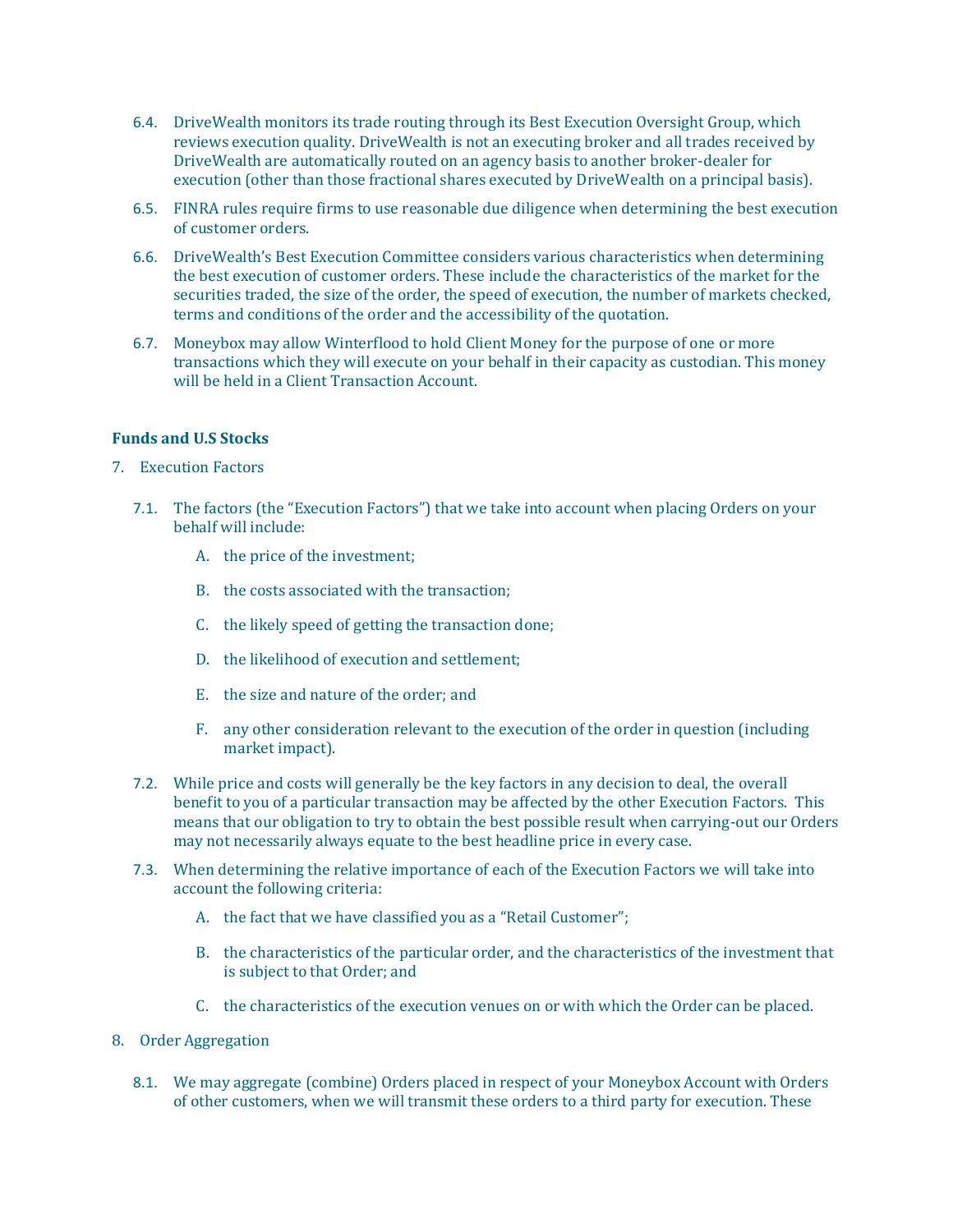6.4. DriveWealth monitors its trade routing through its Best Execution Oversight Group, which reviews execution quality. DriveWealth is not an executing broker and all trades received by DriveWealth are automatically routed on an agency basis to another broker-dealer for execution (other than those fractional shares executed by DriveWealth on a principal basis).

6.5. FINRA rules require firms to use reasonable due diligence when determining the best execution of customer orders.

6.6. DriveWealth's Best Execution Committee considers various characteristics when determining the best execution of customer orders. These include the characteristics of the market for the securities traded, the size of the order, the speed of execution, the number of markets checked, terms and conditions of the order and the accessibility of the quotation.

6.7. Moneybox may allow Winterflood to hold Client Money for the purpose of one or more transactions which they will execute on your behalf in their capacity as custodian. This money will be held in a Client Transaction Account.

**Funds and U.S Stocks**

7. Execution Factors

7.1. The factors (the "Execution Factors") that we take into account when placing Orders on your behalf will include:

A. the price of the investment;

B. the costs associated with the transaction;

C. the likely speed of getting the transaction done;

D. the likelihood of execution and settlement;

E. the size and nature of the order; and

F. any other consideration relevant to the execution of the order in question (including market impact).

7.2. While price and costs will generally be the key factors in any decision to deal, the overall benefit to you of a particular transaction may be affected by the other Execution Factors. This means that our obligation to try to obtain the best possible result when carrying-out our Orders may not necessarily always equate to the best headline price in every case.

7.3. When determining the relative importance of each of the Execution Factors we will take into account the following criteria:

A. the fact that we have classified you as a "Retail Customer";

B. the characteristics of the particular order, and the characteristics of the investment that is subject to that Order; and

C. the characteristics of the execution venues on or with which the Order can be placed.

8. Order Aggregation

8.1. We may aggregate (combine) Orders placed in respect of your Moneybox Account with Orders of other customers, when we will transmit these orders to a third party for execution. These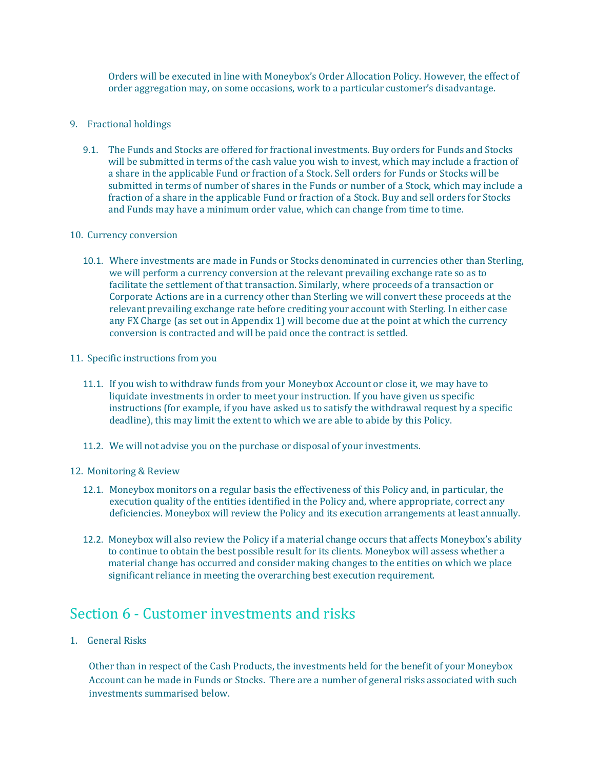Orders will be executed in line with Moneybox's Order Allocation Policy. However, the effect of order aggregation may, on some occasions, work to a particular customer's disadvantage.

9. Fractional holdings

   9.1. The Funds and Stocks are offered for fractional investments. Buy orders for Funds and Stocks will be submitted in terms of the cash value you wish to invest, which may include a fraction of a share in the applicable Fund or fraction of a Stock. Sell orders for Funds or Stocks will be submitted in terms of number of shares in the Funds or number of a Stock, which may include a fraction of a share in the applicable Fund or fraction of a Stock. Buy and sell orders for Stocks and Funds may have a minimum order value, which can change from time to time.

10. Currency conversion

   10.1. Where investments are made in Funds or Stocks denominated in currencies other than Sterling, we will perform a currency conversion at the relevant prevailing exchange rate so as to facilitate the settlement of that transaction. Similarly, where proceeds of a transaction or Corporate Actions are in a currency other than Sterling we will convert these proceeds at the relevant prevailing exchange rate before crediting your account with Sterling. In either case any FX Charge (as set out in Appendix 1) will become due at the point at which the currency conversion is contracted and will be paid once the contract is settled.

11. Specific instructions from you

   11.1. If you wish to withdraw funds from your Moneybox Account or close it, we may have to liquidate investments in order to meet your instruction. If you have given us specific instructions (for example, if you have asked us to satisfy the withdrawal request by a specific deadline), this may limit the extent to which we are able to abide by this Policy.

   11.2. We will not advise you on the purchase or disposal of your investments.

12. Monitoring & Review

   12.1. Moneybox monitors on a regular basis the effectiveness of this Policy and, in particular, the execution quality of the entities identified in the Policy and, where appropriate, correct any deficiencies. Moneybox will review the Policy and its execution arrangements at least annually.

   12.2. Moneybox will also review the Policy if a material change occurs that affects Moneybox's ability to continue to obtain the best possible result for its clients. Moneybox will assess whether a material change has occurred and consider making changes to the entities on which we place significant reliance in meeting the overarching best execution requirement.

## Section 6 - Customer investments and risks

1. General Risks

   Other than in respect of the Cash Products, the investments held for the benefit of your Moneybox Account can be made in Funds or Stocks. There are a number of general risks associated with such investments summarised below.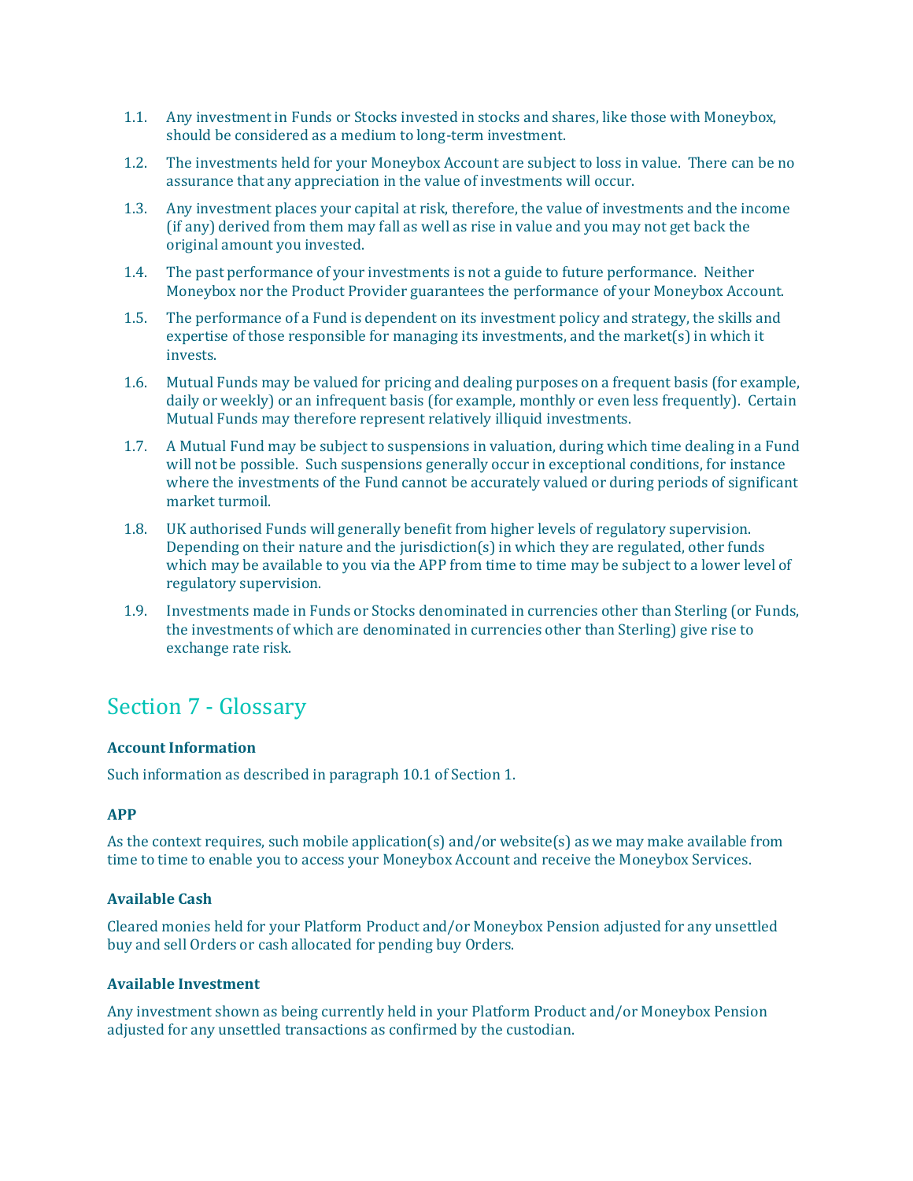1.1. Any investment in Funds or Stocks invested in stocks and shares, like those with Moneybox, should be considered as a medium to long-term investment.

1.2. The investments held for your Moneybox Account are subject to loss in value. There can be no assurance that any appreciation in the value of investments will occur.

1.3. Any investment places your capital at risk, therefore, the value of investments and the income (if any) derived from them may fall as well as rise in value and you may not get back the original amount you invested.

1.4. The past performance of your investments is not a guide to future performance. Neither Moneybox nor the Product Provider guarantees the performance of your Moneybox Account.

1.5. The performance of a Fund is dependent on its investment policy and strategy, the skills and expertise of those responsible for managing its investments, and the market(s) in which it invests.

1.6. Mutual Funds may be valued for pricing and dealing purposes on a frequent basis (for example, daily or weekly) or an infrequent basis (for example, monthly or even less frequently). Certain Mutual Funds may therefore represent relatively illiquid investments.

1.7. A Mutual Fund may be subject to suspensions in valuation, during which time dealing in a Fund will not be possible. Such suspensions generally occur in exceptional conditions, for instance where the investments of the Fund cannot be accurately valued or during periods of significant market turmoil.

1.8. UK authorised Funds will generally benefit from higher levels of regulatory supervision. Depending on their nature and the jurisdiction(s) in which they are regulated, other funds which may be available to you via the APP from time to time may be subject to a lower level of regulatory supervision.

1.9. Investments made in Funds or Stocks denominated in currencies other than Sterling (or Funds, the investments of which are denominated in currencies other than Sterling) give rise to exchange rate risk.

## Section 7 - Glossary

**Account Information**

Such information as described in paragraph 10.1 of Section 1.

**APP**

As the context requires, such mobile application(s) and/or website(s) as we may make available from time to time to enable you to access your Moneybox Account and receive the Moneybox Services.

**Available Cash**

Cleared monies held for your Platform Product and/or Moneybox Pension adjusted for any unsettled buy and sell Orders or cash allocated for pending buy Orders.

**Available Investment**

Any investment shown as being currently held in your Platform Product and/or Moneybox Pension adjusted for any unsettled transactions as confirmed by the custodian.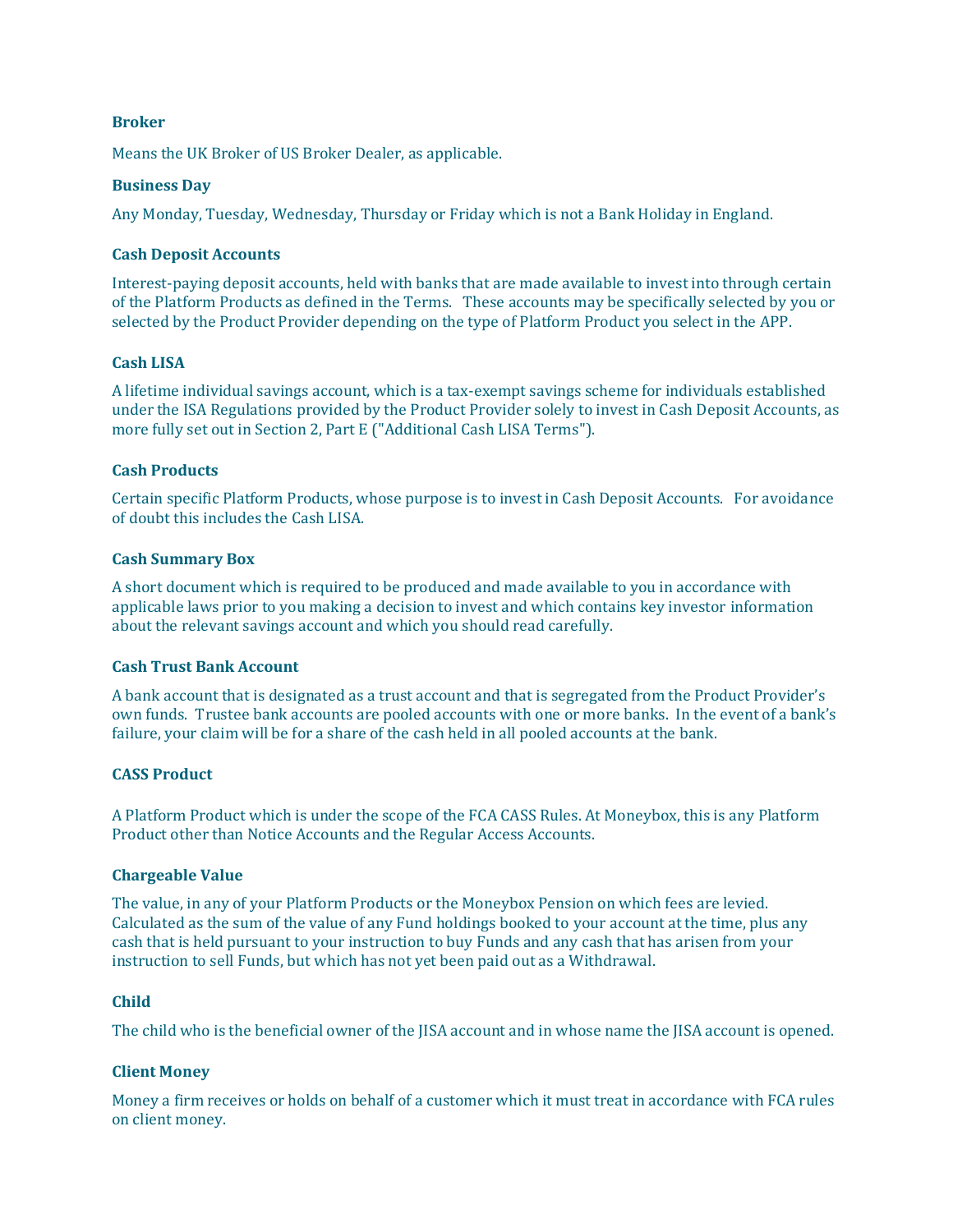**Broker**

Means the UK Broker of US Broker Dealer, as applicable.

**Business Day**

Any Monday, Tuesday, Wednesday, Thursday or Friday which is not a Bank Holiday in England.

**Cash Deposit Accounts**

Interest-paying deposit accounts, held with banks that are made available to invest into through certain of the Platform Products as defined in the Terms. These accounts may be specifically selected by you or selected by the Product Provider depending on the type of Platform Product you select in the APP.

**Cash LISA**

A lifetime individual savings account, which is a tax-exempt savings scheme for individuals established under the ISA Regulations provided by the Product Provider solely to invest in Cash Deposit Accounts, as more fully set out in Section 2, Part E ("Additional Cash LISA Terms").

**Cash Products**

Certain specific Platform Products, whose purpose is to invest in Cash Deposit Accounts. For avoidance of doubt this includes the Cash LISA.

**Cash Summary Box**

A short document which is required to be produced and made available to you in accordance with applicable laws prior to you making a decision to invest and which contains key investor information about the relevant savings account and which you should read carefully.

**Cash Trust Bank Account**

A bank account that is designated as a trust account and that is segregated from the Product Provider's own funds. Trustee bank accounts are pooled accounts with one or more banks. In the event of a bank's failure, your claim will be for a share of the cash held in all pooled accounts at the bank.

**CASS Product**

A Platform Product which is under the scope of the FCA CASS Rules. At Moneybox, this is any Platform Product other than Notice Accounts and the Regular Access Accounts.

**Chargeable Value**

The value, in any of your Platform Products or the Moneybox Pension on which fees are levied. Calculated as the sum of the value of any Fund holdings booked to your account at the time, plus any cash that is held pursuant to your instruction to buy Funds and any cash that has arisen from your instruction to sell Funds, but which has not yet been paid out as a Withdrawal.

**Child**

The child who is the beneficial owner of the JISA account and in whose name the JISA account is opened.

**Client Money**

Money a firm receives or holds on behalf of a customer which it must treat in accordance with FCA rules on client money.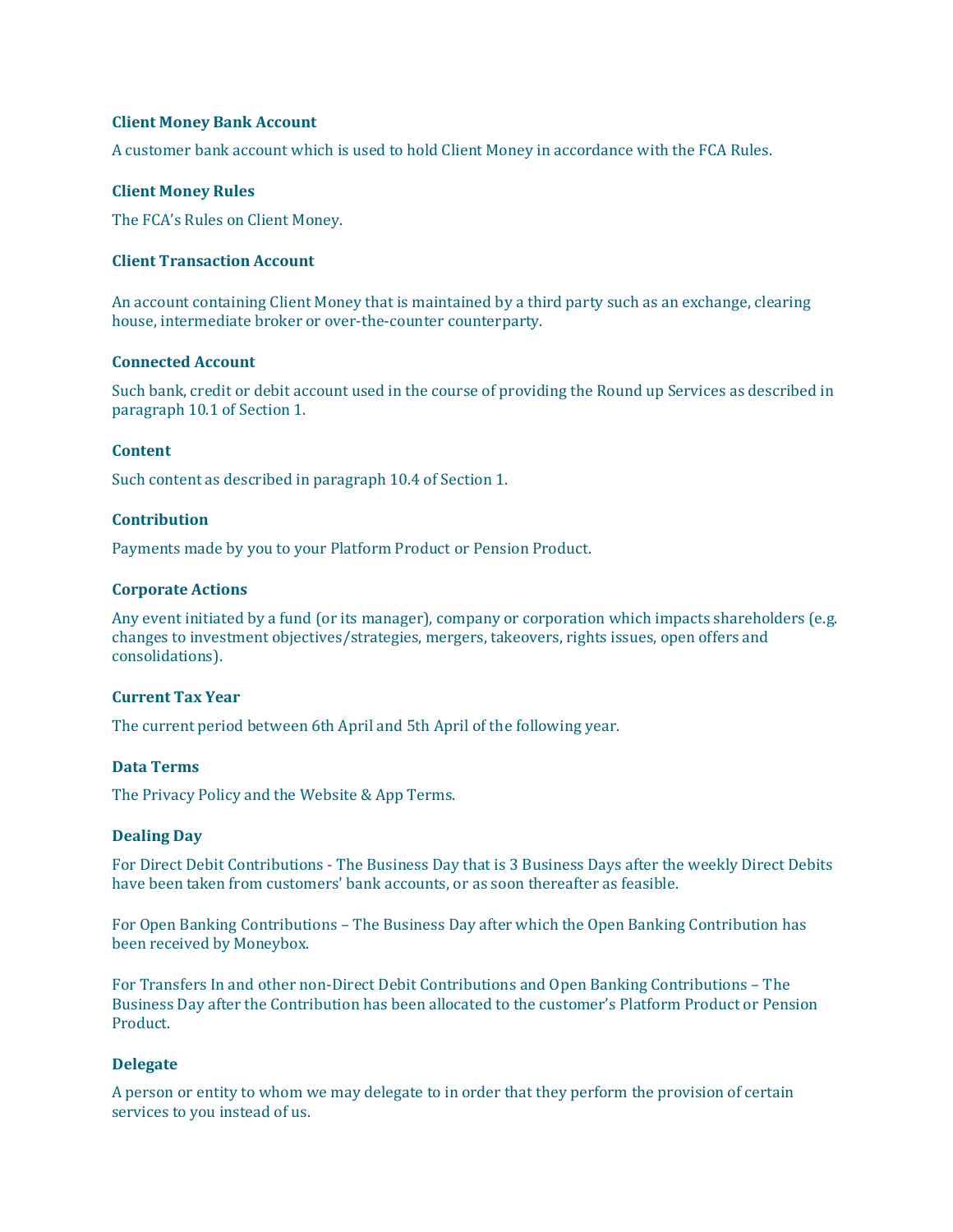**Client Money Bank Account**

A customer bank account which is used to hold Client Money in accordance with the FCA Rules.

**Client Money Rules**

The FCA's Rules on Client Money.

**Client Transaction Account**

An account containing Client Money that is maintained by a third party such as an exchange, clearing house, intermediate broker or over-the-counter counterparty.

**Connected Account**

Such bank, credit or debit account used in the course of providing the Round up Services as described in paragraph 10.1 of Section 1.

**Content**

Such content as described in paragraph 10.4 of Section 1.

**Contribution**

Payments made by you to your Platform Product or Pension Product.

**Corporate Actions**

Any event initiated by a fund (or its manager), company or corporation which impacts shareholders (e.g. changes to investment objectives/strategies, mergers, takeovers, rights issues, open offers and consolidations).

**Current Tax Year**

The current period between 6th April and 5th April of the following year.

**Data Terms**

The Privacy Policy and the Website & App Terms.

**Dealing Day**

For Direct Debit Contributions - The Business Day that is 3 Business Days after the weekly Direct Debits have been taken from customers' bank accounts, or as soon thereafter as feasible.

For Open Banking Contributions – The Business Day after which the Open Banking Contribution has been received by Moneybox.

For Transfers In and other non-Direct Debit Contributions and Open Banking Contributions – The Business Day after the Contribution has been allocated to the customer's Platform Product or Pension Product.

**Delegate**

A person or entity to whom we may delegate to in order that they perform the provision of certain services to you instead of us.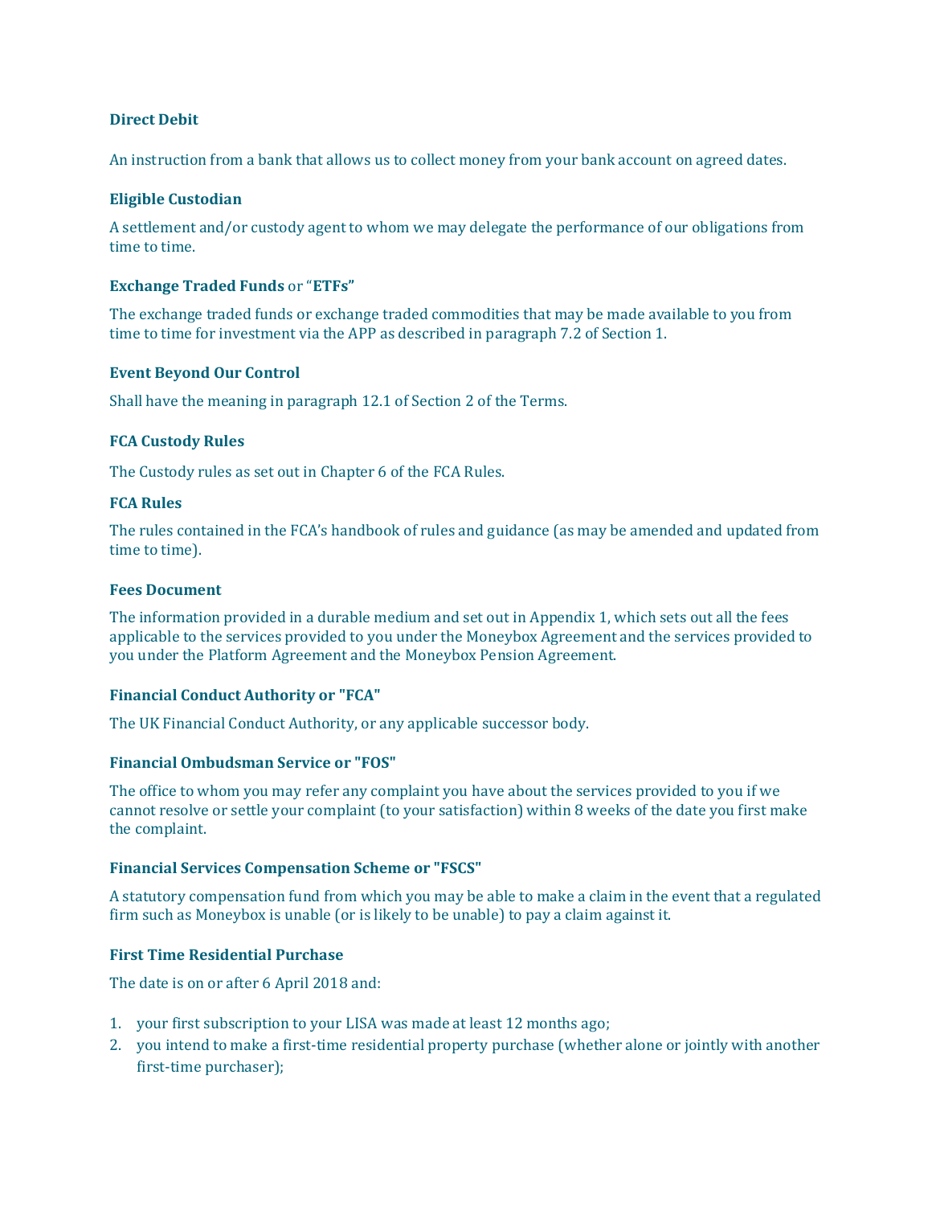**Direct Debit**

An instruction from a bank that allows us to collect money from your bank account on agreed dates.

**Eligible Custodian**

A settlement and/or custody agent to whom we may delegate the performance of our obligations from time to time.

**Exchange Traded Funds** or "**ETFs"**

The exchange traded funds or exchange traded commodities that may be made available to you from time to time for investment via the APP as described in paragraph 7.2 of Section 1.

**Event Beyond Our Control**

Shall have the meaning in paragraph 12.1 of Section 2 of the Terms.

**FCA Custody Rules**

The Custody rules as set out in Chapter 6 of the FCA Rules.

**FCA Rules**

The rules contained in the FCA's handbook of rules and guidance (as may be amended and updated from time to time).

**Fees Document**

The information provided in a durable medium and set out in Appendix 1, which sets out all the fees applicable to the services provided to you under the Moneybox Agreement and the services provided to you under the Platform Agreement and the Moneybox Pension Agreement.

**Financial Conduct Authority or "FCA"**

The UK Financial Conduct Authority, or any applicable successor body.

**Financial Ombudsman Service or "FOS"**

The office to whom you may refer any complaint you have about the services provided to you if we cannot resolve or settle your complaint (to your satisfaction) within 8 weeks of the date you first make the complaint.

**Financial Services Compensation Scheme or "FSCS"**

A statutory compensation fund from which you may be able to make a claim in the event that a regulated firm such as Moneybox is unable (or is likely to be unable) to pay a claim against it.

**First Time Residential Purchase**

The date is on or after 6 April 2018 and:

1. your first subscription to your LISA was made at least 12 months ago;
2. you intend to make a first-time residential property purchase (whether alone or jointly with another first-time purchaser);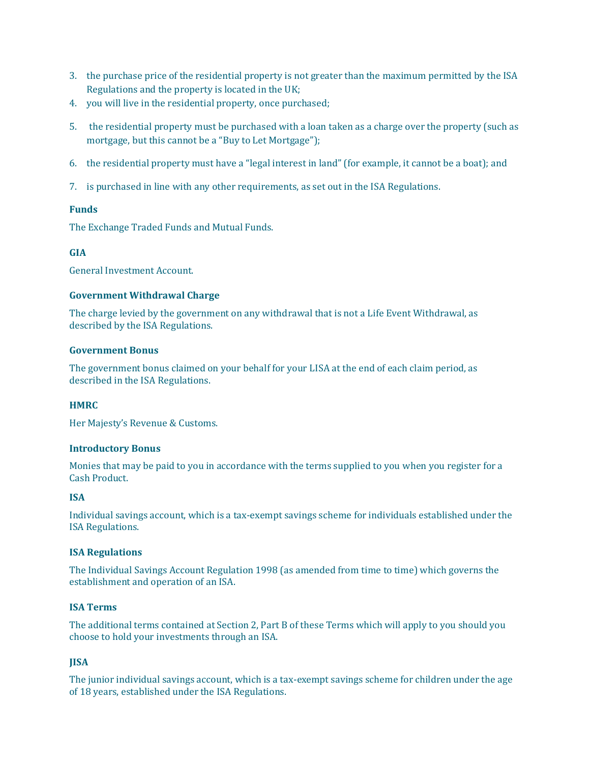3. the purchase price of the residential property is not greater than the maximum permitted by the ISA Regulations and the property is located in the UK;
4. you will live in the residential property, once purchased;
5. the residential property must be purchased with a loan taken as a charge over the property (such as mortgage, but this cannot be a "Buy to Let Mortgage");
6. the residential property must have a "legal interest in land" (for example, it cannot be a boat); and
7. is purchased in line with any other requirements, as set out in the ISA Regulations.

**Funds**

The Exchange Traded Funds and Mutual Funds.

**GIA**

General Investment Account.

**Government Withdrawal Charge**

The charge levied by the government on any withdrawal that is not a Life Event Withdrawal, as described by the ISA Regulations.

**Government Bonus**

The government bonus claimed on your behalf for your LISA at the end of each claim period, as described in the ISA Regulations.

**HMRC**

Her Majesty's Revenue & Customs.

**Introductory Bonus**

Monies that may be paid to you in accordance with the terms supplied to you when you register for a Cash Product.

**ISA**

Individual savings account, which is a tax-exempt savings scheme for individuals established under the ISA Regulations.

**ISA Regulations**

The Individual Savings Account Regulation 1998 (as amended from time to time) which governs the establishment and operation of an ISA.

**ISA Terms**

The additional terms contained at Section 2, Part B of these Terms which will apply to you should you choose to hold your investments through an ISA.

**JISA**

The junior individual savings account, which is a tax-exempt savings scheme for children under the age of 18 years, established under the ISA Regulations.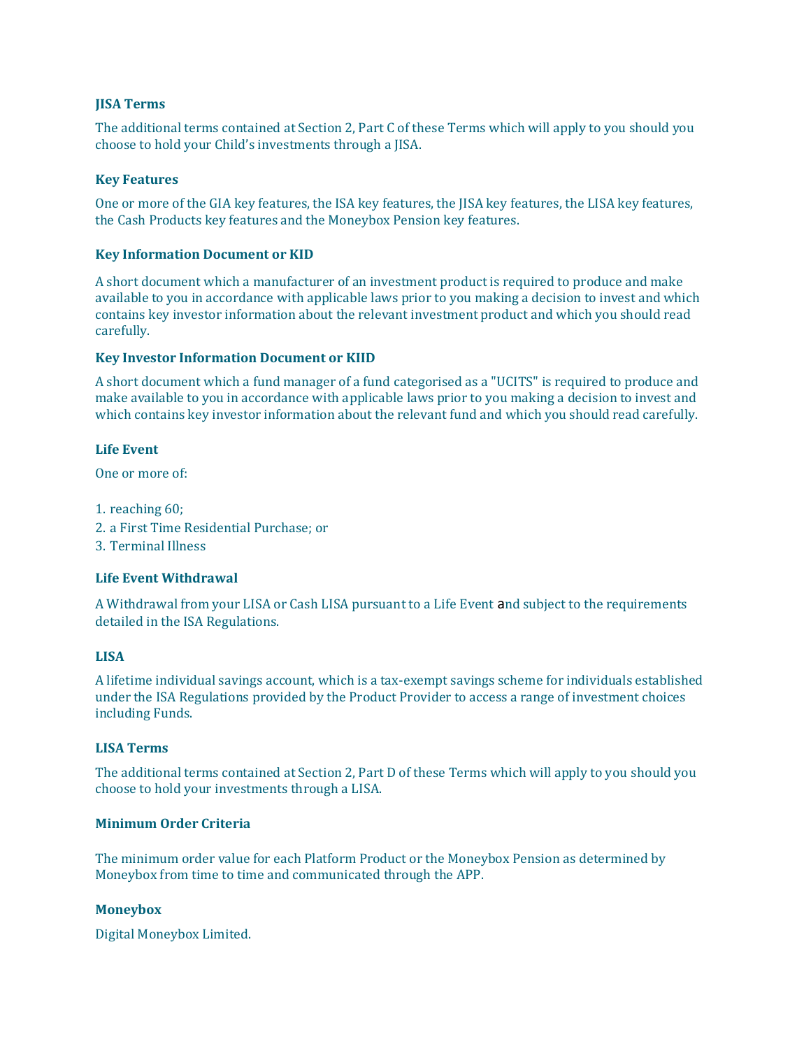**JISA Terms**

The additional terms contained at Section 2, Part C of these Terms which will apply to you should you choose to hold your Child's investments through a JISA.

**Key Features**

One or more of the GIA key features, the ISA key features, the JISA key features, the LISA key features, the Cash Products key features and the Moneybox Pension key features.

**Key Information Document or KID**

A short document which a manufacturer of an investment product is required to produce and make available to you in accordance with applicable laws prior to you making a decision to invest and which contains key investor information about the relevant investment product and which you should read carefully.

**Key Investor Information Document or KIID**

A short document which a fund manager of a fund categorised as a "UCITS" is required to produce and make available to you in accordance with applicable laws prior to you making a decision to invest and which contains key investor information about the relevant fund and which you should read carefully.

**Life Event**

One or more of:

1. reaching 60;
2. a First Time Residential Purchase; or
3. Terminal Illness

**Life Event Withdrawal**

A Withdrawal from your LISA or Cash LISA pursuant to a Life Event and subject to the requirements detailed in the ISA Regulations.

**LISA**

A lifetime individual savings account, which is a tax-exempt savings scheme for individuals established under the ISA Regulations provided by the Product Provider to access a range of investment choices including Funds.

**LISA Terms**

The additional terms contained at Section 2, Part D of these Terms which will apply to you should you choose to hold your investments through a LISA.

**Minimum Order Criteria**

The minimum order value for each Platform Product or the Moneybox Pension as determined by Moneybox from time to time and communicated through the APP.

**Moneybox**

Digital Moneybox Limited.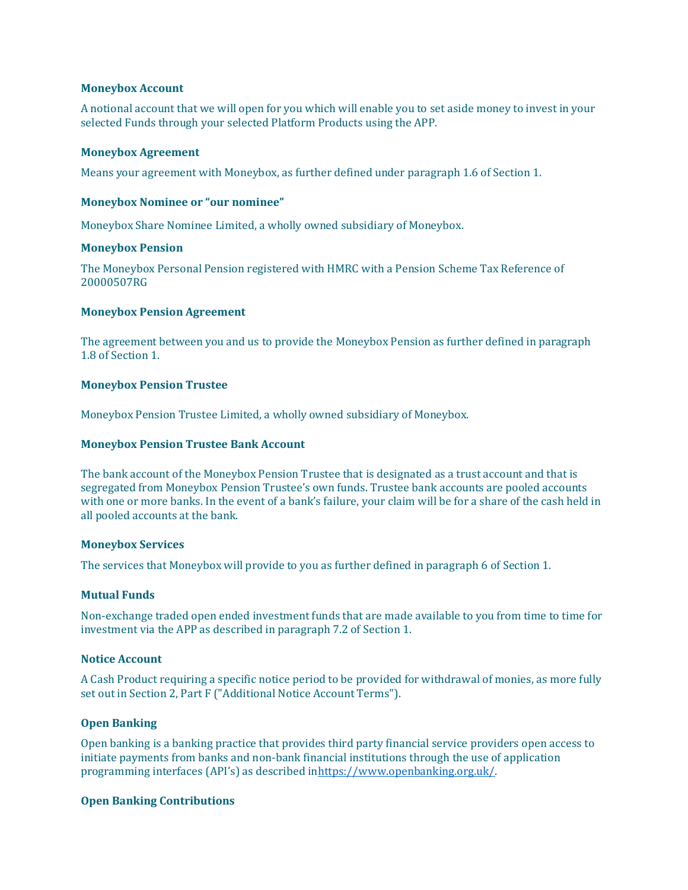**Moneybox Account**

A notional account that we will open for you which will enable you to set aside money to invest in your selected Funds through your selected Platform Products using the APP.

**Moneybox Agreement**

Means your agreement with Moneybox, as further defined under paragraph 1.6 of Section 1.

**Moneybox Nominee or "our nominee"**

Moneybox Share Nominee Limited, a wholly owned subsidiary of Moneybox.

**Moneybox Pension**

The Moneybox Personal Pension registered with HMRC with a Pension Scheme Tax Reference of 20000507RG

**Moneybox Pension Agreement**

The agreement between you and us to provide the Moneybox Pension as further defined in paragraph 1.8 of Section 1.

**Moneybox Pension Trustee**

Moneybox Pension Trustee Limited, a wholly owned subsidiary of Moneybox.

**Moneybox Pension Trustee Bank Account**

The bank account of the Moneybox Pension Trustee that is designated as a trust account and that is segregated from Moneybox Pension Trustee's own funds. Trustee bank accounts are pooled accounts with one or more banks. In the event of a bank's failure, your claim will be for a share of the cash held in all pooled accounts at the bank.

**Moneybox Services**

The services that Moneybox will provide to you as further defined in paragraph 6 of Section 1.

**Mutual Funds**

Non-exchange traded open ended investment funds that are made available to you from time to time for investment via the APP as described in paragraph 7.2 of Section 1.

**Notice Account**

A Cash Product requiring a specific notice period to be provided for withdrawal of monies, as more fully set out in Section 2, Part F ("Additional Notice Account Terms").

**Open Banking**

Open banking is a banking practice that provides third party financial service providers open access to initiate payments from banks and non-bank financial institutions through the use of application programming interfaces (API's) as described in[https://www.openbanking.org.uk/](https://www.openbanking.org.uk/).

**Open Banking Contributions**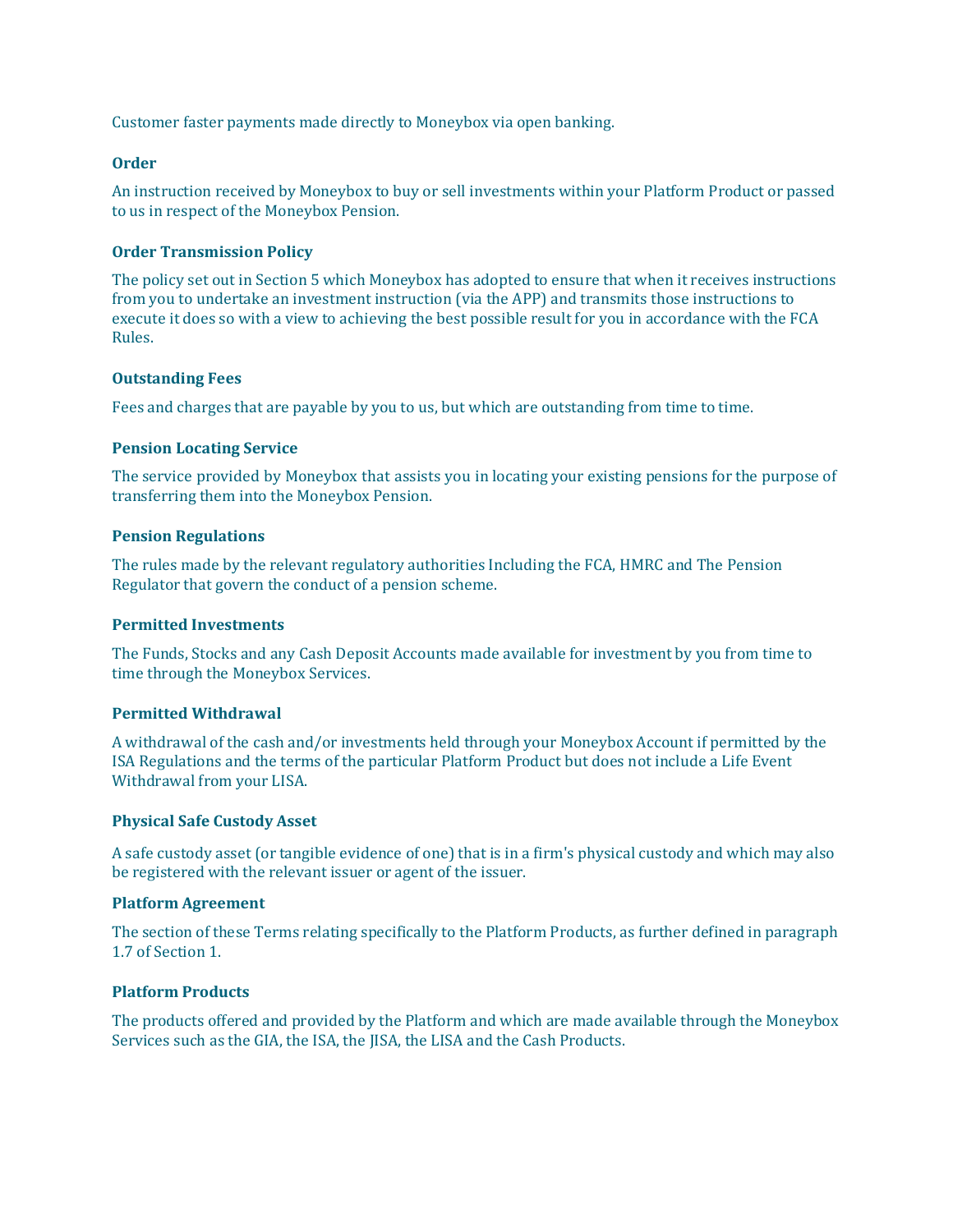Customer faster payments made directly to Moneybox via open banking.

**Order**

An instruction received by Moneybox to buy or sell investments within your Platform Product or passed to us in respect of the Moneybox Pension.

**Order Transmission Policy**

The policy set out in Section 5 which Moneybox has adopted to ensure that when it receives instructions from you to undertake an investment instruction (via the APP) and transmits those instructions to execute it does so with a view to achieving the best possible result for you in accordance with the FCA Rules.

**Outstanding Fees**

Fees and charges that are payable by you to us, but which are outstanding from time to time.

**Pension Locating Service**

The service provided by Moneybox that assists you in locating your existing pensions for the purpose of transferring them into the Moneybox Pension.

**Pension Regulations**

The rules made by the relevant regulatory authorities Including the FCA, HMRC and The Pension Regulator that govern the conduct of a pension scheme.

**Permitted Investments**

The Funds, Stocks and any Cash Deposit Accounts made available for investment by you from time to time through the Moneybox Services.

**Permitted Withdrawal**

A withdrawal of the cash and/or investments held through your Moneybox Account if permitted by the ISA Regulations and the terms of the particular Platform Product but does not include a Life Event Withdrawal from your LISA.

**Physical Safe Custody Asset**

A safe custody asset (or tangible evidence of one) that is in a firm's physical custody and which may also be registered with the relevant issuer or agent of the issuer.

**Platform Agreement**

The section of these Terms relating specifically to the Platform Products, as further defined in paragraph 1.7 of Section 1.

**Platform Products**

The products offered and provided by the Platform and which are made available through the Moneybox Services such as the GIA, the ISA, the JISA, the LISA and the Cash Products.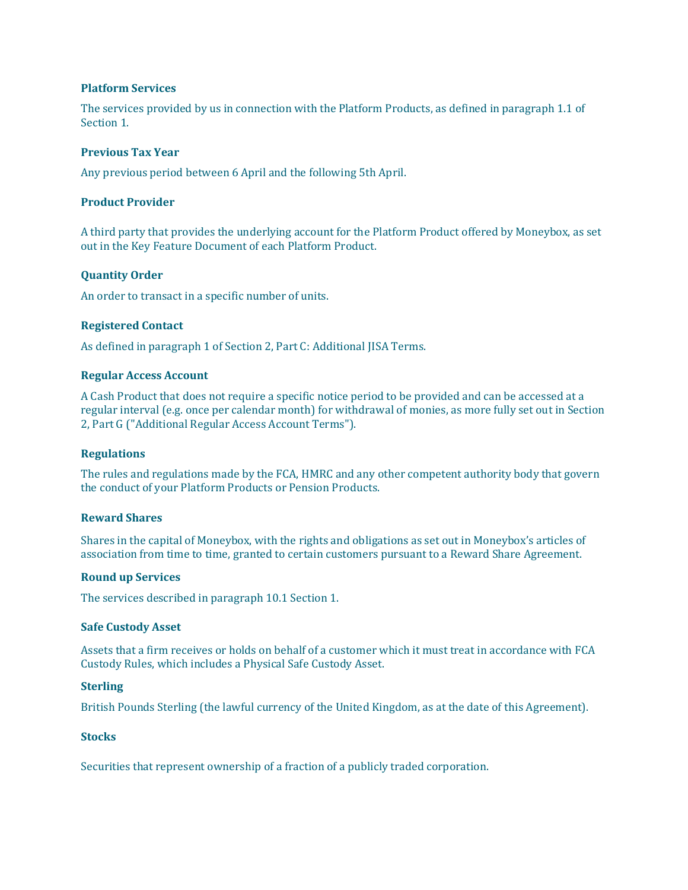**Platform Services**

The services provided by us in connection with the Platform Products, as defined in paragraph 1.1 of Section 1.

**Previous Tax Year**

Any previous period between 6 April and the following 5th April.

**Product Provider**

A third party that provides the underlying account for the Platform Product offered by Moneybox, as set out in the Key Feature Document of each Platform Product.

**Quantity Order**

An order to transact in a specific number of units.

**Registered Contact**

As defined in paragraph 1 of Section 2, Part C: Additional JISA Terms.

**Regular Access Account**

A Cash Product that does not require a specific notice period to be provided and can be accessed at a regular interval (e.g. once per calendar month) for withdrawal of monies, as more fully set out in Section 2, Part G ("Additional Regular Access Account Terms").

**Regulations**

The rules and regulations made by the FCA, HMRC and any other competent authority body that govern the conduct of your Platform Products or Pension Products.

**Reward Shares**

Shares in the capital of Moneybox, with the rights and obligations as set out in Moneybox's articles of association from time to time, granted to certain customers pursuant to a Reward Share Agreement.

**Round up Services**

The services described in paragraph 10.1 Section 1.

**Safe Custody Asset**

Assets that a firm receives or holds on behalf of a customer which it must treat in accordance with FCA Custody Rules, which includes a Physical Safe Custody Asset.

**Sterling**

British Pounds Sterling (the lawful currency of the United Kingdom, as at the date of this Agreement).

**Stocks**

Securities that represent ownership of a fraction of a publicly traded corporation.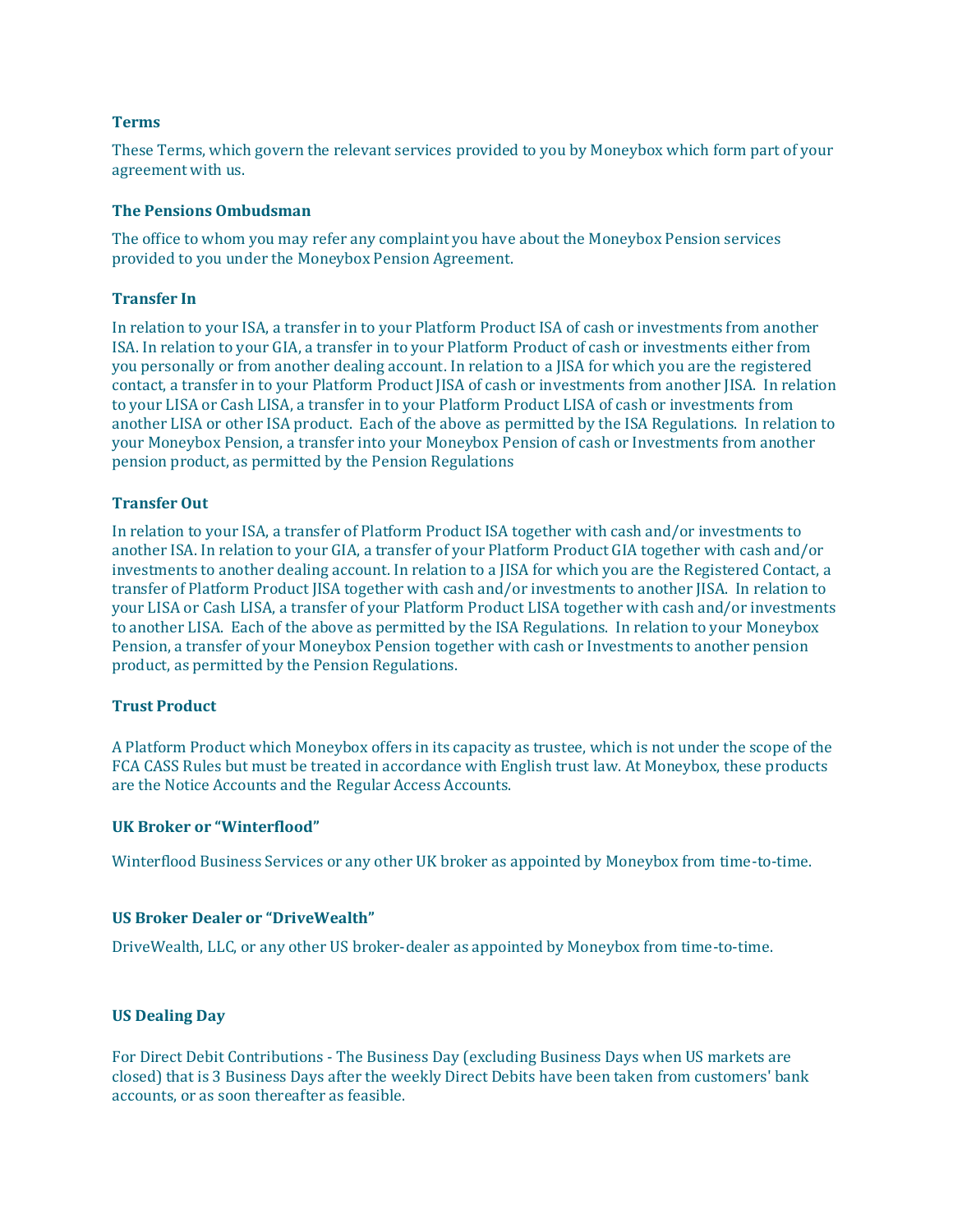**Terms**

These Terms, which govern the relevant services provided to you by Moneybox which form part of your agreement with us.

**The Pensions Ombudsman**

The office to whom you may refer any complaint you have about the Moneybox Pension services provided to you under the Moneybox Pension Agreement.

**Transfer In**

In relation to your ISA, a transfer in to your Platform Product ISA of cash or investments from another ISA. In relation to your GIA, a transfer in to your Platform Product of cash or investments either from you personally or from another dealing account. In relation to a JISA for which you are the registered contact, a transfer in to your Platform Product JISA of cash or investments from another JISA. In relation to your LISA or Cash LISA, a transfer in to your Platform Product LISA of cash or investments from another LISA or other ISA product. Each of the above as permitted by the ISA Regulations. In relation to your Moneybox Pension, a transfer into your Moneybox Pension of cash or Investments from another pension product, as permitted by the Pension Regulations

**Transfer Out**

In relation to your ISA, a transfer of Platform Product ISA together with cash and/or investments to another ISA. In relation to your GIA, a transfer of your Platform Product GIA together with cash and/or investments to another dealing account. In relation to a JISA for which you are the Registered Contact, a transfer of Platform Product JISA together with cash and/or investments to another JISA. In relation to your LISA or Cash LISA, a transfer of your Platform Product LISA together with cash and/or investments to another LISA. Each of the above as permitted by the ISA Regulations. In relation to your Moneybox Pension, a transfer of your Moneybox Pension together with cash or Investments to another pension product, as permitted by the Pension Regulations.

**Trust Product**

A Platform Product which Moneybox offers in its capacity as trustee, which is not under the scope of the FCA CASS Rules but must be treated in accordance with English trust law. At Moneybox, these products are the Notice Accounts and the Regular Access Accounts.

**UK Broker or "Winterflood"**

Winterflood Business Services or any other UK broker as appointed by Moneybox from time-to-time.

**US Broker Dealer or "DriveWealth"**

DriveWealth, LLC, or any other US broker-dealer as appointed by Moneybox from time-to-time.

**US Dealing Day**

For Direct Debit Contributions - The Business Day (excluding Business Days when US markets are closed) that is 3 Business Days after the weekly Direct Debits have been taken from customers' bank accounts, or as soon thereafter as feasible.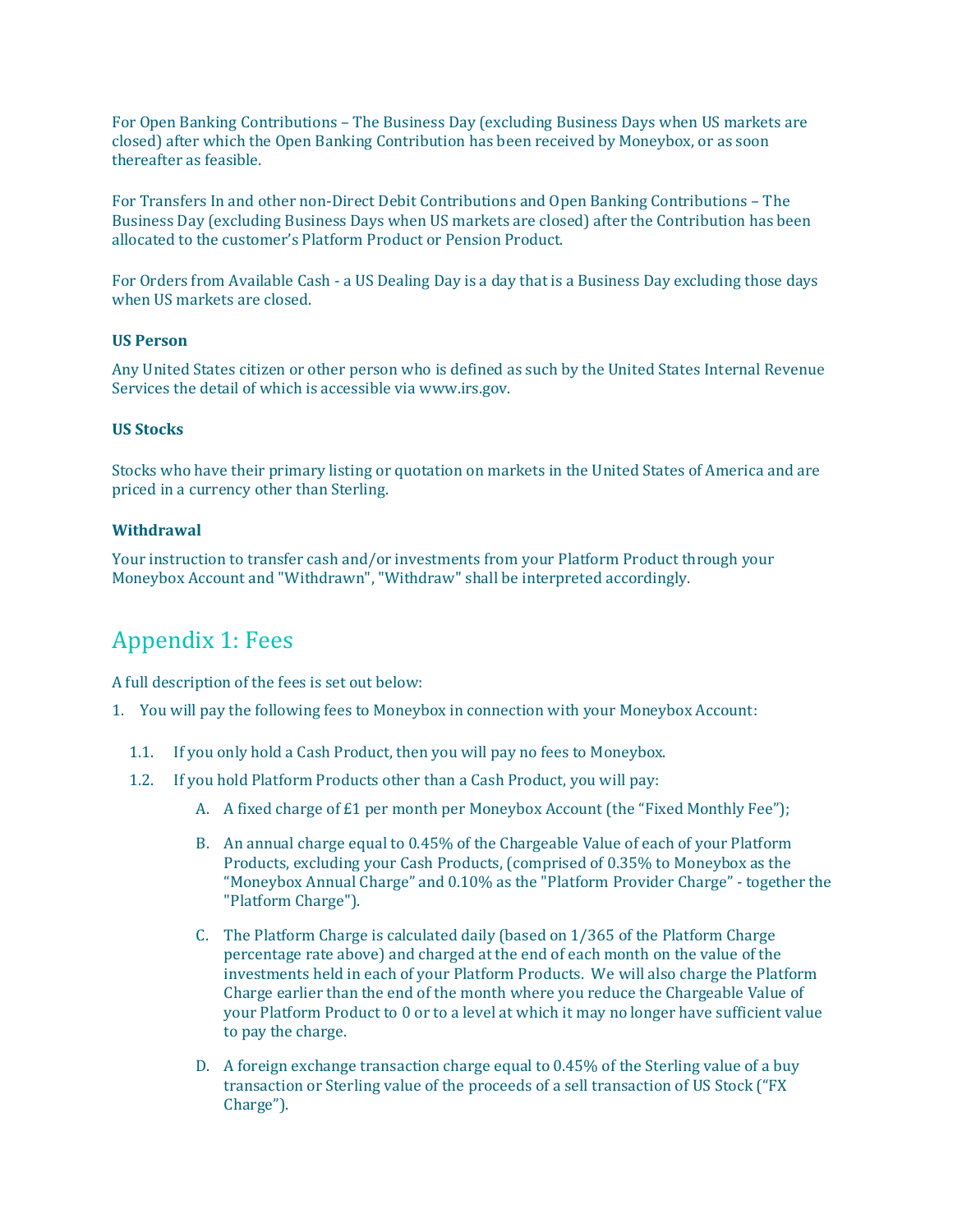For Open Banking Contributions – The Business Day (excluding Business Days when US markets are closed) after which the Open Banking Contribution has been received by Moneybox, or as soon thereafter as feasible.

For Transfers In and other non-Direct Debit Contributions and Open Banking Contributions – The Business Day (excluding Business Days when US markets are closed) after the Contribution has been allocated to the customer's Platform Product or Pension Product.

For Orders from Available Cash - a US Dealing Day is a day that is a Business Day excluding those days when US markets are closed.

**US Person**

Any United States citizen or other person who is defined as such by the United States Internal Revenue Services the detail of which is accessible via www.irs.gov.

**US Stocks**

Stocks who have their primary listing or quotation on markets in the United States of America and are priced in a currency other than Sterling.

**Withdrawal**

Your instruction to transfer cash and/or investments from your Platform Product through your Moneybox Account and "Withdrawn", "Withdraw" shall be interpreted accordingly.

## Appendix 1: Fees

A full description of the fees is set out below:

1. You will pay the following fees to Moneybox in connection with your Moneybox Account:

   1.1. If you only hold a Cash Product, then you will pay no fees to Moneybox.

   1.2. If you hold Platform Products other than a Cash Product, you will pay:

      A. A fixed charge of £1 per month per Moneybox Account (the "Fixed Monthly Fee");

      B. An annual charge equal to 0.45% of the Chargeable Value of each of your Platform Products, excluding your Cash Products, (comprised of 0.35% to Moneybox as the "Moneybox Annual Charge" and 0.10% as the "Platform Provider Charge" - together the "Platform Charge").

      C. The Platform Charge is calculated daily (based on 1/365 of the Platform Charge percentage rate above) and charged at the end of each month on the value of the investments held in each of your Platform Products. We will also charge the Platform Charge earlier than the end of the month where you reduce the Chargeable Value of your Platform Product to 0 or to a level at which it may no longer have sufficient value to pay the charge.

      D. A foreign exchange transaction charge equal to 0.45% of the Sterling value of a buy transaction or Sterling value of the proceeds of a sell transaction of US Stock ("FX Charge").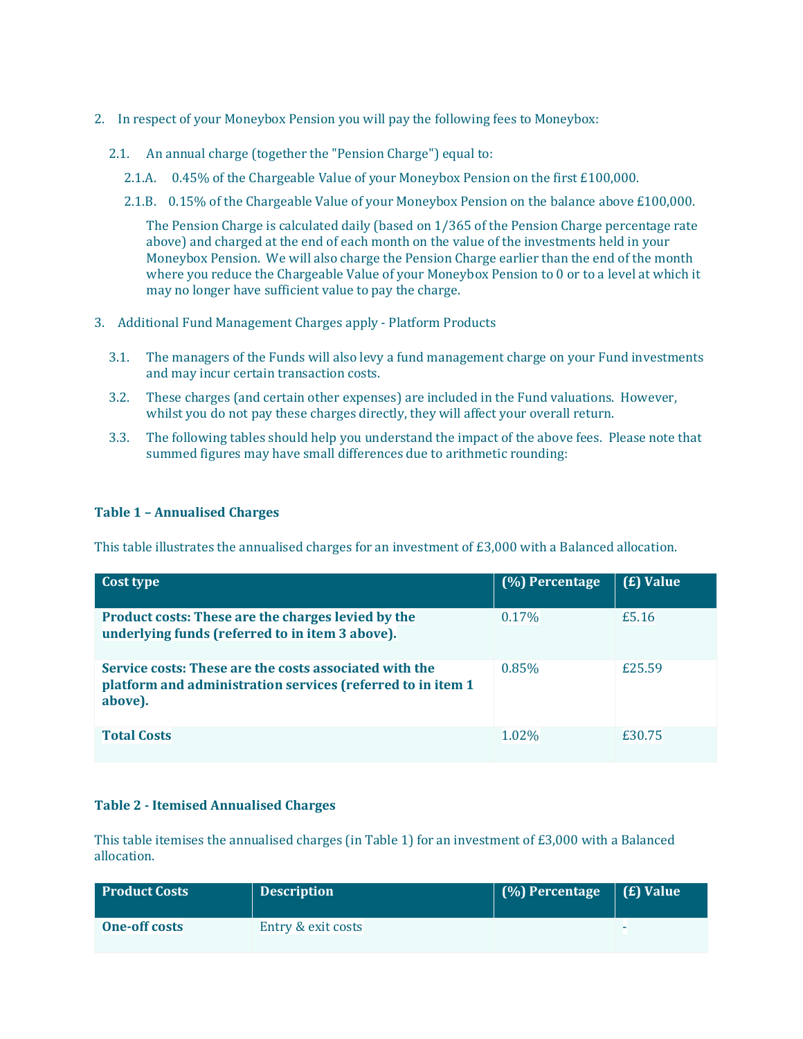2. In respect of your Moneybox Pension you will pay the following fees to Moneybox:

   2.1. An annual charge (together the "Pension Charge") equal to:

      2.1.A. 0.45% of the Chargeable Value of your Moneybox Pension on the first £100,000.

      2.1.B. 0.15% of the Chargeable Value of your Moneybox Pension on the balance above £100,000.

      The Pension Charge is calculated daily (based on 1/365 of the Pension Charge percentage rate above) and charged at the end of each month on the value of the investments held in your Moneybox Pension. We will also charge the Pension Charge earlier than the end of the month where you reduce the Chargeable Value of your Moneybox Pension to 0 or to a level at which it may no longer have sufficient value to pay the charge.

3. Additional Fund Management Charges apply - Platform Products

   3.1. The managers of the Funds will also levy a fund management charge on your Fund investments and may incur certain transaction costs.

   3.2. These charges (and certain other expenses) are included in the Fund valuations. However, whilst you do not pay these charges directly, they will affect your overall return.

   3.3. The following tables should help you understand the impact of the above fees. Please note that summed figures may have small differences due to arithmetic rounding:

**Table 1 – Annualised Charges**

This table illustrates the annualised charges for an investment of £3,000 with a Balanced allocation.

| Cost type | (%) Percentage | (£) Value |
|---|---|---|
| **Product costs: These are the charges levied by the underlying funds (referred to in item 3 above).** | 0.17% | £5.16 |
| **Service costs: These are the costs associated with the platform and administration services (referred to in item 1 above).** | 0.85% | £25.59 |
| **Total Costs** | 1.02% | £30.75 |

**Table 2 - Itemised Annualised Charges**

This table itemises the annualised charges (in Table 1) for an investment of £3,000 with a Balanced allocation.

| Product Costs | Description | (%) Percentage | (£) Value |
|---|---|---|---|
| **One-off costs** | Entry & exit costs | | - |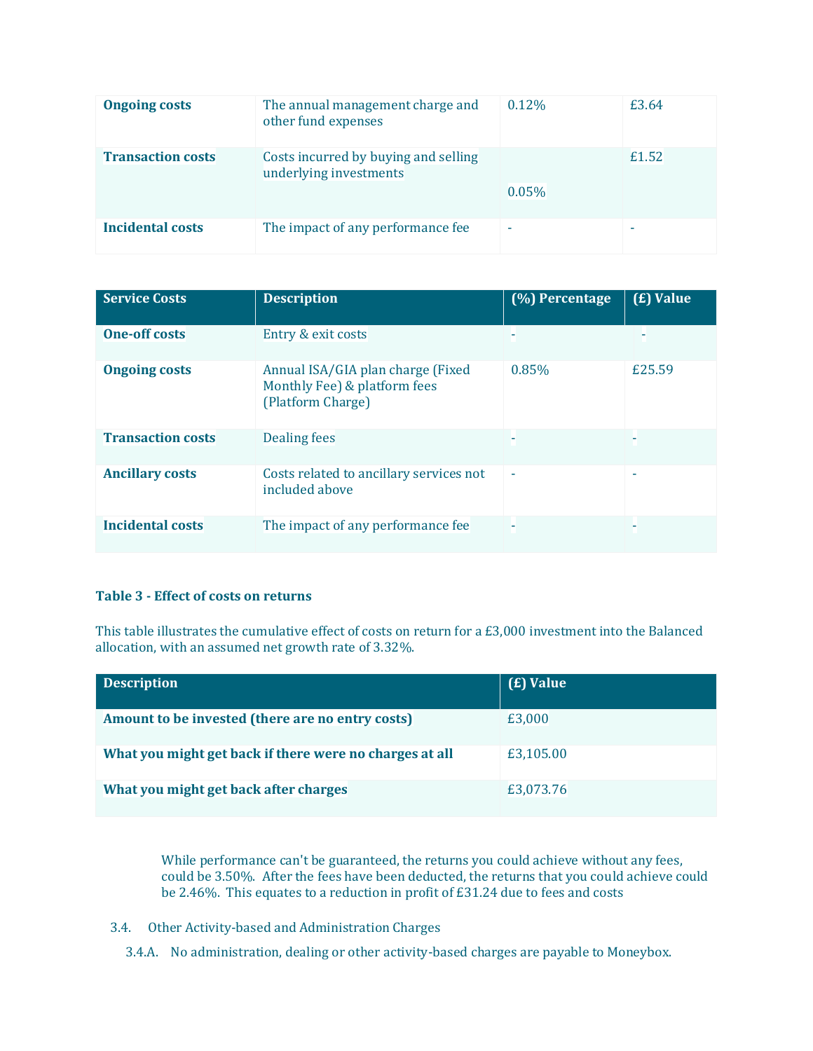| | | | |
|---|---|---|---|
| **Ongoing costs** | The annual management charge and other fund expenses | 0.12% | £3.64 |
| **Transaction costs** | Costs incurred by buying and selling underlying investments | 0.05% | £1.52 |
| **Incidental costs** | The impact of any performance fee | - | - |

| Service Costs | Description | (%) Percentage | (£) Value |
|---|---|---|---|
| **One-off costs** | Entry & exit costs | - | - |
| **Ongoing costs** | Annual ISA/GIA plan charge (Fixed Monthly Fee) & platform fees (Platform Charge) | 0.85% | £25.59 |
| **Transaction costs** | Dealing fees | - | - |
| **Ancillary costs** | Costs related to ancillary services not included above | - | - |
| **Incidental costs** | The impact of any performance fee | - | - |

**Table 3 - Effect of costs on returns**

This table illustrates the cumulative effect of costs on return for a £3,000 investment into the Balanced allocation, with an assumed net growth rate of 3.32%.

| Description | (£) Value |
|---|---|
| **Amount to be invested (there are no entry costs)** | £3,000 |
| **What you might get back if there were no charges at all** | £3,105.00 |
| **What you might get back after charges** | £3,073.76 |

While performance can't be guaranteed, the returns you could achieve without any fees, could be 3.50%. After the fees have been deducted, the returns that you could achieve could be 2.46%. This equates to a reduction in profit of £31.24 due to fees and costs

3.4. Other Activity-based and Administration Charges

3.4.A. No administration, dealing or other activity-based charges are payable to Moneybox.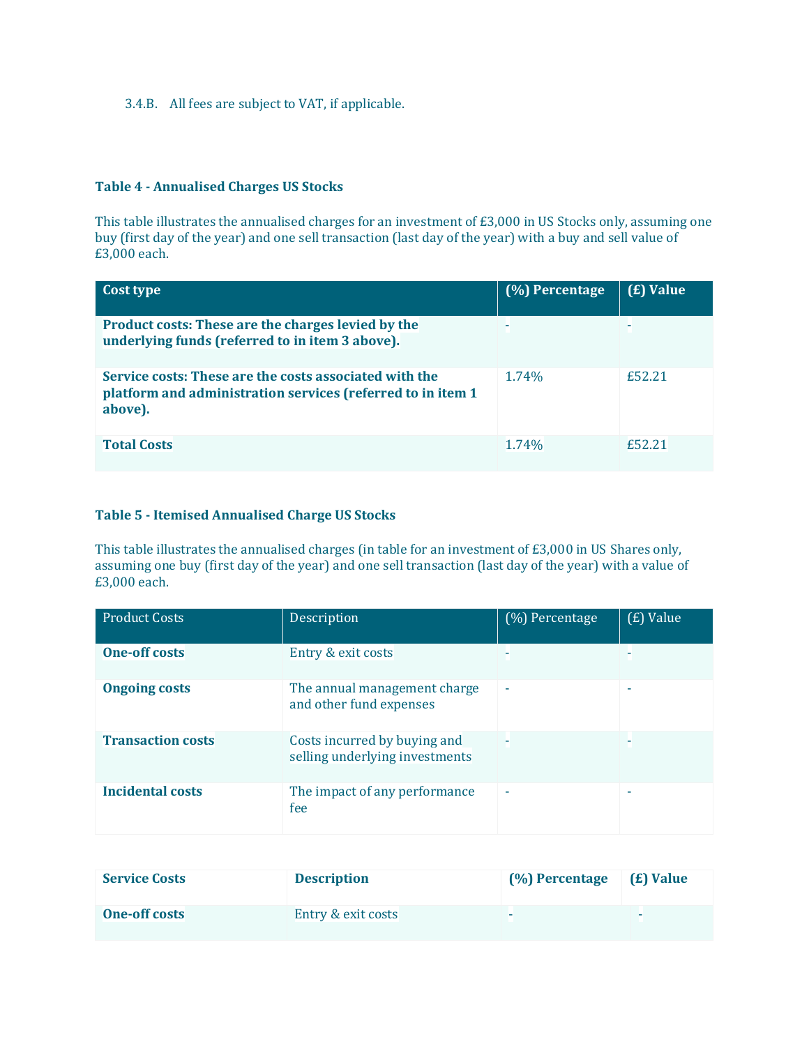3.4.B. All fees are subject to VAT, if applicable.

**Table 4 - Annualised Charges US Stocks**

This table illustrates the annualised charges for an investment of £3,000 in US Stocks only, assuming one buy (first day of the year) and one sell transaction (last day of the year) with a buy and sell value of £3,000 each.

| Cost type | (%) Percentage | (£) Value |
|---|---|---|
| **Product costs: These are the charges levied by the underlying funds (referred to in item 3 above).** | - | - |
| **Service costs: These are the costs associated with the platform and administration services (referred to in item 1 above).** | 1.74% | £52.21 |
| **Total Costs** | 1.74% | £52.21 |

**Table 5 - Itemised Annualised Charge US Stocks**

This table illustrates the annualised charges (in table for an investment of £3,000 in US Shares only, assuming one buy (first day of the year) and one sell transaction (last day of the year) with a value of £3,000 each.

| Product Costs | Description | (%) Percentage | (£) Value |
|---|---|---|---|
| **One-off costs** | Entry & exit costs | - | - |
| **Ongoing costs** | The annual management charge and other fund expenses | - | - |
| **Transaction costs** | Costs incurred by buying and selling underlying investments | - | - |
| **Incidental costs** | The impact of any performance fee | - | - |

| Service Costs | Description | (%) Percentage | (£) Value |
|---|---|---|---|
| **One-off costs** | Entry & exit costs | - | - |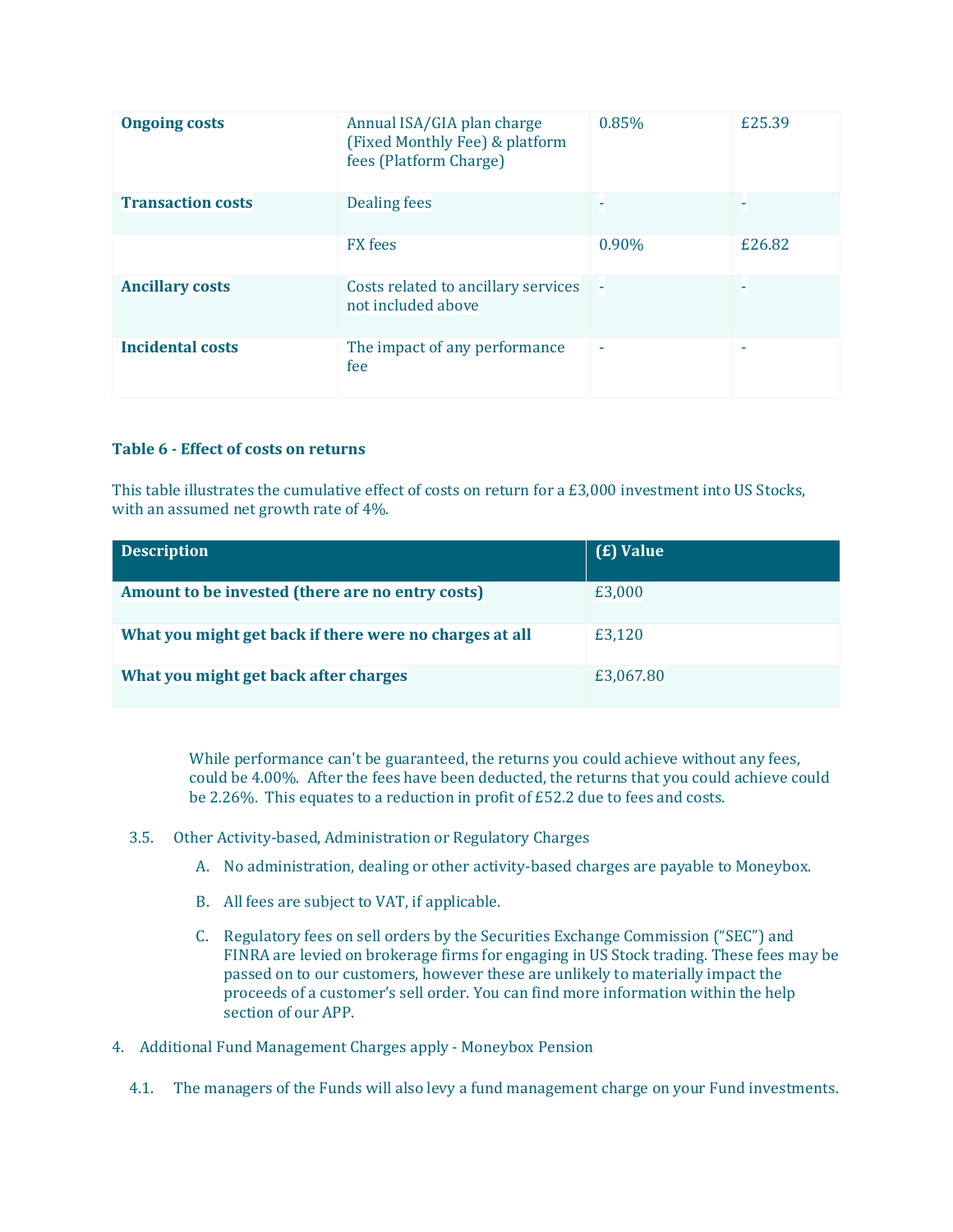| Ongoing costs | Annual ISA/GIA plan charge (Fixed Monthly Fee) & platform fees (Platform Charge) | 0.85% | £25.39 |
|---|---|---|---|
| **Transaction costs** | Dealing fees | - | - |
| | FX fees | 0.90% | £26.82 |
| **Ancillary costs** | Costs related to ancillary services not included above | - | - |
| **Incidental costs** | The impact of any performance fee | - | - |

**Table 6 - Effect of costs on returns**

This table illustrates the cumulative effect of costs on return for a £3,000 investment into US Stocks, with an assumed net growth rate of 4%.

| Description | (£) Value |
|---|---|
| **Amount to be invested (there are no entry costs)** | £3,000 |
| **What you might get back if there were no charges at all** | £3,120 |
| **What you might get back after charges** | £3,067.80 |

While performance can't be guaranteed, the returns you could achieve without any fees, could be 4.00%. After the fees have been deducted, the returns that you could achieve could be 2.26%. This equates to a reduction in profit of £52.2 due to fees and costs.

3.5. Other Activity-based, Administration or Regulatory Charges

A. No administration, dealing or other activity-based charges are payable to Moneybox.

B. All fees are subject to VAT, if applicable.

C. Regulatory fees on sell orders by the Securities Exchange Commission ("SEC") and FINRA are levied on brokerage firms for engaging in US Stock trading. These fees may be passed on to our customers, however these are unlikely to materially impact the proceeds of a customer's sell order. You can find more information within the help section of our APP.

4. Additional Fund Management Charges apply - Moneybox Pension

4.1. The managers of the Funds will also levy a fund management charge on your Fund investments.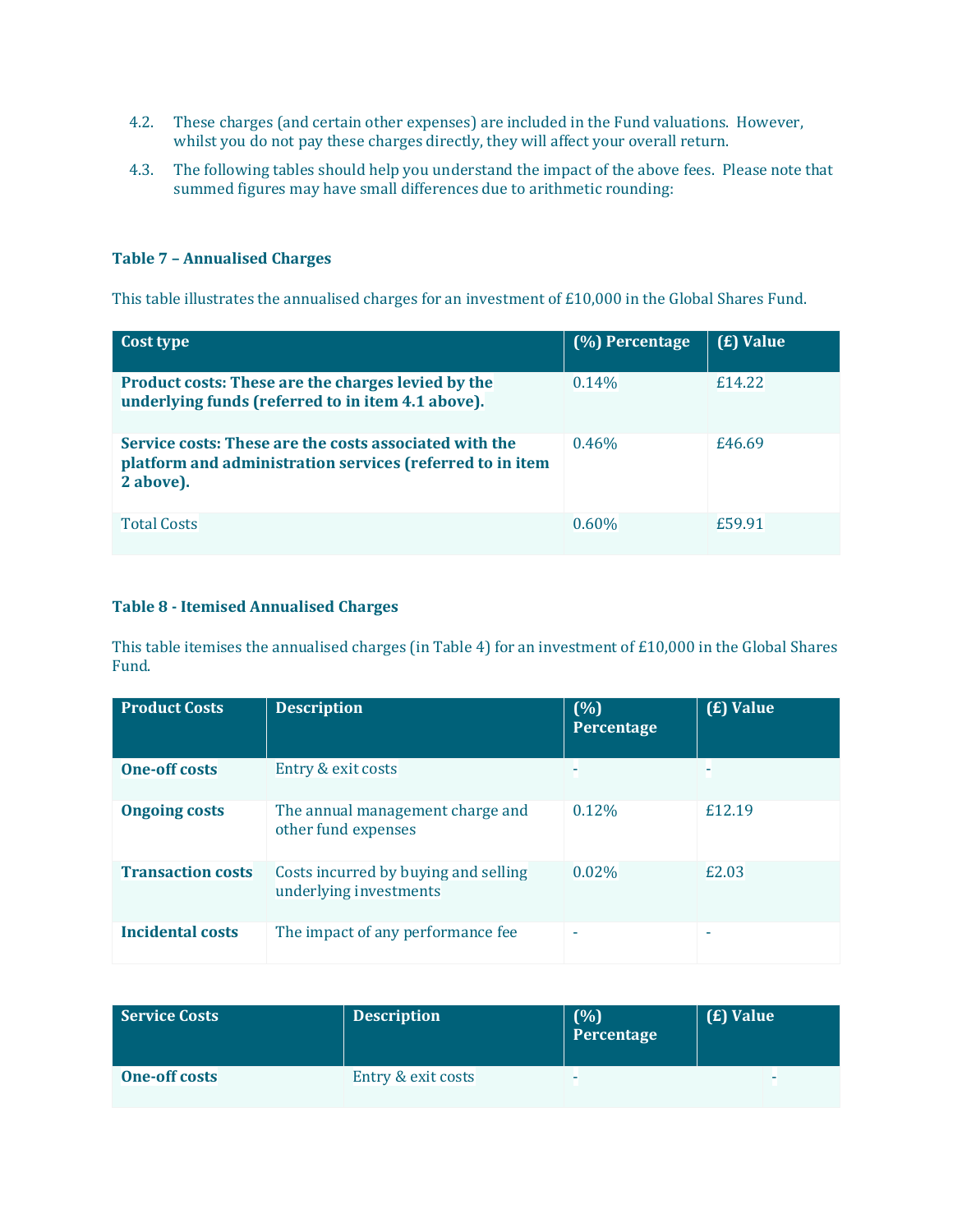4.2. These charges (and certain other expenses) are included in the Fund valuations. However, whilst you do not pay these charges directly, they will affect your overall return.

4.3. The following tables should help you understand the impact of the above fees. Please note that summed figures may have small differences due to arithmetic rounding:

**Table 7 – Annualised Charges**

This table illustrates the annualised charges for an investment of £10,000 in the Global Shares Fund.

| Cost type | (%) Percentage | (£) Value |
|---|---|---|
| **Product costs: These are the charges levied by the underlying funds (referred to in item 4.1 above).** | 0.14% | £14.22 |
| **Service costs: These are the costs associated with the platform and administration services (referred to in item 2 above).** | 0.46% | £46.69 |
| Total Costs | 0.60% | £59.91 |

**Table 8 - Itemised Annualised Charges**

This table itemises the annualised charges (in Table 4) for an investment of £10,000 in the Global Shares Fund.

| Product Costs | Description | (%) Percentage | (£) Value |
|---|---|---|---|
| **One-off costs** | Entry & exit costs | - | - |
| **Ongoing costs** | The annual management charge and other fund expenses | 0.12% | £12.19 |
| **Transaction costs** | Costs incurred by buying and selling underlying investments | 0.02% | £2.03 |
| **Incidental costs** | The impact of any performance fee | - | - |

| Service Costs | Description | (%) Percentage | (£) Value |
|---|---|---|---|
| **One-off costs** | Entry & exit costs | - | - |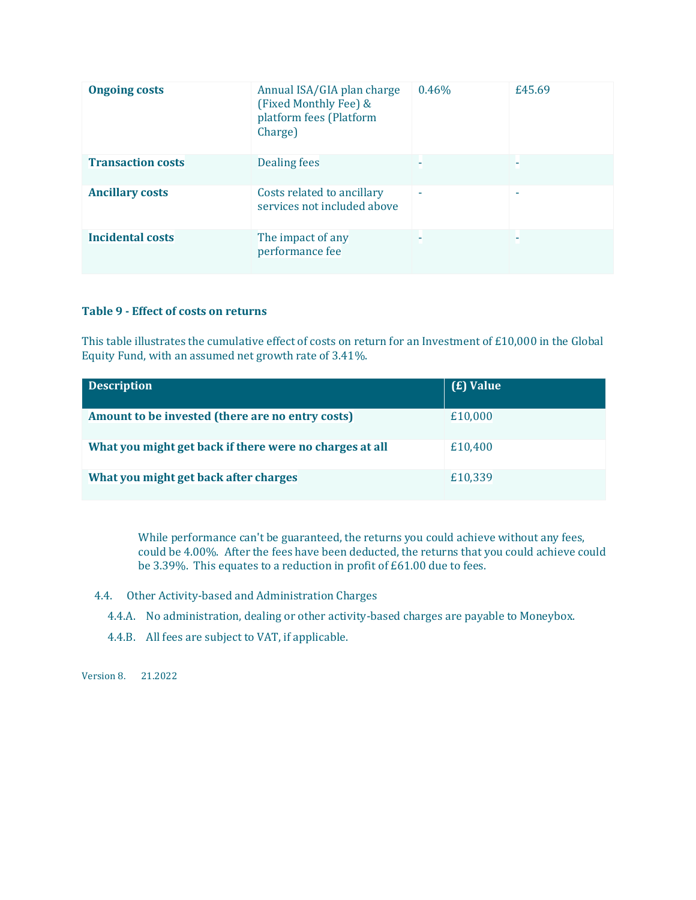| | | | |
|---|---|---|---|
| **Ongoing costs** | Annual ISA/GIA plan charge (Fixed Monthly Fee) & platform fees (Platform Charge) | 0.46% | £45.69 |
| **Transaction costs** | Dealing fees | - | - |
| **Ancillary costs** | Costs related to ancillary services not included above | - | - |
| **Incidental costs** | The impact of any performance fee | - | - |

**Table 9 - Effect of costs on returns**

This table illustrates the cumulative effect of costs on return for an Investment of £10,000 in the Global Equity Fund, with an assumed net growth rate of 3.41%.

| Description | (£) Value |
|---|---|
| **Amount to be invested (there are no entry costs)** | £10,000 |
| **What you might get back if there were no charges at all** | £10,400 |
| **What you might get back after charges** | £10,339 |

While performance can't be guaranteed, the returns you could achieve without any fees, could be 4.00%. After the fees have been deducted, the returns that you could achieve could be 3.39%. This equates to a reduction in profit of £61.00 due to fees.

4.4. Other Activity-based and Administration Charges

4.4.A. No administration, dealing or other activity-based charges are payable to Moneybox.

4.4.B. All fees are subject to VAT, if applicable.

Version 8. 21.2022